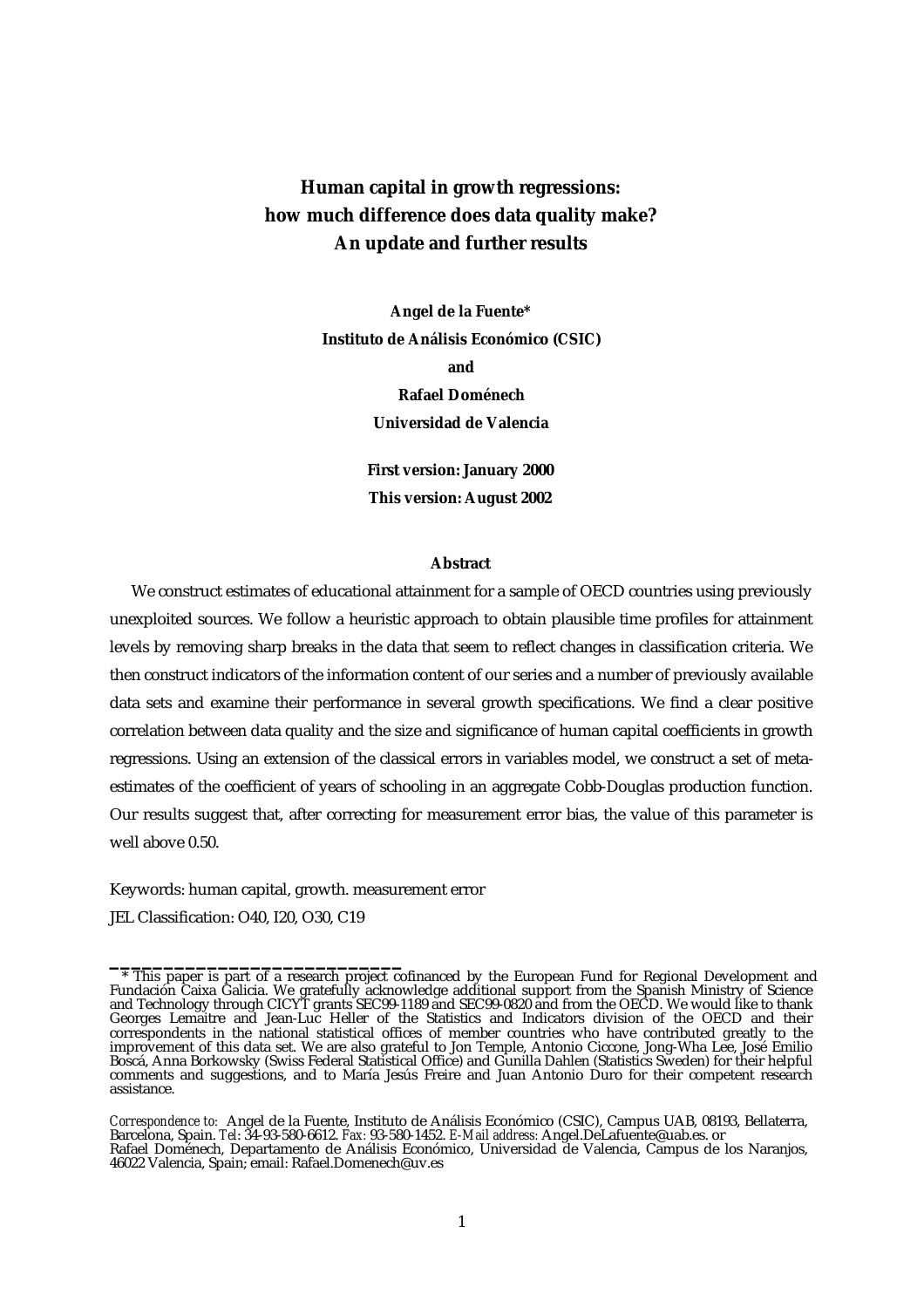# Human capital in growth regressions: how much difference does data quality make? An update and further results

**Angel de la Fuente\***

**Instituto de Análisis Económico (CSIC)**

**and**

**Rafael Doménech**

**Universidad de Valencia**

**First version: January 2000**

**This version: August 2002**

## Abstract

We construct estimates of educational attainment for a sample of OECD countries using previously unexploited sources. We follow a heuristic approach to obtain plausible time profiles for attainment levels by removing sharp breaks in the data that seem to reflect changes in classification criteria. We then construct indicators of the information content of our series and a number of previously available data sets and examine their performance in several growth specifications. We find a clear positive correlation between data quality and the size and significance of human capital coefficients in growth regressions. Using an extension of the classical errors in variables model, we construct a set of meta-estimates of the coefficient of years of schooling in an aggregate Cobb-Douglas production function. Our results suggest that, after correcting for measurement error bias, the value of this parameter is well above 0.50.

Keywords: human capital, growth. measurement error

JEL Classification: O40, I20, O30, C19

---

\* This paper is part of a research project cofinanced by the European Fund for Regional Development and Fundación Caixa Galicia. We gratefully acknowledge additional support from the Spanish Ministry of Science and Technology through CICYT grants SEC99-1189 and SEC99-0820 and from the OECD. We would like to thank Georges Lemaitre and Jean-Luc Heller of the Statistics and Indicators division of the OECD and their correspondents in the national statistical offices of member countries who have contributed greatly to the improvement of this data set. We are also grateful to Jon Temple, Antonio Ciccone, Jong-Wha Lee, José Emilio Boscá, Anna Borkowsky (Swiss Federal Statistical Office) and Gunilla Dahlen (Statistics Sweden) for their helpful comments and suggestions, and to María Jesús Freire and Juan Antonio Duro for their competent research assistance.

*Correspondence to:* Angel de la Fuente, Instituto de Análisis Económico (CSIC), Campus UAB, 08193, Bellaterra, Barcelona, Spain. *Tel:* 34-93-580-6612. *Fax:* 93-580-1452. *E-Mail address:* Angel.DeLafuente@uab.es. or Rafael Doménech, Departamento de Análisis Económico, Universidad de Valencia, Campus de los Naranjos, 46022 Valencia, Spain; email: Rafael.Domenech@uv.es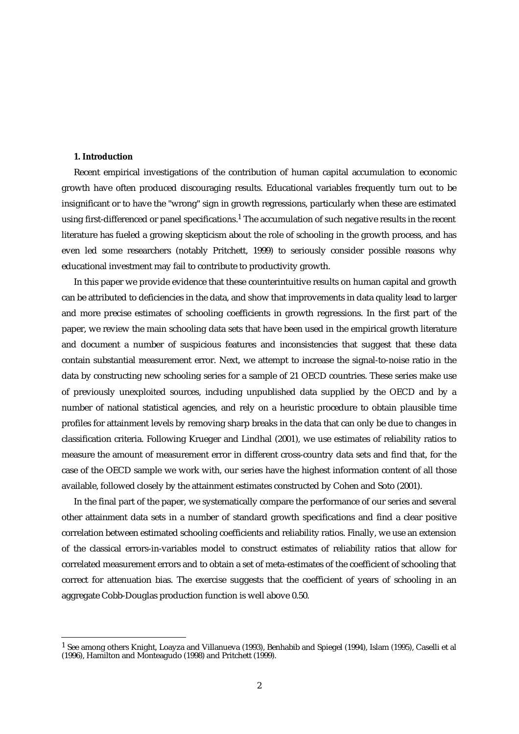## 1. Introduction

Recent empirical investigations of the contribution of human capital accumulation to economic growth have often produced discouraging results. Educational variables frequently turn out to be insignificant or to have the "wrong" sign in growth regressions, particularly when these are estimated using first-differenced or panel specifications.[1] The accumulation of such negative results in the recent literature has fueled a growing skepticism about the role of schooling in the growth process, and has even led some researchers (notably Pritchett, 1999) to seriously consider possible reasons why educational investment may fail to contribute to productivity growth.

In this paper we provide evidence that these counterintuitive results on human capital and growth can be attributed to deficiencies in the data, and show that improvements in data quality lead to larger and more precise estimates of schooling coefficients in growth regressions. In the first part of the paper, we review the main schooling data sets that have been used in the empirical growth literature and document a number of suspicious features and inconsistencies that suggest that these data contain substantial measurement error. Next, we attempt to increase the signal-to-noise ratio in the data by constructing new schooling series for a sample of 21 OECD countries. These series make use of previously unexploited sources, including unpublished data supplied by the OECD and by a number of national statistical agencies, and rely on a heuristic procedure to obtain plausible time profiles for attainment levels by removing sharp breaks in the data that can only be due to changes in classification criteria. Following Krueger and Lindhal (2001), we use estimates of reliability ratios to measure the amount of measurement error in different cross-country data sets and find that, for the case of the OECD sample we work with, our series have the highest information content of all those available, followed closely by the attainment estimates constructed by Cohen and Soto (2001).

In the final part of the paper, we systematically compare the performance of our series and several other attainment data sets in a number of standard growth specifications and find a clear positive correlation between estimated schooling coefficients and reliability ratios. Finally, we use an extension of the classical errors-in-variables model to construct estimates of reliability ratios that allow for correlated measurement errors and to obtain a set of meta-estimates of the coefficient of schooling that correct for attenuation bias. The exercise suggests that the coefficient of years of schooling in an aggregate Cobb-Douglas production function is well above 0.50.

---

[1] See among others Knight, Loayza and Villanueva (1993), Benhabib and Spiegel (1994), Islam (1995), Caselli et al (1996), Hamilton and Monteagudo (1998) and Pritchett (1999).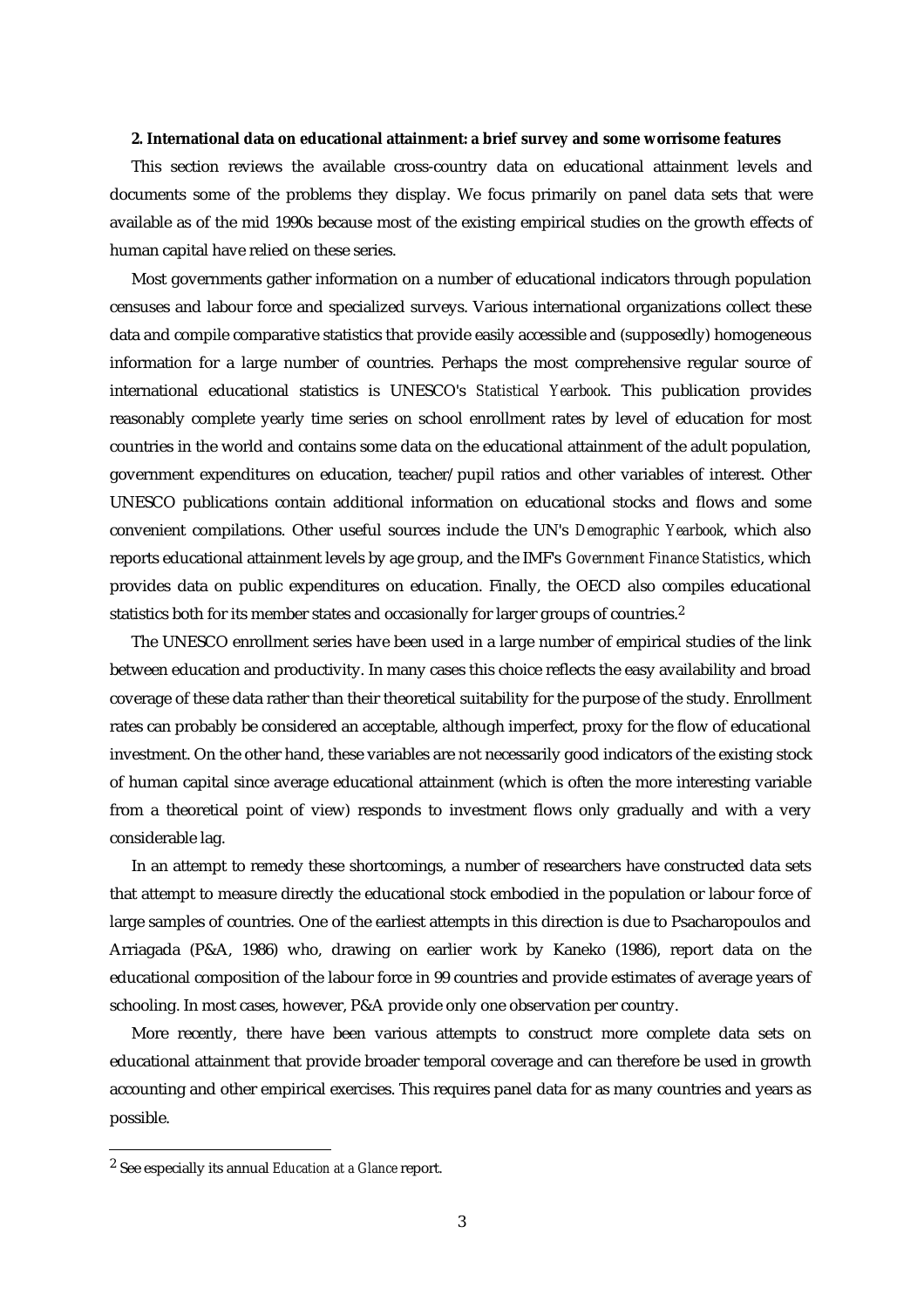## 2. International data on educational attainment: a brief survey and some worrisome features

This section reviews the available cross-country data on educational attainment levels and documents some of the problems they display. We focus primarily on panel data sets that were available as of the mid 1990s because most of the existing empirical studies on the growth effects of human capital have relied on these series.

Most governments gather information on a number of educational indicators through population censuses and labour force and specialized surveys. Various international organizations collect these data and compile comparative statistics that provide easily accessible and (supposedly) homogeneous information for a large number of countries. Perhaps the most comprehensive regular source of international educational statistics is UNESCO's *Statistical Yearbook*. This publication provides reasonably complete yearly time series on school enrollment rates by level of education for most countries in the world and contains some data on the educational attainment of the adult population, government expenditures on education, teacher/pupil ratios and other variables of interest. Other UNESCO publications contain additional information on educational stocks and flows and some convenient compilations. Other useful sources include the UN's *Demographic Yearbook*, which also reports educational attainment levels by age group, and the IMF's *Government Finance Statistics*, which provides data on public expenditures on education. Finally, the OECD also compiles educational statistics both for its member states and occasionally for larger groups of countries.[2]

The UNESCO enrollment series have been used in a large number of empirical studies of the link between education and productivity. In many cases this choice reflects the easy availability and broad coverage of these data rather than their theoretical suitability for the purpose of the study. Enrollment rates can probably be considered an acceptable, although imperfect, proxy for the flow of educational investment. On the other hand, these variables are not necessarily good indicators of the existing stock of human capital since average educational attainment (which is often the more interesting variable from a theoretical point of view) responds to investment flows only gradually and with a very considerable lag.

In an attempt to remedy these shortcomings, a number of researchers have constructed data sets that attempt to measure directly the educational stock embodied in the population or labour force of large samples of countries. One of the earliest attempts in this direction is due to Psacharopoulos and Arriagada (P&A, 1986) who, drawing on earlier work by Kaneko (1986), report data on the educational composition of the labour force in 99 countries and provide estimates of average years of schooling. In most cases, however, P&A provide only one observation per country.

More recently, there have been various attempts to construct more complete data sets on educational attainment that provide broader temporal coverage and can therefore be used in growth accounting and other empirical exercises. This requires panel data for as many countries and years as possible.

[2] See especially its annual *Education at a Glance* report.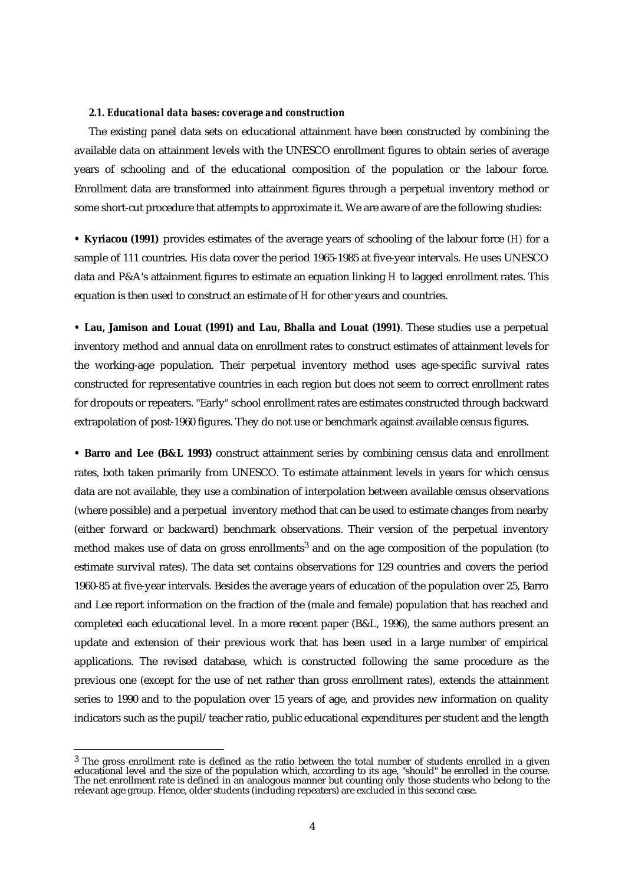### *2.1. Educational data bases: coverage and construction*

The existing panel data sets on educational attainment have been constructed by combining the available data on attainment levels with the UNESCO enrollment figures to obtain series of average years of schooling and of the educational composition of the population or the labour force. Enrollment data are transformed into attainment figures through a perpetual inventory method or some short-cut procedure that attempts to approximate it. We are aware of are the following studies:

• **Kyriacou (1991)** provides estimates of the average years of schooling of the labour force ($H$) for a sample of 111 countries. His data cover the period 1965-1985 at five-year intervals. He uses UNESCO data and P&A's attainment figures to estimate an equation linking $H$ to lagged enrollment rates. This equation is then used to construct an estimate of $H$ for other years and countries.

• **Lau, Jamison and Louat (1991) and Lau, Bhalla and Louat (1991)**. These studies use a perpetual inventory method and annual data on enrollment rates to construct estimates of attainment levels for the working-age population. Their perpetual inventory method uses age-specific survival rates constructed for representative countries in each region but does not seem to correct enrollment rates for dropouts or repeaters. "Early" school enrollment rates are estimates constructed through backward extrapolation of post-1960 figures. They do not use or benchmark against available census figures.

• **Barro and Lee (B&L 1993)** construct attainment series by combining census data and enrollment rates, both taken primarily from UNESCO. To estimate attainment levels in years for which census data are not available, they use a combination of interpolation between available census observations (where possible) and a perpetual inventory method that can be used to estimate changes from nearby (either forward or backward) benchmark observations. Their version of the perpetual inventory method makes use of data on gross enrollments[3] and on the age composition of the population (to estimate survival rates). The data set contains observations for 129 countries and covers the period 1960-85 at five-year intervals. Besides the average years of education of the population over 25, Barro and Lee report information on the fraction of the (male and female) population that has reached and completed each educational level. In a more recent paper (B&L, 1996), the same authors present an update and extension of their previous work that has been used in a large number of empirical applications. The revised database, which is constructed following the same procedure as the previous one (except for the use of net rather than gross enrollment rates), extends the attainment series to 1990 and to the population over 15 years of age, and provides new information on quality indicators such as the pupil/teacher ratio, public educational expenditures per student and the length

[3] The gross enrollment rate is defined as the ratio between the total number of students enrolled in a given educational level and the size of the population which, according to its age, "should" be enrolled in the course. The net enrollment rate is defined in an analogous manner but counting only those students who belong to the relevant age group. Hence, older students (including repeaters) are excluded in this second case.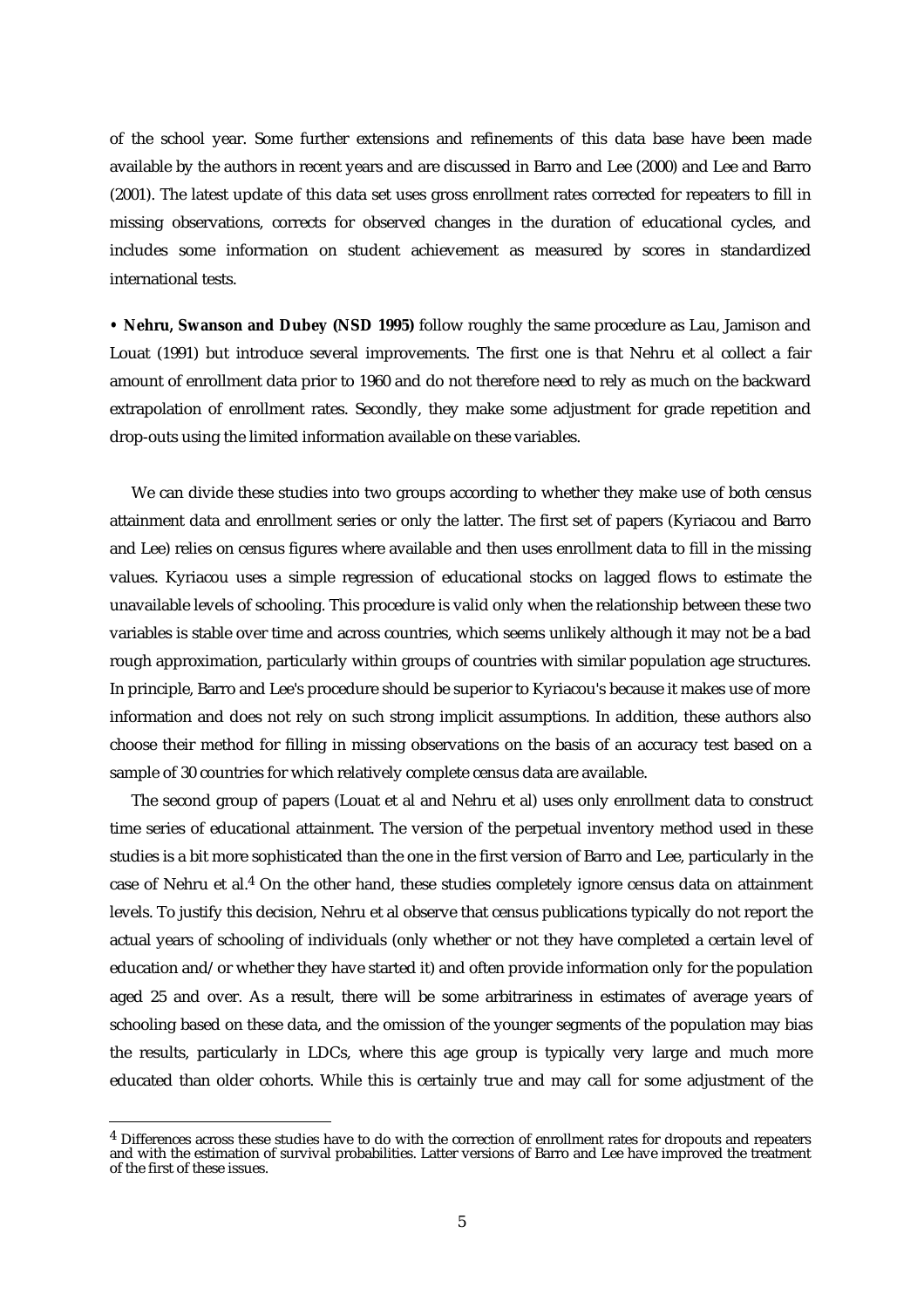of the school year. Some further extensions and refinements of this data base have been made available by the authors in recent years and are discussed in Barro and Lee (2000) and Lee and Barro (2001). The latest update of this data set uses gross enrollment rates corrected for repeaters to fill in missing observations, corrects for observed changes in the duration of educational cycles, and includes some information on student achievement as measured by scores in standardized international tests.

• **Nehru, Swanson and Dubey (NSD 1995)** follow roughly the same procedure as Lau, Jamison and Louat (1991) but introduce several improvements. The first one is that Nehru et al collect a fair amount of enrollment data prior to 1960 and do not therefore need to rely as much on the backward extrapolation of enrollment rates. Secondly, they make some adjustment for grade repetition and drop-outs using the limited information available on these variables.

We can divide these studies into two groups according to whether they make use of both census attainment data and enrollment series or only the latter. The first set of papers (Kyriacou and Barro and Lee) relies on census figures where available and then uses enrollment data to fill in the missing values. Kyriacou uses a simple regression of educational stocks on lagged flows to estimate the unavailable levels of schooling. This procedure is valid only when the relationship between these two variables is stable over time and across countries, which seems unlikely although it may not be a bad rough approximation, particularly within groups of countries with similar population age structures. In principle, Barro and Lee's procedure should be superior to Kyriacou's because it makes use of more information and does not rely on such strong implicit assumptions. In addition, these authors also choose their method for filling in missing observations on the basis of an accuracy test based on a sample of 30 countries for which relatively complete census data are available.

The second group of papers (Louat et al and Nehru et al) uses only enrollment data to construct time series of educational attainment. The version of the perpetual inventory method used in these studies is a bit more sophisticated than the one in the first version of Barro and Lee, particularly in the case of Nehru et al.[4] On the other hand, these studies completely ignore census data on attainment levels. To justify this decision, Nehru et al observe that census publications typically do not report the actual years of schooling of individuals (only whether or not they have completed a certain level of education and/or whether they have started it) and often provide information only for the population aged 25 and over. As a result, there will be some arbitrariness in estimates of average years of schooling based on these data, and the omission of the younger segments of the population may bias the results, particularly in LDCs, where this age group is typically very large and much more educated than older cohorts. While this is certainly true and may call for some adjustment of the

[4] Differences across these studies have to do with the correction of enrollment rates for dropouts and repeaters and with the estimation of survival probabilities. Latter versions of Barro and Lee have improved the treatment of the first of these issues.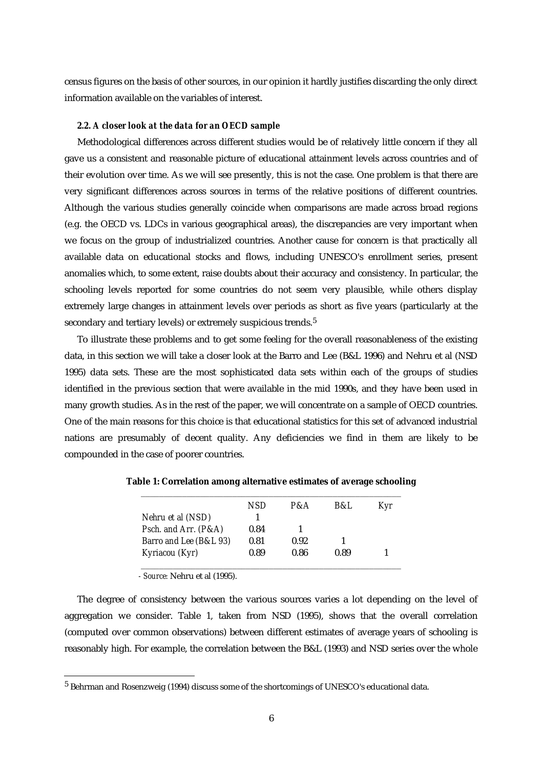census figures on the basis of other sources, in our opinion it hardly justifies discarding the only direct information available on the variables of interest.

### *2.2. A closer look at the data for an OECD sample*

Methodological differences across different studies would be of relatively little concern if they all gave us a consistent and reasonable picture of educational attainment levels across countries and of their evolution over time. As we will see presently, this is not the case. One problem is that there are very significant differences across sources in terms of the relative positions of different countries. Although the various studies generally coincide when comparisons are made across broad regions (e.g. the OECD vs. LDCs in various geographical areas), the discrepancies are very important when we focus on the group of industrialized countries. Another cause for concern is that practically all available data on educational stocks and flows, including UNESCO's enrollment series, present anomalies which, to some extent, raise doubts about their accuracy and consistency. In particular, the schooling levels reported for some countries do not seem very plausible, while others display extremely large changes in attainment levels over periods as short as five years (particularly at the secondary and tertiary levels) or extremely suspicious trends.[5]

To illustrate these problems and to get some feeling for the overall reasonableness of the existing data, in this section we will take a closer look at the Barro and Lee (B&L 1996) and Nehru et al (NSD 1995) data sets. These are the most sophisticated data sets within each of the groups of studies identified in the previous section that were available in the mid 1990s, and they have been used in many growth studies. As in the rest of the paper, we will concentrate on a sample of OECD countries. One of the main reasons for this choice is that educational statistics for this set of advanced industrial nations are presumably of decent quality. Any deficiencies we find in them are likely to be compounded in the case of poorer countries.

**Table 1: Correlation among alternative estimates of average schooling**

| | *NSD* | *P&A* | *B&L* | *Kyr* |
|---|---|---|---|---|
| *Nehru et al (NSD)* | 1 | | | |
| *Psch. and Arr. (P&A)* | 0.84 | 1 | | |
| *Barro and Lee (B&L 93)* | 0.81 | 0.92 | 1 | |
| *Kyriacou (Kyr)* | 0.89 | 0.86 | 0.89 | 1 |

- *Source*: Nehru et al (1995).

The degree of consistency between the various sources varies a lot depending on the level of aggregation we consider. Table 1, taken from NSD (1995), shows that the overall correlation (computed over common observations) between different estimates of average years of schooling is reasonably high. For example, the correlation between the B&L (1993) and NSD series over the whole

---

[5] Behrman and Rosenzweig (1994) discuss some of the shortcomings of UNESCO's educational data.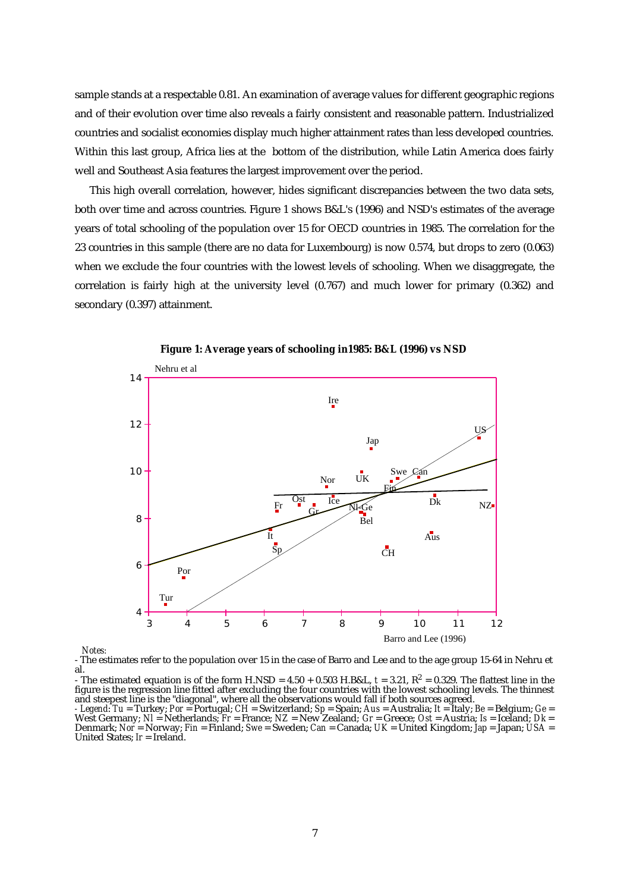sample stands at a respectable 0.81. An examination of average values for different geographic regions and of their evolution over time also reveals a fairly consistent and reasonable pattern. Industrialized countries and socialist economies display much higher attainment rates than less developed countries. Within this last group, Africa lies at the bottom of the distribution, while Latin America does fairly well and Southeast Asia features the largest improvement over the period.

This high overall correlation, however, hides significant discrepancies between the two data sets, both over time and across countries. Figure 1 shows B&L's (1996) and NSD's estimates of the average years of total schooling of the population over 15 for OECD countries in 1985. The correlation for the 23 countries in this sample (there are no data for Luxembourg) is now 0.574, but drops to zero (0.063) when we exclude the four countries with the lowest levels of schooling. When we disaggregate, the correlation is fairly high at the university level (0.767) and much lower for primary (0.362) and secondary (0.397) attainment.

**Figure 1: Average years of schooling in1985: B&L (1996) vs NSD**

*Notes:*

- The estimates refer to the population over 15 in the case of Barro and Lee and to the age group 15-64 in Nehru et al.
- The estimated equation is of the form H.NSD = 4.50 + 0.503 H.B&L, $t = 3.21$, $R^2 = 0.329$. The flattest line in the figure is the regression line fitted after excluding the four countries with the lowest schooling levels. The thinnest and steepest line is the "diagonal", where all the observations would fall if both sources agreed.
- *Legend*: *Tu* = Turkey; *Por* = Portugal; *CH* = Switzerland; *Sp* = Spain; *Aus* = Australia; *It* = Italy; *Be* = Belgium; *Ge* = West Germany; *Nl* = Netherlands; *Fr* = France; *NZ* = New Zealand; *Gr* = Greece; *Ost* = Austria; *Is* = Iceland; *Dk* = Denmark; *Nor* = Norway; *Fin* = Finland; *Swe* = Sweden; *Can* = Canada; *UK* = United Kingdom; *Jap* = Japan; *USA* = United States; *Ir* = Ireland.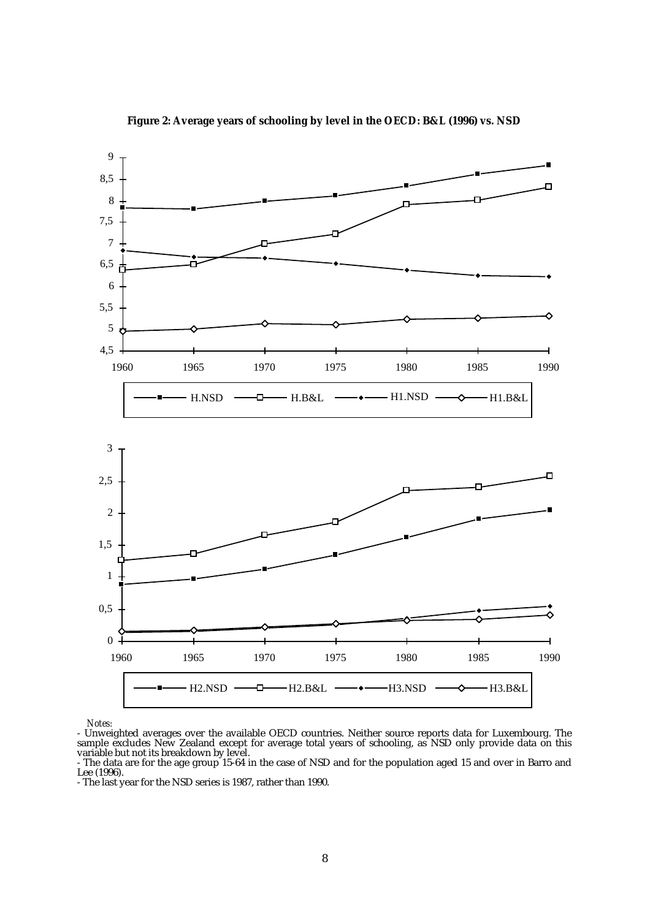**Figure 2: Average years of schooling by level in the OECD: B&L (1996) vs. NSD**

*Notes:*

- Unweighted averages over the available OECD countries. Neither source reports data for Luxembourg. The sample excludes New Zealand except for average total years of schooling, as NSD only provide data on this variable but not its breakdown by level.
- The data are for the age group 15-64 in the case of NSD and for the population aged 15 and over in Barro and Lee (1996).
- The last year for the NSD series is 1987, rather than 1990.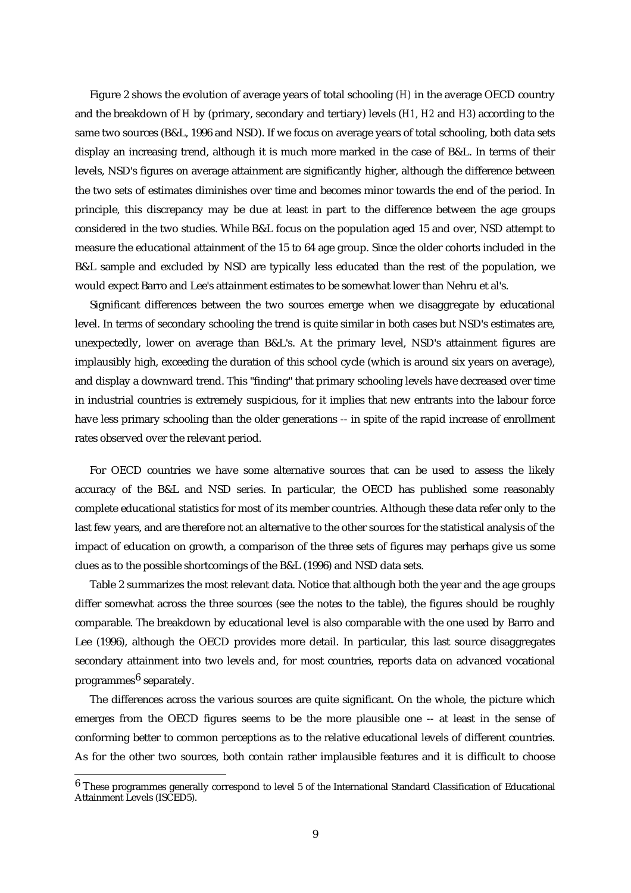Figure 2 shows the evolution of average years of total schooling $(H)$ in the average OECD country and the breakdown of $H$ by (primary, secondary and tertiary) levels ($H1$, $H2$ and $H3$) according to the same two sources (B&L, 1996 and NSD). If we focus on average years of total schooling, both data sets display an increasing trend, although it is much more marked in the case of B&L. In terms of their levels, NSD's figures on average attainment are significantly higher, although the difference between the two sets of estimates diminishes over time and becomes minor towards the end of the period. In principle, this discrepancy may be due at least in part to the difference between the age groups considered in the two studies. While B&L focus on the population aged 15 and over, NSD attempt to measure the educational attainment of the 15 to 64 age group. Since the older cohorts included in the B&L sample and excluded by NSD are typically less educated than the rest of the population, we would expect Barro and Lee's attainment estimates to be somewhat lower than Nehru et al's.

Significant differences between the two sources emerge when we disaggregate by educational level. In terms of secondary schooling the trend is quite similar in both cases but NSD's estimates are, unexpectedly, lower on average than B&L's. At the primary level, NSD's attainment figures are implausibly high, exceeding the duration of this school cycle (which is around six years on average), and display a downward trend. This "finding" that primary schooling levels have decreased over time in industrial countries is extremely suspicious, for it implies that new entrants into the labour force have less primary schooling than the older generations -- in spite of the rapid increase of enrollment rates observed over the relevant period.

For OECD countries we have some alternative sources that can be used to assess the likely accuracy of the B&L and NSD series. In particular, the OECD has published some reasonably complete educational statistics for most of its member countries. Although these data refer only to the last few years, and are therefore not an alternative to the other sources for the statistical analysis of the impact of education on growth, a comparison of the three sets of figures may perhaps give us some clues as to the possible shortcomings of the B&L (1996) and NSD data sets.

Table 2 summarizes the most relevant data. Notice that although both the year and the age groups differ somewhat across the three sources (see the notes to the table), the figures should be roughly comparable. The breakdown by educational level is also comparable with the one used by Barro and Lee (1996), although the OECD provides more detail. In particular, this last source disaggregates secondary attainment into two levels and, for most countries, reports data on advanced vocational programmes[6] separately.

The differences across the various sources are quite significant. On the whole, the picture which emerges from the OECD figures seems to be the more plausible one -- at least in the sense of conforming better to common perceptions as to the relative educational levels of different countries. As for the other two sources, both contain rather implausible features and it is difficult to choose

[6] These programmes generally correspond to level 5 of the International Standard Classification of Educational Attainment Levels (ISCED5).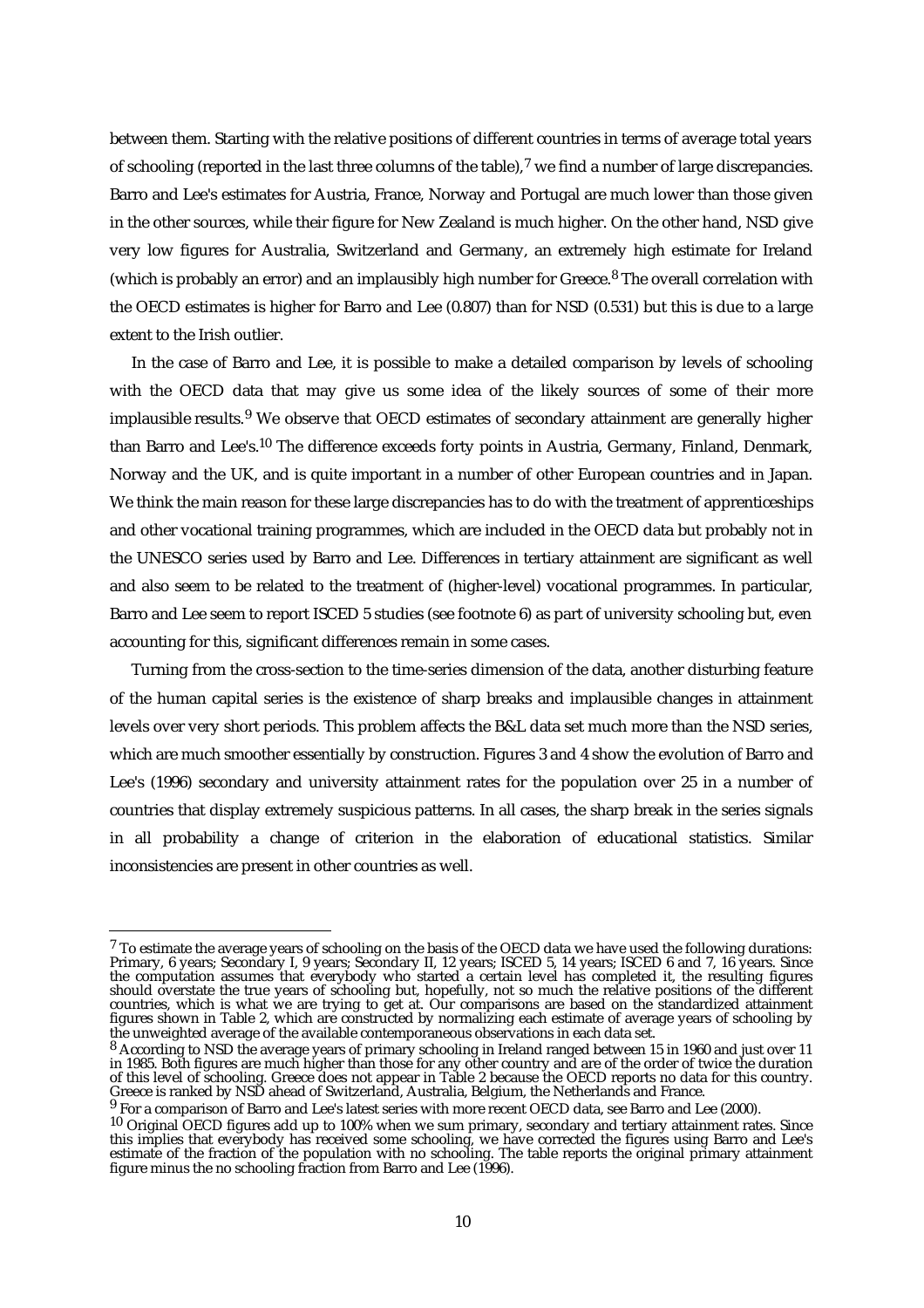between them. Starting with the relative positions of different countries in terms of average total years of schooling (reported in the last three columns of the table),[7] we find a number of large discrepancies. Barro and Lee's estimates for Austria, France, Norway and Portugal are much lower than those given in the other sources, while their figure for New Zealand is much higher. On the other hand, NSD give very low figures for Australia, Switzerland and Germany, an extremely high estimate for Ireland (which is probably an error) and an implausibly high number for Greece.[8] The overall correlation with the OECD estimates is higher for Barro and Lee (0.807) than for NSD (0.531) but this is due to a large extent to the Irish outlier.

In the case of Barro and Lee, it is possible to make a detailed comparison by levels of schooling with the OECD data that may give us some idea of the likely sources of some of their more implausible results.[9] We observe that OECD estimates of secondary attainment are generally higher than Barro and Lee's.[10] The difference exceeds forty points in Austria, Germany, Finland, Denmark, Norway and the UK, and is quite important in a number of other European countries and in Japan. We think the main reason for these large discrepancies has to do with the treatment of apprenticeships and other vocational training programmes, which are included in the OECD data but probably not in the UNESCO series used by Barro and Lee. Differences in tertiary attainment are significant as well and also seem to be related to the treatment of (higher-level) vocational programmes. In particular, Barro and Lee seem to report ISCED 5 studies (see footnote 6) as part of university schooling but, even accounting for this, significant differences remain in some cases.

Turning from the cross-section to the time-series dimension of the data, another disturbing feature of the human capital series is the existence of sharp breaks and implausible changes in attainment levels over very short periods. This problem affects the B&L data set much more than the NSD series, which are much smoother essentially by construction. Figures 3 and 4 show the evolution of Barro and Lee's (1996) secondary and university attainment rates for the population over 25 in a number of countries that display extremely suspicious patterns. In all cases, the sharp break in the series signals in all probability a change of criterion in the elaboration of educational statistics. Similar inconsistencies are present in other countries as well.

---

[7] To estimate the average years of schooling on the basis of the OECD data we have used the following durations: Primary, 6 years; Secondary I, 9 years; Secondary II, 12 years; ISCED 5, 14 years; ISCED 6 and 7, 16 years. Since the computation assumes that everybody who started a certain level has completed it, the resulting figures should overstate the true years of schooling but, hopefully, not so much the relative positions of the different countries, which is what we are trying to get at. Our comparisons are based on the standardized attainment figures shown in Table 2, which are constructed by normalizing each estimate of average years of schooling by the unweighted average of the available contemporaneous observations in each data set.

[8] According to NSD the average years of primary schooling in Ireland ranged between 15 in 1960 and just over 11 in 1985. Both figures are much higher than those for any other country and are of the order of twice the duration of this level of schooling. Greece does not appear in Table 2 because the OECD reports no data for this country. Greece is ranked by NSD ahead of Switzerland, Australia, Belgium, the Netherlands and France.

[9] For a comparison of Barro and Lee's latest series with more recent OECD data, see Barro and Lee (2000).

[10] Original OECD figures add up to 100% when we sum primary, secondary and tertiary attainment rates. Since this implies that everybody has received some schooling, we have corrected the figures using Barro and Lee's estimate of the fraction of the population with no schooling. The table reports the original primary attainment figure minus the no schooling fraction from Barro and Lee (1996).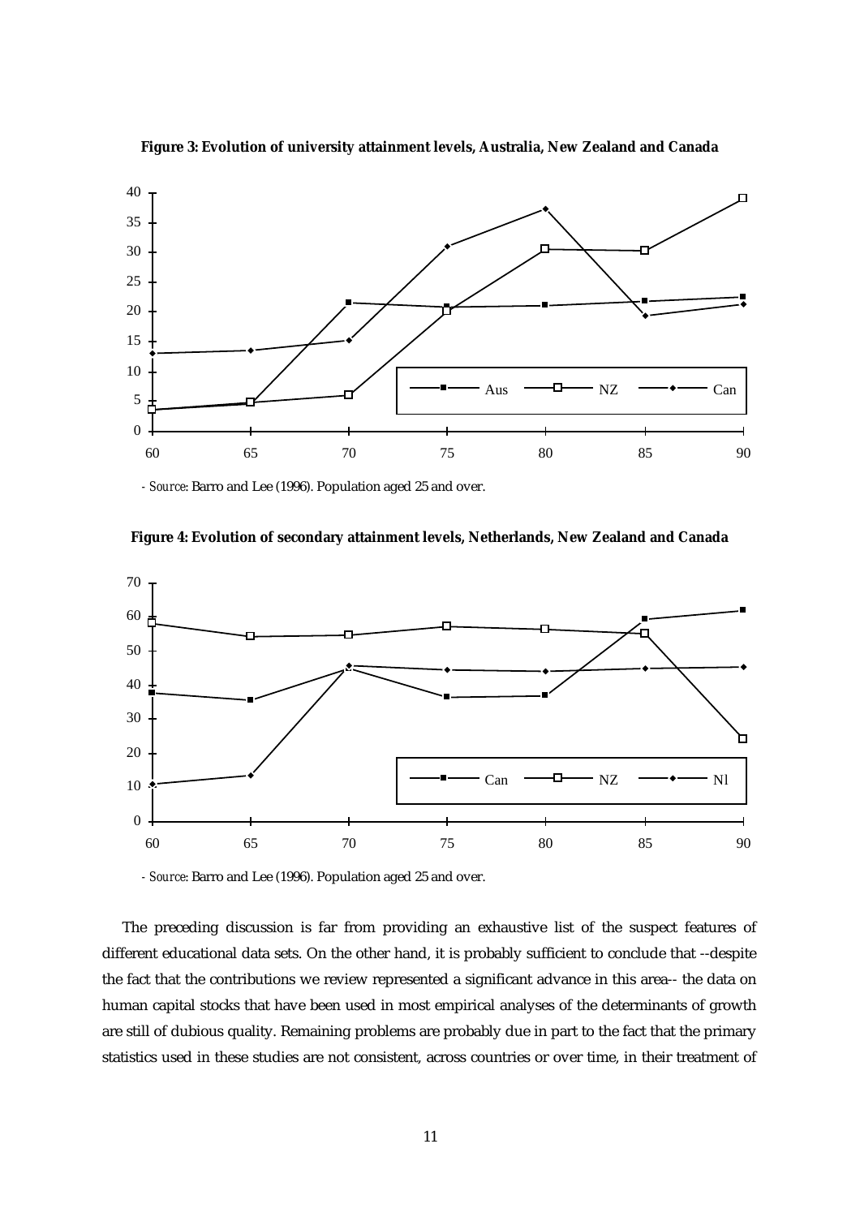**Figure 3: Evolution of university attainment levels, Australia, New Zealand and Canada**

- *Source*: Barro and Lee (1996). Population aged 25 and over.

**Figure 4: Evolution of secondary attainment levels, Netherlands, New Zealand and Canada**

- *Source*: Barro and Lee (1996). Population aged 25 and over.

The preceding discussion is far from providing an exhaustive list of the suspect features of different educational data sets. On the other hand, it is probably sufficient to conclude that --despite the fact that the contributions we review represented a significant advance in this area-- the data on human capital stocks that have been used in most empirical analyses of the determinants of growth are still of dubious quality. Remaining problems are probably due in part to the fact that the primary statistics used in these studies are not consistent, across countries or over time, in their treatment of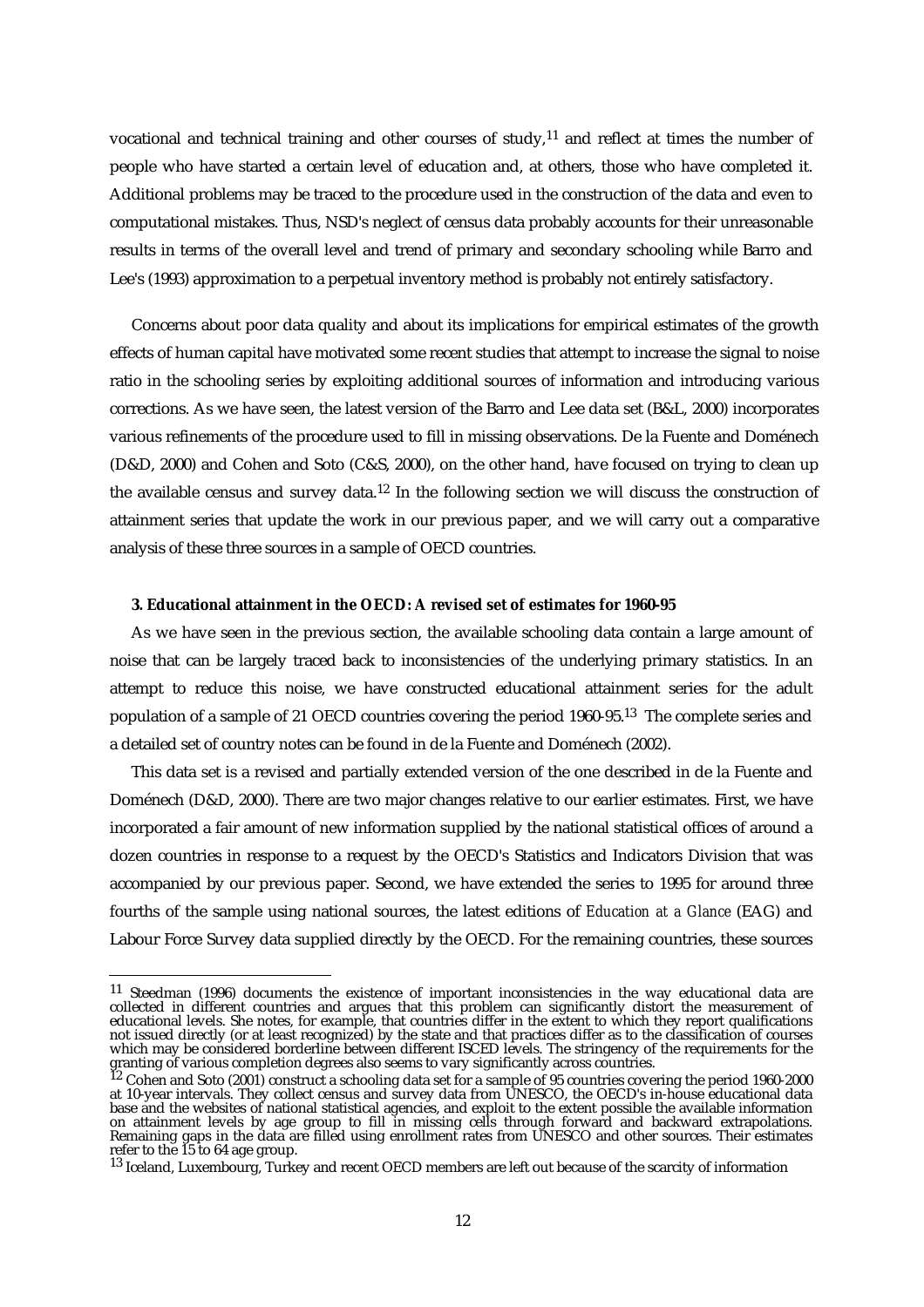vocational and technical training and other courses of study,[11] and reflect at times the number of people who have started a certain level of education and, at others, those who have completed it. Additional problems may be traced to the procedure used in the construction of the data and even to computational mistakes. Thus, NSD's neglect of census data probably accounts for their unreasonable results in terms of the overall level and trend of primary and secondary schooling while Barro and Lee's (1993) approximation to a perpetual inventory method is probably not entirely satisfactory.

Concerns about poor data quality and about its implications for empirical estimates of the growth effects of human capital have motivated some recent studies that attempt to increase the signal to noise ratio in the schooling series by exploiting additional sources of information and introducing various corrections. As we have seen, the latest version of the Barro and Lee data set (B&L, 2000) incorporates various refinements of the procedure used to fill in missing observations. De la Fuente and Doménech (D&D, 2000) and Cohen and Soto (C&S, 2000), on the other hand, have focused on trying to clean up the available census and survey data.[12] In the following section we will discuss the construction of attainment series that update the work in our previous paper, and we will carry out a comparative analysis of these three sources in a sample of OECD countries.

### 3. Educational attainment in the OECD: A revised set of estimates for 1960-95

As we have seen in the previous section, the available schooling data contain a large amount of noise that can be largely traced back to inconsistencies of the underlying primary statistics. In an attempt to reduce this noise, we have constructed educational attainment series for the adult population of a sample of 21 OECD countries covering the period 1960-95.[13] The complete series and a detailed set of country notes can be found in de la Fuente and Doménech (2002).

This data set is a revised and partially extended version of the one described in de la Fuente and Doménech (D&D, 2000). There are two major changes relative to our earlier estimates. First, we have incorporated a fair amount of new information supplied by the national statistical offices of around a dozen countries in response to a request by the OECD's Statistics and Indicators Division that was accompanied by our previous paper. Second, we have extended the series to 1995 for around three fourths of the sample using national sources, the latest editions of *Education at a Glance* (EAG) and Labour Force Survey data supplied directly by the OECD. For the remaining countries, these sources

---

[11] Steedman (1996) documents the existence of important inconsistencies in the way educational data are collected in different countries and argues that this problem can significantly distort the measurement of educational levels. She notes, for example, that countries differ in the extent to which they report qualifications not issued directly (or at least recognized) by the state and that practices differ as to the classification of courses which may be considered borderline between different ISCED levels. The stringency of the requirements for the granting of various completion degrees also seems to vary significantly across countries.

[12] Cohen and Soto (2001) construct a schooling data set for a sample of 95 countries covering the period 1960-2000 at 10-year intervals. They collect census and survey data from UNESCO, the OECD's in-house educational data base and the websites of national statistical agencies, and exploit to the extent possible the available information on attainment levels by age group to fill in missing cells through forward and backward extrapolations. Remaining gaps in the data are filled using enrollment rates from UNESCO and other sources. Their estimates refer to the 15 to 64 age group.

[13] Iceland, Luxembourg, Turkey and recent OECD members are left out because of the scarcity of information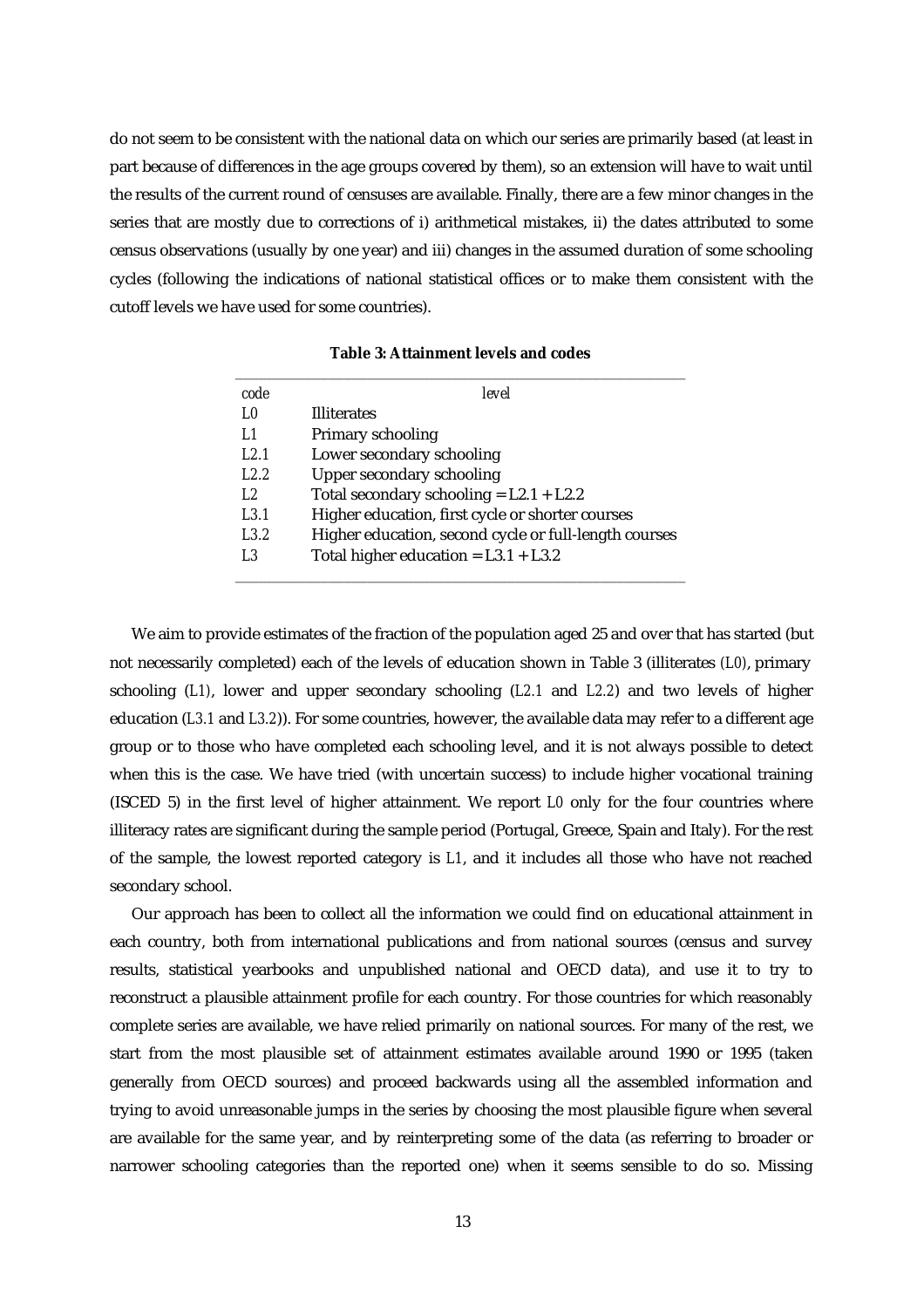do not seem to be consistent with the national data on which our series are primarily based (at least in part because of differences in the age groups covered by them), so an extension will have to wait until the results of the current round of censuses are available. Finally, there are a few minor changes in the series that are mostly due to corrections of i) arithmetical mistakes, ii) the dates attributed to some census observations (usually by one year) and iii) changes in the assumed duration of some schooling cycles (following the indications of national statistical offices or to make them consistent with the cutoff levels we have used for some countries).

**Table 3: Attainment levels and codes**

| *code* | *level* |
|---|---|
| *L0* | Illiterates |
| *L1* | Primary schooling |
| *L2.1* | Lower secondary schooling |
| *L2.2* | Upper secondary schooling |
| *L2* | Total secondary schooling = L2.1 + L2.2 |
| *L3.1* | Higher education, first cycle or shorter courses |
| *L3.2* | Higher education, second cycle or full-length courses |
| *L3* | Total higher education = L3.1 + L3.2 |

We aim to provide estimates of the fraction of the population aged 25 and over that has started (but not necessarily completed) each of the levels of education shown in Table 3 (illiterates (*L0*), primary schooling (*L1*), lower and upper secondary schooling (*L2.1* and *L2.2*) and two levels of higher education (*L3.1* and *L3.2*)). For some countries, however, the available data may refer to a different age group or to those who have completed each schooling level, and it is not always possible to detect when this is the case. We have tried (with uncertain success) to include higher vocational training (ISCED 5) in the first level of higher attainment. We report *L0* only for the four countries where illiteracy rates are significant during the sample period (Portugal, Greece, Spain and Italy). For the rest of the sample, the lowest reported category is *L1*, and it includes all those who have not reached secondary school.

Our approach has been to collect all the information we could find on educational attainment in each country, both from international publications and from national sources (census and survey results, statistical yearbooks and unpublished national and OECD data), and use it to try to reconstruct a plausible attainment profile for each country. For those countries for which reasonably complete series are available, we have relied primarily on national sources. For many of the rest, we start from the most plausible set of attainment estimates available around 1990 or 1995 (taken generally from OECD sources) and proceed backwards using all the assembled information and trying to avoid unreasonable jumps in the series by choosing the most plausible figure when several are available for the same year, and by reinterpreting some of the data (as referring to broader or narrower schooling categories than the reported one) when it seems sensible to do so. Missing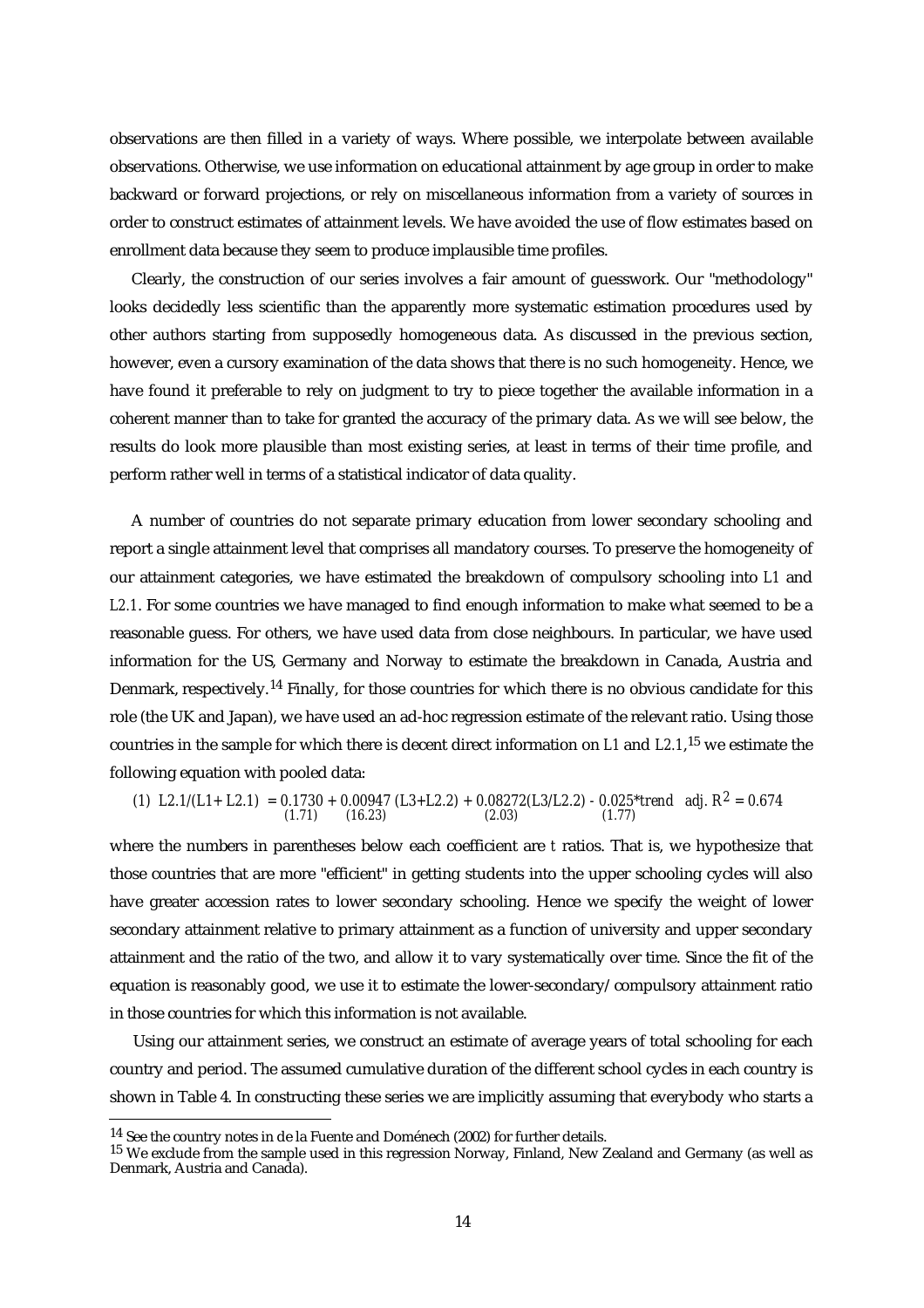observations are then filled in a variety of ways. Where possible, we interpolate between available observations. Otherwise, we use information on educational attainment by age group in order to make backward or forward projections, or rely on miscellaneous information from a variety of sources in order to construct estimates of attainment levels. We have avoided the use of flow estimates based on enrollment data because they seem to produce implausible time profiles.

Clearly, the construction of our series involves a fair amount of guesswork. Our "methodology" looks decidedly less scientific than the apparently more systematic estimation procedures used by other authors starting from supposedly homogeneous data. As discussed in the previous section, however, even a cursory examination of the data shows that there is no such homogeneity. Hence, we have found it preferable to rely on judgment to try to piece together the available information in a coherent manner than to take for granted the accuracy of the primary data. As we will see below, the results do look more plausible than most existing series, at least in terms of their time profile, and perform rather well in terms of a statistical indicator of data quality.

A number of countries do not separate primary education from lower secondary schooling and report a single attainment level that comprises all mandatory courses. To preserve the homogeneity of our attainment categories, we have estimated the breakdown of compulsory schooling into *L1* and *L2.1*. For some countries we have managed to find enough information to make what seemed to be a reasonable guess. For others, we have used data from close neighbours. In particular, we have used information for the US, Germany and Norway to estimate the breakdown in Canada, Austria and Denmark, respectively.[14] Finally, for those countries for which there is no obvious candidate for this role (the UK and Japan), we have used an ad-hoc regression estimate of the relevant ratio. Using those countries in the sample for which there is decent direct information on *L1* and *L2.1*,[15] we estimate the following equation with pooled data:

$$(1)\quad L2.1/(L1+L2.1) = \underset{(1.71)}{0.1730} + \underset{(16.23)}{0.00947}\,(L3+L2.2) + \underset{(2.03)}{0.08272}(L3/L2.2) - \underset{(1.77)}{0.025}*trend \qquad adj.\ R^2 = 0.674$$

where the numbers in parentheses below each coefficient are *t* ratios. That is, we hypothesize that those countries that are more "efficient" in getting students into the upper schooling cycles will also have greater accession rates to lower secondary schooling. Hence we specify the weight of lower secondary attainment relative to primary attainment as a function of university and upper secondary attainment and the ratio of the two, and allow it to vary systematically over time. Since the fit of the equation is reasonably good, we use it to estimate the lower-secondary/compulsory attainment ratio in those countries for which this information is not available.

Using our attainment series, we construct an estimate of average years of total schooling for each country and period. The assumed cumulative duration of the different school cycles in each country is shown in Table 4. In constructing these series we are implicitly assuming that everybody who starts a

---

[14] See the country notes in de la Fuente and Doménech (2002) for further details.

[15] We exclude from the sample used in this regression Norway, Finland, New Zealand and Germany (as well as Denmark, Austria and Canada).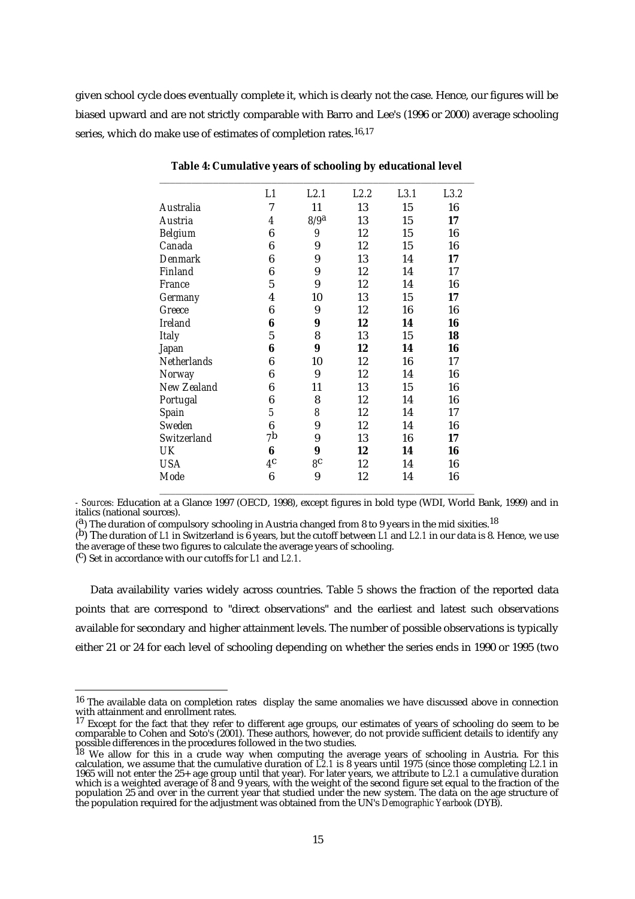given school cycle does eventually complete it, which is clearly not the case. Hence, our figures will be biased upward and are not strictly comparable with Barro and Lee's (1996 or 2000) average schooling series, which do make use of estimates of completion rates.[16,17]

**Table 4: Cumulative years of schooling by educational level**

| | L1 | L2.1 | L2.2 | L3.1 | L3.2 |
|---|---|---|---|---|---|
| Australia | 7 | 11 | 13 | 15 | 16 |
| Austria | *4* | *8/9*[a] | 13 | 15 | **17** |
| Belgium | 6 | *9* | 12 | 15 | 16 |
| Canada | 6 | 9 | 12 | 15 | 16 |
| Denmark | 6 | 9 | 13 | 14 | **17** |
| Finland | 6 | 9 | 12 | 14 | 17 |
| France | 5 | 9 | 12 | 14 | 16 |
| Germany | 4 | 10 | 13 | 15 | **17** |
| Greece | 6 | 9 | 12 | 16 | 16 |
| Ireland | **6** | **9** | **12** | **14** | **16** |
| Italy | 5 | 8 | 13 | 15 | **18** |
| Japan | **6** | **9** | **12** | **14** | **16** |
| Netherlands | 6 | 10 | 12 | 16 | 17 |
| Norway | 6 | 9 | 12 | 14 | 16 |
| New Zealand | 6 | 11 | 13 | 15 | 16 |
| Portugal | 6 | 8 | 12 | 14 | 16 |
| Spain | *5* | *8* | 12 | 14 | 17 |
| Sweden | 6 | 9 | 12 | 14 | 16 |
| Switzerland | 7[b] | 9 | 13 | 16 | **17** |
| UK | **6** | **9** | **12** | **14** | **16** |
| USA | *4*[c] | *8*[c] | 12 | 14 | 16 |
| Mode | 6 | 9 | 12 | 14 | 16 |

- *Sources:* Education at a Glance 1997 (OECD, 1998), except figures in bold type (WDI, World Bank, 1999) and in italics (national sources).

([a]) The duration of compulsory schooling in Austria changed from 8 to 9 years in the mid sixties.[18]

([b]) The duration of *L1* in Switzerland is 6 years, but the cutoff between *L1* and *L2.1* in our data is 8. Hence, we use the average of these two figures to calculate the average years of schooling.

([c]) Set in accordance with our cutoffs for *L1* and *L2.1*.

Data availability varies widely across countries. Table 5 shows the fraction of the reported data points that are correspond to "direct observations" and the earliest and latest such observations available for secondary and higher attainment levels. The number of possible observations is typically either 21 or 24 for each level of schooling depending on whether the series ends in 1990 or 1995 (two

---

[16] The available data on completion rates display the same anomalies we have discussed above in connection with attainment and enrollment rates.

[17] Except for the fact that they refer to different age groups, our estimates of years of schooling do seem to be comparable to Cohen and Soto's (2001). These authors, however, do not provide sufficient details to identify any possible differences in the procedures followed in the two studies.

[18] We allow for this in a crude way when computing the average years of schooling in Austria. For this calculation, we assume that the cumulative duration of *L2.1* is 8 years until 1975 (since those completing *L2.1* in 1965 will not enter the 25+ age group until that year). For later years, we attribute to *L2.1* a cumulative duration which is a weighted average of 8 and 9 years, with the weight of the second figure set equal to the fraction of the population 25 and over in the current year that studied under the new system. The data on the age structure of the population required for the adjustment was obtained from the UN's *Demographic Yearbook* (DYB).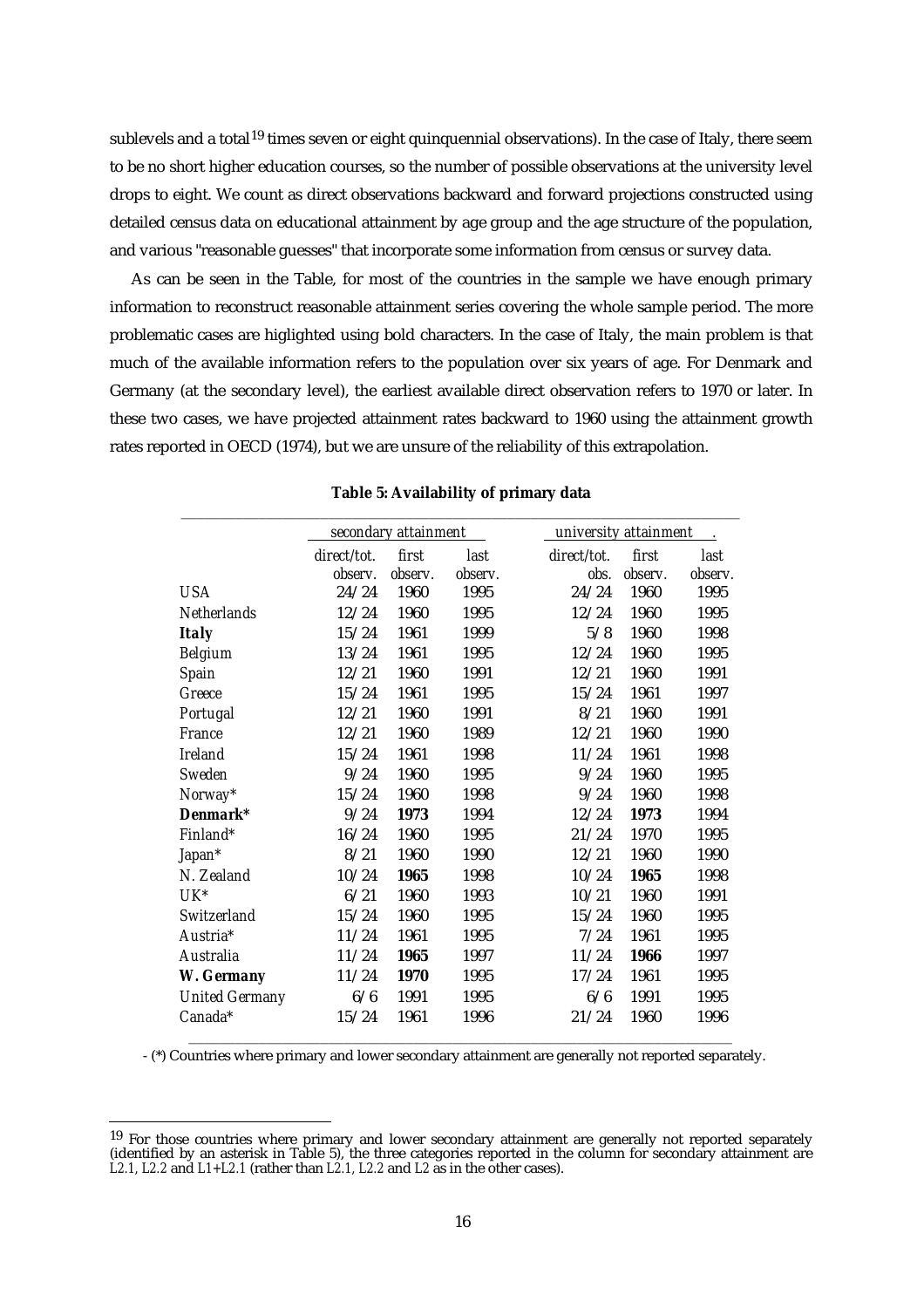sublevels and a total[19] times seven or eight quinquennial observations). In the case of Italy, there seem to be no short higher education courses, so the number of possible observations at the university level drops to eight. We count as direct observations backward and forward projections constructed using detailed census data on educational attainment by age group and the age structure of the population, and various "reasonable guesses" that incorporate some information from census or survey data.

As can be seen in the Table, for most of the countries in the sample we have enough primary information to reconstruct reasonable attainment series covering the whole sample period. The more problematic cases are higlighted using bold characters. In the case of Italy, the main problem is that much of the available information refers to the population over six years of age. For Denmark and Germany (at the secondary level), the earliest available direct observation refers to 1970 or later. In these two cases, we have projected attainment rates backward to 1960 using the attainment growth rates reported in OECD (1974), but we are unsure of the reliability of this extrapolation.

**Table 5: Availability of primary data**

| | *secondary attainment* | | | *university attainment* | | |
|---|---|---|---|---|---|---|
| | *direct/tot. observ.* | *first observ.* | *last observ.* | *direct/tot. obs.* | *first observ.* | *last observ.* |
| *USA* | 24/24 | 1960 | 1995 | 24/24 | 1960 | 1995 |
| *Netherlands* | 12/24 | 1960 | 1995 | 12/24 | 1960 | 1995 |
| ***Italy*** | 15/24 | 1961 | 1999 | 5/8 | 1960 | 1998 |
| *Belgium* | 13/24 | 1961 | 1995 | 12/24 | 1960 | 1995 |
| *Spain* | 12/21 | 1960 | 1991 | 12/21 | 1960 | 1991 |
| *Greece* | 15/24 | 1961 | 1995 | 15/24 | 1961 | 1997 |
| *Portugal* | 12/21 | 1960 | 1991 | 8/21 | 1960 | 1991 |
| *France* | 12/21 | 1960 | 1989 | 12/21 | 1960 | 1990 |
| *Ireland* | 15/24 | 1961 | 1998 | 11/24 | 1961 | 1998 |
| *Sweden* | 9/24 | 1960 | 1995 | 9/24 | 1960 | 1995 |
| *Norway\** | 15/24 | 1960 | 1998 | 9/24 | 1960 | 1998 |
| ***Denmark\**** | 9/24 | **1973** | 1994 | 12/24 | **1973** | 1994 |
| *Finland\** | 16/24 | 1960 | 1995 | 21/24 | 1970 | 1995 |
| *Japan\** | 8/21 | 1960 | 1990 | 12/21 | 1960 | 1990 |
| *N. Zealand* | 10/24 | **1965** | 1998 | 10/24 | **1965** | 1998 |
| *UK\** | 6/21 | 1960 | 1993 | 10/21 | 1960 | 1991 |
| *Switzerland* | 15/24 | 1960 | 1995 | 15/24 | 1960 | 1995 |
| *Austria\** | 11/24 | 1961 | 1995 | 7/24 | 1961 | 1995 |
| *Australia* | 11/24 | **1965** | 1997 | 11/24 | **1966** | 1997 |
| ***W. Germany*** | 11/24 | **1970** | 1995 | 17/24 | 1961 | 1995 |
| *United Germany* | 6/6 | 1991 | 1995 | 6/6 | 1991 | 1995 |
| *Canada\** | 15/24 | 1961 | 1996 | 21/24 | 1960 | 1996 |

- (*) Countries where primary and lower secondary attainment are generally not reported separately.

[19] For those countries where primary and lower secondary attainment are generally not reported separately (identified by an asterisk in Table 5), the three categories reported in the column for secondary attainment are *L2.1*, *L2.2* and *L1+L2.1* (rather than *L2.1*, *L2.2* and *L2* as in the other cases).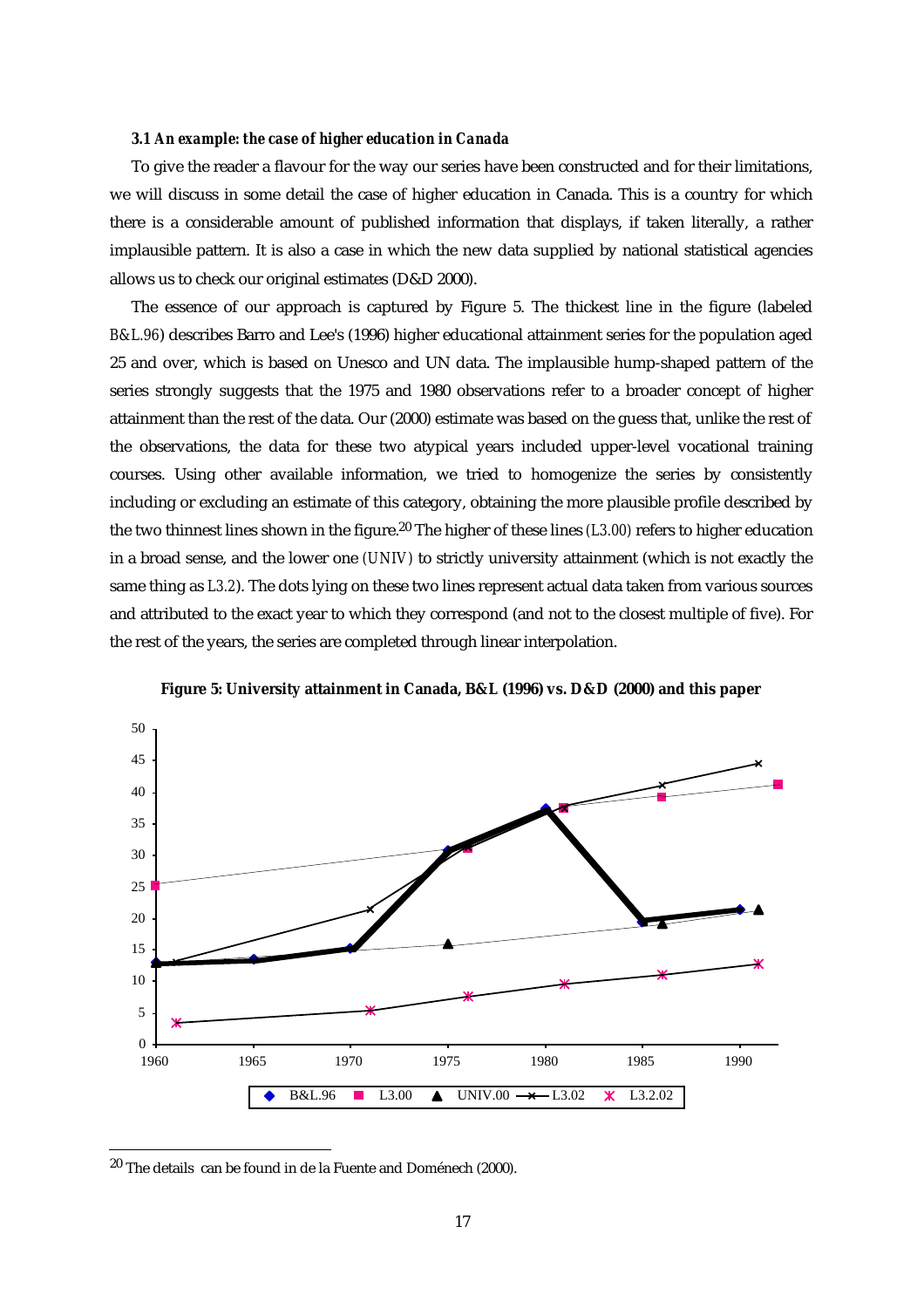### 3.1 *An example: the case of higher education in Canada*

To give the reader a flavour for the way our series have been constructed and for their limitations, we will discuss in some detail the case of higher education in Canada. This is a country for which there is a considerable amount of published information that displays, if taken literally, a rather implausible pattern. It is also a case in which the new data supplied by national statistical agencies allows us to check our original estimates (D&D 2000).

The essence of our approach is captured by Figure 5. The thickest line in the figure (labeled *B&L.96*) describes Barro and Lee's (1996) higher educational attainment series for the population aged 25 and over, which is based on Unesco and UN data. The implausible hump-shaped pattern of the series strongly suggests that the 1975 and 1980 observations refer to a broader concept of higher attainment than the rest of the data. Our (2000) estimate was based on the guess that, unlike the rest of the observations, the data for these two atypical years included upper-level vocational training courses. Using other available information, we tried to homogenize the series by consistently including or excluding an estimate of this category, obtaining the more plausible profile described by the two thinnest lines shown in the figure.[20] The higher of these lines (*L3.00*) refers to higher education in a broad sense, and the lower one (*UNIV*) to strictly university attainment (which is not exactly the same thing as *L3.2*). The dots lying on these two lines represent actual data taken from various sources and attributed to the exact year to which they correspond (and not to the closest multiple of five). For the rest of the years, the series are completed through linear interpolation.

**Figure 5: University attainment in Canada, B&L (1996) vs. D&D (2000) and this paper**

[20] The details can be found in de la Fuente and Doménech (2000).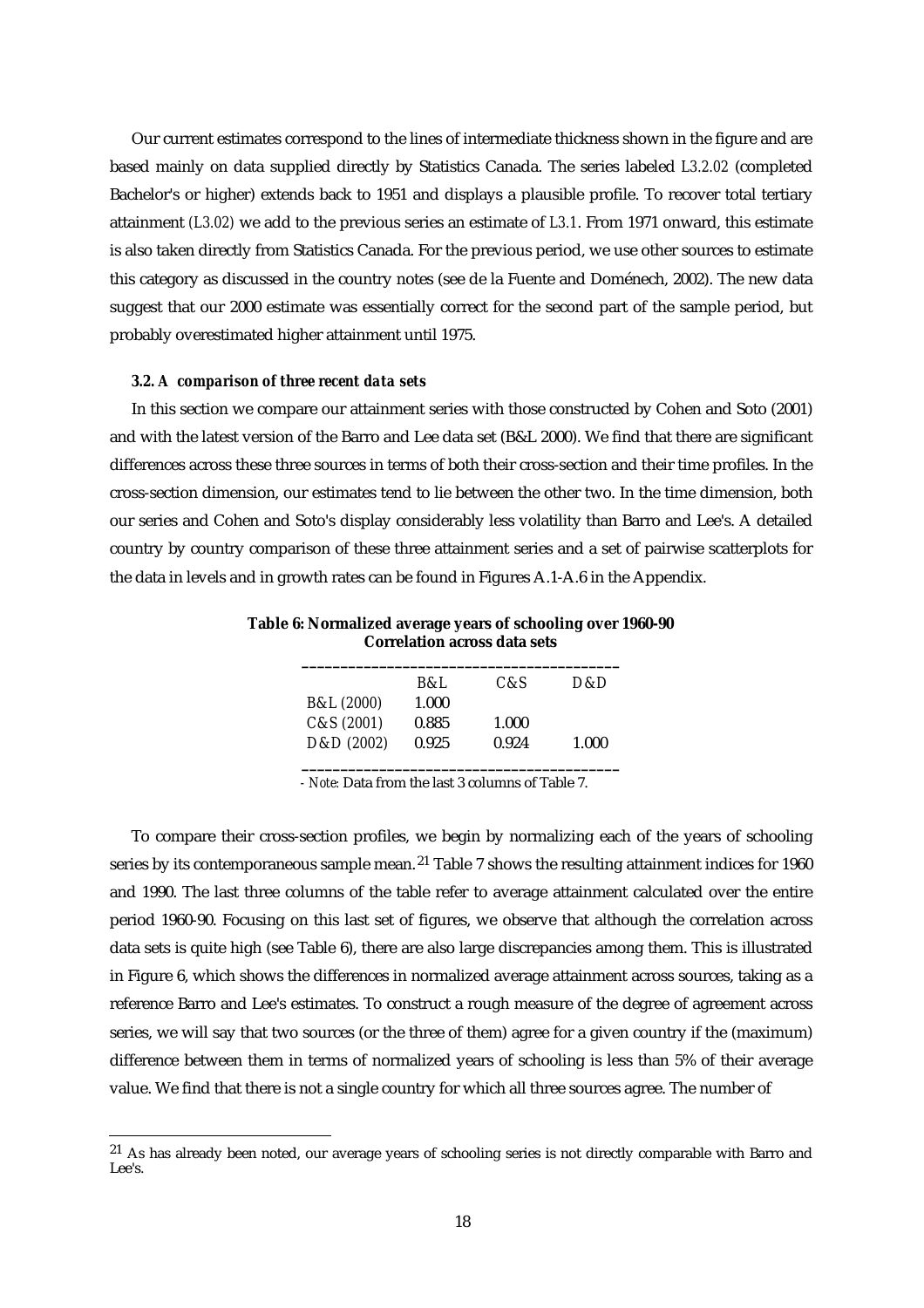Our current estimates correspond to the lines of intermediate thickness shown in the figure and are based mainly on data supplied directly by Statistics Canada. The series labeled *L3.2.02* (completed Bachelor's or higher) extends back to 1951 and displays a plausible profile. To recover total tertiary attainment *(L3.02)* we add to the previous series an estimate of *L3.1*. From 1971 onward, this estimate is also taken directly from Statistics Canada. For the previous period, we use other sources to estimate this category as discussed in the country notes (see de la Fuente and Doménech, 2002). The new data suggest that our 2000 estimate was essentially correct for the second part of the sample period, but probably overestimated higher attainment until 1975.

### 3.2. *A comparison of three recent data sets*

In this section we compare our attainment series with those constructed by Cohen and Soto (2001) and with the latest version of the Barro and Lee data set (B&L 2000). We find that there are significant differences across these three sources in terms of both their cross-section and their time profiles. In the cross-section dimension, our estimates tend to lie between the other two. In the time dimension, both our series and Cohen and Soto's display considerably less volatility than Barro and Lee's. A detailed country by country comparison of these three attainment series and a set of pairwise scatterplots for the data in levels and in growth rates can be found in Figures A.1-A.6 in the Appendix.

**Table 6: Normalized average years of schooling over 1960-90**
**Correlation across data sets**

| | B&L | C&S | D&D |
|---|---|---|---|
| B&L (2000) | 1.000 | | |
| C&S (2001) | 0.885 | 1.000 | |
| D&D (2002) | 0.925 | 0.924 | 1.000 |

- *Note:* Data from the last 3 columns of Table 7.

To compare their cross-section profiles, we begin by normalizing each of the years of schooling series by its contemporaneous sample mean.[21] Table 7 shows the resulting attainment indices for 1960 and 1990. The last three columns of the table refer to average attainment calculated over the entire period 1960-90. Focusing on this last set of figures, we observe that although the correlation across data sets is quite high (see Table 6), there are also large discrepancies among them. This is illustrated in Figure 6, which shows the differences in normalized average attainment across sources, taking as a reference Barro and Lee's estimates. To construct a rough measure of the degree of agreement across series, we will say that two sources (or the three of them) agree for a given country if the (maximum) difference between them in terms of normalized years of schooling is less than 5% of their average value. We find that there is not a single country for which all three sources agree. The number of

[21] As has already been noted, our average years of schooling series is not directly comparable with Barro and Lee's.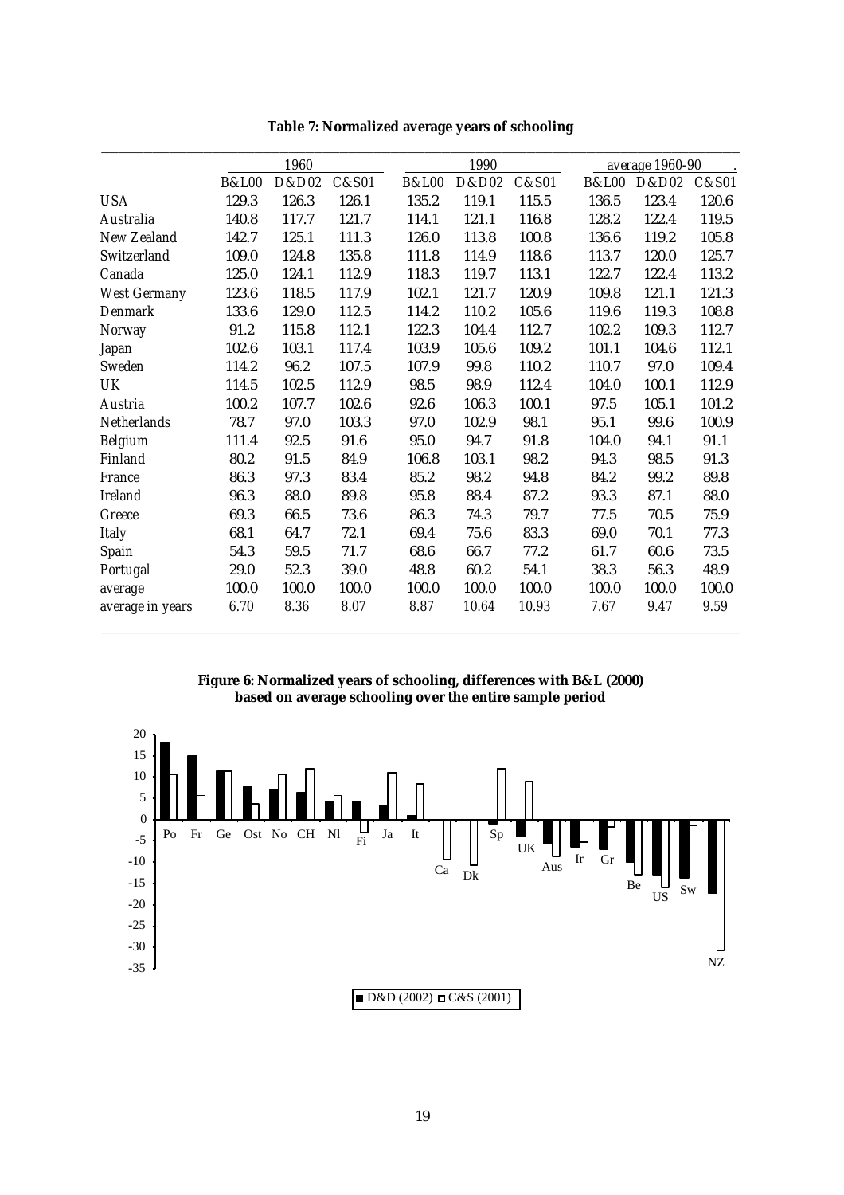**Table 7: Normalized average years of schooling**

| | 1960 | | | 1990 | | | average 1960-90 | | |
|---|---|---|---|---|---|---|---|---|---|
| | B&L00 | D&D02 | C&S01 | B&L00 | D&D02 | C&S01 | B&L00 | D&D02 | C&S01 |
| USA | 129.3 | 126.3 | 126.1 | 135.2 | 119.1 | 115.5 | 136.5 | 123.4 | 120.6 |
| Australia | 140.8 | 117.7 | 121.7 | 114.1 | 121.1 | 116.8 | 128.2 | 122.4 | 119.5 |
| New Zealand | 142.7 | 125.1 | 111.3 | 126.0 | 113.8 | 100.8 | 136.6 | 119.2 | 105.8 |
| Switzerland | 109.0 | 124.8 | 135.8 | 111.8 | 114.9 | 118.6 | 113.7 | 120.0 | 125.7 |
| Canada | 125.0 | 124.1 | 112.9 | 118.3 | 119.7 | 113.1 | 122.7 | 122.4 | 113.2 |
| West Germany | 123.6 | 118.5 | 117.9 | 102.1 | 121.7 | 120.9 | 109.8 | 121.1 | 121.3 |
| Denmark | 133.6 | 129.0 | 112.5 | 114.2 | 110.2 | 105.6 | 119.6 | 119.3 | 108.8 |
| Norway | 91.2 | 115.8 | 112.1 | 122.3 | 104.4 | 112.7 | 102.2 | 109.3 | 112.7 |
| Japan | 102.6 | 103.1 | 117.4 | 103.9 | 105.6 | 109.2 | 101.1 | 104.6 | 112.1 |
| Sweden | 114.2 | 96.2 | 107.5 | 107.9 | 99.8 | 110.2 | 110.7 | 97.0 | 109.4 |
| UK | 114.5 | 102.5 | 112.9 | 98.5 | 98.9 | 112.4 | 104.0 | 100.1 | 112.9 |
| Austria | 100.2 | 107.7 | 102.6 | 92.6 | 106.3 | 100.1 | 97.5 | 105.1 | 101.2 |
| Netherlands | 78.7 | 97.0 | 103.3 | 97.0 | 102.9 | 98.1 | 95.1 | 99.6 | 100.9 |
| Belgium | 111.4 | 92.5 | 91.6 | 95.0 | 94.7 | 91.8 | 104.0 | 94.1 | 91.1 |
| Finland | 80.2 | 91.5 | 84.9 | 106.8 | 103.1 | 98.2 | 94.3 | 98.5 | 91.3 |
| France | 86.3 | 97.3 | 83.4 | 85.2 | 98.2 | 94.8 | 84.2 | 99.2 | 89.8 |
| Ireland | 96.3 | 88.0 | 89.8 | 95.8 | 88.4 | 87.2 | 93.3 | 87.1 | 88.0 |
| Greece | 69.3 | 66.5 | 73.6 | 86.3 | 74.3 | 79.7 | 77.5 | 70.5 | 75.9 |
| Italy | 68.1 | 64.7 | 72.1 | 69.4 | 75.6 | 83.3 | 69.0 | 70.1 | 77.3 |
| Spain | 54.3 | 59.5 | 71.7 | 68.6 | 66.7 | 77.2 | 61.7 | 60.6 | 73.5 |
| Portugal | 29.0 | 52.3 | 39.0 | 48.8 | 60.2 | 54.1 | 38.3 | 56.3 | 48.9 |
| average | 100.0 | 100.0 | 100.0 | 100.0 | 100.0 | 100.0 | 100.0 | 100.0 | 100.0 |
| average in years | 6.70 | 8.36 | 8.07 | 8.87 | 10.64 | 10.93 | 7.67 | 9.47 | 9.59 |

**Figure 6: Normalized years of schooling, differences with B&L (2000) based on average schooling over the entire sample period**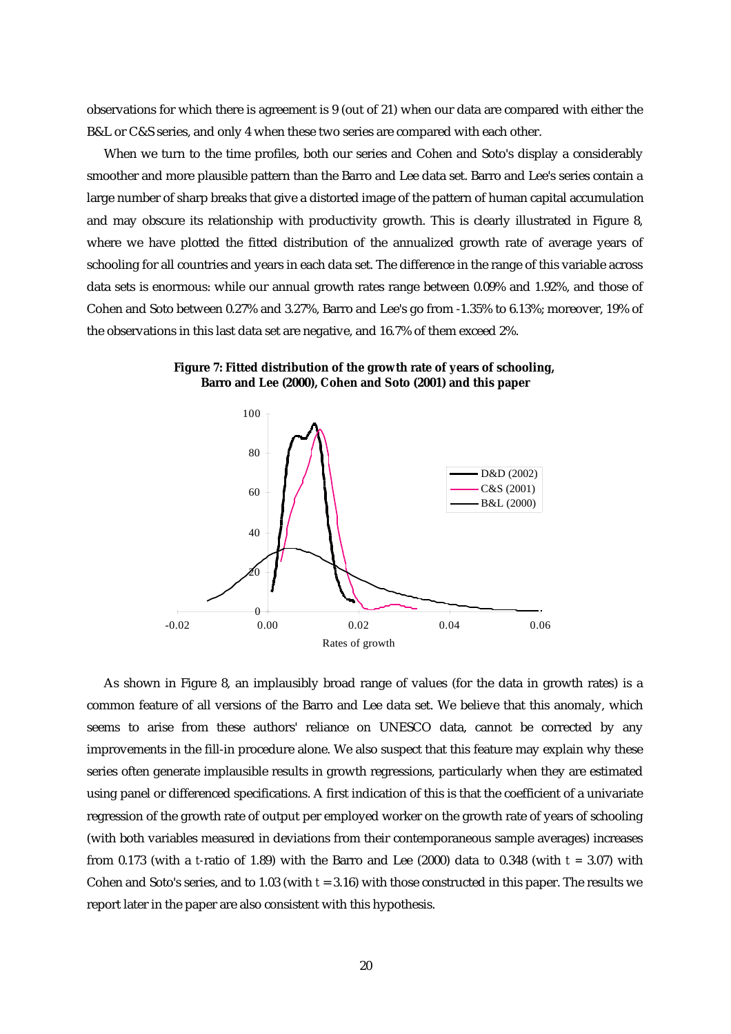observations for which there is agreement is 9 (out of 21) when our data are compared with either the B&L or C&S series, and only 4 when these two series are compared with each other.

When we turn to the time profiles, both our series and Cohen and Soto's display a considerably smoother and more plausible pattern than the Barro and Lee data set. Barro and Lee's series contain a large number of sharp breaks that give a distorted image of the pattern of human capital accumulation and may obscure its relationship with productivity growth. This is clearly illustrated in Figure 8, where we have plotted the fitted distribution of the annualized growth rate of average years of schooling for all countries and years in each data set. The difference in the range of this variable across data sets is enormous: while our annual growth rates range between 0.09% and 1.92%, and those of Cohen and Soto between 0.27% and 3.27%, Barro and Lee's go from -1.35% to 6.13%; moreover, 19% of the observations in this last data set are negative, and 16.7% of them exceed 2%.

**Figure 7: Fitted distribution of the growth rate of years of schooling, Barro and Lee (2000), Cohen and Soto (2001) and this paper**

As shown in Figure 8, an implausibly broad range of values (for the data in growth rates) is a common feature of all versions of the Barro and Lee data set. We believe that this anomaly, which seems to arise from these authors' reliance on UNESCO data, cannot be corrected by any improvements in the fill-in procedure alone. We also suspect that this feature may explain why these series often generate implausible results in growth regressions, particularly when they are estimated using panel or differenced specifications. A first indication of this is that the coefficient of a univariate regression of the growth rate of output per employed worker on the growth rate of years of schooling (with both variables measured in deviations from their contemporaneous sample averages) increases from 0.173 (with a *t*-ratio of 1.89) with the Barro and Lee (2000) data to 0.348 (with $t$ = 3.07) with Cohen and Soto's series, and to 1.03 (with $t$ = 3.16) with those constructed in this paper. The results we report later in the paper are also consistent with this hypothesis.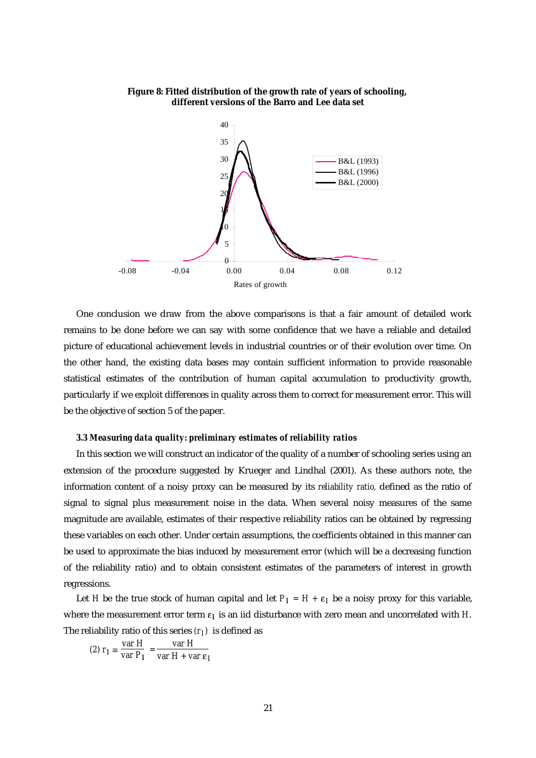**Figure 8: Fitted distribution of the growth rate of years of schooling, different versions of the Barro and Lee data set**

One conclusion we draw from the above comparisons is that a fair amount of detailed work remains to be done before we can say with some confidence that we have a reliable and detailed picture of educational achievement levels in industrial countries or of their evolution over time. On the other hand, the existing data bases may contain sufficient information to provide reasonable statistical estimates of the contribution of human capital accumulation to productivity growth, particularly if we exploit differences in quality across them to correct for measurement error. This will be the objective of section 5 of the paper.

### *3.3 Measuring data quality: preliminary estimates of reliability ratios*

In this section we will construct an indicator of the quality of a number of schooling series using an extension of the procedure suggested by Krueger and Lindhal (2001). As these authors note, the information content of a noisy proxy can be measured by its *reliability ratio,* defined as the ratio of signal to signal plus measurement noise in the data. When several noisy measures of the same magnitude are available, estimates of their respective reliability ratios can be obtained by regressing these variables on each other. Under certain assumptions, the coefficients obtained in this manner can be used to approximate the bias induced by measurement error (which will be a decreasing function of the reliability ratio) and to obtain consistent estimates of the parameters of interest in growth regressions.

Let $H$ be the true stock of human capital and let $P_1 = H + \varepsilon_1$ be a noisy proxy for this variable, where the measurement error term $\varepsilon_1$ is an iid disturbance with zero mean and uncorrelated with $H$. The reliability ratio of this series $(r_1)$ is defined as

$$(2)\ r_1 \equiv \frac{\text{var } H}{\text{var } P_1} = \frac{\text{var } H}{\text{var } H + \text{var } \varepsilon_1}$$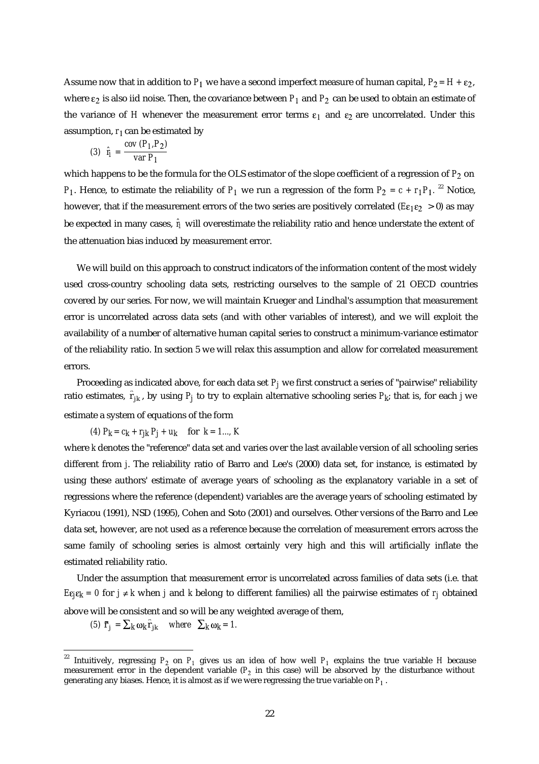Assume now that in addition to $P_1$ we have a second imperfect measure of human capital, $P_2 = H + \varepsilon_2$, where $\varepsilon_2$ is also iid noise. Then, the covariance between $P_1$ and $P_2$ can be used to obtain an estimate of the variance of $H$ whenever the measurement error terms $\varepsilon_1$ and $\varepsilon_2$ are uncorrelated. Under this assumption, $r_1$ can be estimated by

(3) $\hat{r}_1 = \dfrac{\text{cov}(P_1, P_2)}{\text{var}\, P_1}$

which happens to be the formula for the OLS estimator of the slope coefficient of a regression of $P_2$ on $P_1$. Hence, to estimate the reliability of $P_1$ we run a regression of the form $P_2 = c + r_1 P_1$.[22] Notice, however, that if the measurement errors of the two series are positively correlated ($E\varepsilon_1\varepsilon_2 > 0$) as may be expected in many cases, $\hat{r}_1$ will overestimate the reliability ratio and hence understate the extent of the attenuation bias induced by measurement error.

We will build on this approach to construct indicators of the information content of the most widely used cross-country schooling data sets, restricting ourselves to the sample of 21 OECD countries covered by our series. For now, we will maintain Krueger and Lindhal's assumption that measurement error is uncorrelated across data sets (and with other variables of interest), and we will exploit the availability of a number of alternative human capital series to construct a minimum-variance estimator of the reliability ratio. In section 5 we will relax this assumption and allow for correlated measurement errors.

Proceeding as indicated above, for each data set $P_j$ we first construct a series of "pairwise" reliability ratio estimates, $\hat{r}_{jk}$, by using $P_j$ to try to explain alternative schooling series $P_k$; that is, for each $j$ we estimate a system of equations of the form

(4) $P_k = c_k + r_{jk} P_j + u_k \quad$ for $k = 1\ldots, K$

where $k$ denotes the "reference" data set and varies over the last available version of all schooling series different from $j$. The reliability ratio of Barro and Lee's (2000) data set, for instance, is estimated by using these authors' estimate of average years of schooling as the explanatory variable in a set of regressions where the reference (dependent) variables are the average years of schooling estimated by Kyriacou (1991), NSD (1995), Cohen and Soto (2001) and ourselves. Other versions of the Barro and Lee data set, however, are not used as a reference because the correlation of measurement errors across the same family of schooling series is almost certainly very high and this will artificially inflate the estimated reliability ratio.

Under the assumption that measurement error is uncorrelated across families of data sets (i.e. that $E\varepsilon_j\varepsilon_k = 0$ for $j \neq k$ when $j$ and $k$ belong to different families) all the pairwise estimates of $r_j$ obtained above will be consistent and so will be any weighted average of them,

(5) $\bar{r}_j = \sum_k \omega_k \hat{r}_{jk} \quad$ *where* $\sum_k \omega_k = 1.$

---

[22] Intuitively, regressing $P_2$ on $P_1$ gives us an idea of how well $P_1$ explains the true variable $H$ because measurement error in the dependent variable ($P_2$ in this case) will be absorbed by the disturbance without generating any biases. Hence, it is almost as if we were regressing the true variable on $P_1$.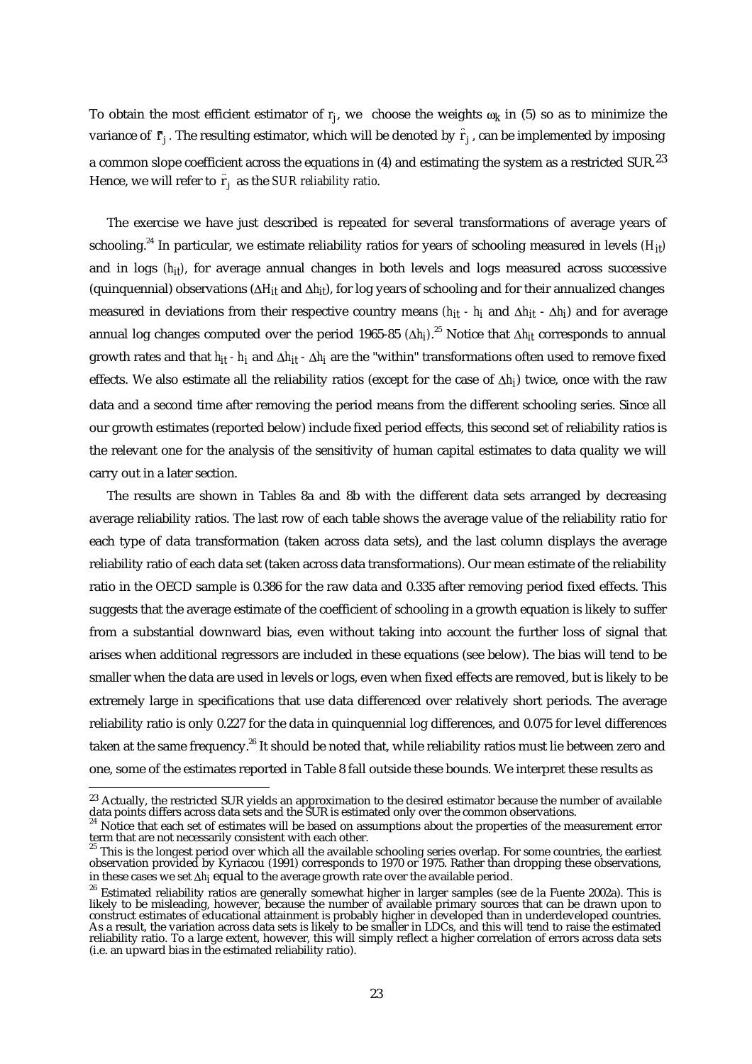To obtain the most efficient estimator of $r_j$, we choose the weights $\omega_k$ in (5) so as to minimize the variance of $\bar{r}_j$. The resulting estimator, which will be denoted by $\hat{r}_j$, can be implemented by imposing a common slope coefficient across the equations in (4) and estimating the system as a restricted SUR.[23] Hence, we will refer to $\hat{r}_j$ as the *SUR reliability ratio*.

The exercise we have just described is repeated for several transformations of average years of schooling.[24] In particular, we estimate reliability ratios for years of schooling measured in levels ($H_{it}$) and in logs ($h_{it}$), for average annual changes in both levels and logs measured across successive (quinquennial) observations ($\Delta H_{it}$ and $\Delta h_{it}$), for log years of schooling and for their annualized changes measured in deviations from their respective country means ($h_{it} - h_i$ and $\Delta h_{it} - \Delta h_i$) and for average annual log changes computed over the period 1965-85 ($\Delta h_i$).[25] Notice that $\Delta h_{it}$ corresponds to annual growth rates and that $h_{it} - h_i$ and $\Delta h_{it} - \Delta h_i$ are the "within" transformations often used to remove fixed effects. We also estimate all the reliability ratios (except for the case of $\Delta h_i$) twice, once with the raw data and a second time after removing the period means from the different schooling series. Since all our growth estimates (reported below) include fixed period effects, this second set of reliability ratios is the relevant one for the analysis of the sensitivity of human capital estimates to data quality we will carry out in a later section.

The results are shown in Tables 8a and 8b with the different data sets arranged by decreasing average reliability ratios. The last row of each table shows the average value of the reliability ratio for each type of data transformation (taken across data sets), and the last column displays the average reliability ratio of each data set (taken across data transformations). Our mean estimate of the reliability ratio in the OECD sample is 0.386 for the raw data and 0.335 after removing period fixed effects. This suggests that the average estimate of the coefficient of schooling in a growth equation is likely to suffer from a substantial downward bias, even without taking into account the further loss of signal that arises when additional regressors are included in these equations (see below). The bias will tend to be smaller when the data are used in levels or logs, even when fixed effects are removed, but is likely to be extremely large in specifications that use data differenced over relatively short periods. The average reliability ratio is only 0.227 for the data in quinquennial log differences, and 0.075 for level differences taken at the same frequency.[26] It should be noted that, while reliability ratios must lie between zero and one, some of the estimates reported in Table 8 fall outside these bounds. We interpret these results as

---

[23] Actually, the restricted SUR yields an approximation to the desired estimator because the number of available data points differs across data sets and the SUR is estimated only over the common observations.

[24] Notice that each set of estimates will be based on assumptions about the properties of the measurement error term that are not necessarily consistent with each other.

[25] This is the longest period over which all the available schooling series overlap. For some countries, the earliest observation provided by Kyriacou (1991) corresponds to 1970 or 1975. Rather than dropping these observations, in these cases we set $\Delta h_i$ equal to the average growth rate over the available period.

[26] Estimated reliability ratios are generally somewhat higher in larger samples (see de la Fuente 2002a). This is likely to be misleading, however, because the number of available primary sources that can be drawn upon to construct estimates of educational attainment is probably higher in developed than in underdeveloped countries. As a result, the variation across data sets is likely to be smaller in LDCs, and this will tend to raise the estimated reliability ratio. To a large extent, however, this will simply reflect a higher correlation of errors across data sets (i.e. an upward bias in the estimated reliability ratio).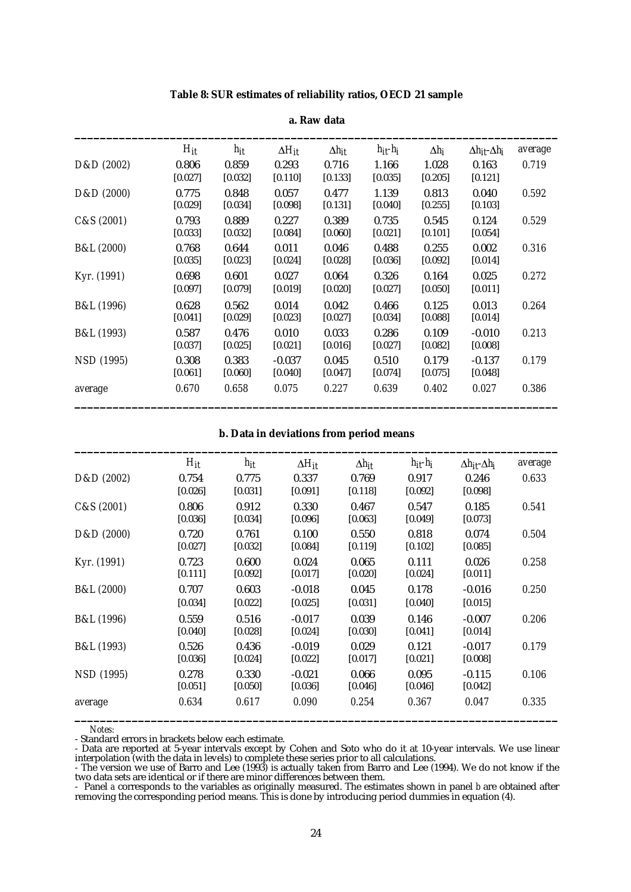**Table 8: SUR estimates of reliability ratios, OECD 21 sample**

**a. Raw data**

| | $H_{it}$ | $h_{it}$ | $\Delta H_{it}$ | $\Delta h_{it}$ | $h_{it}$-$h_i$ | $\Delta h_i$ | $\Delta h_{it}$-$\Delta h_i$ | average |
|---|---|---|---|---|---|---|---|---|
| D&D (2002) | 0.806 | 0.859 | 0.293 | 0.716 | 1.166 | 1.028 | 0.163 | 0.719 |
| | [0.027] | [0.032] | [0.110] | [0.133] | [0.035] | [0.205] | [0.121] | |
| D&D (2000) | 0.775 | 0.848 | 0.057 | 0.477 | 1.139 | 0.813 | 0.040 | 0.592 |
| | [0.029] | [0.034] | [0.098] | [0.131] | [0.040] | [0.255] | [0.103] | |
| C&S (2001) | 0.793 | 0.889 | 0.227 | 0.389 | 0.735 | 0.545 | 0.124 | 0.529 |
| | [0.033] | [0.032] | [0.084] | [0.060] | [0.021] | [0.101] | [0.054] | |
| B&L (2000) | 0.768 | 0.644 | 0.011 | 0.046 | 0.488 | 0.255 | 0.002 | 0.316 |
| | [0.035] | [0.023] | [0.024] | [0.028] | [0.036] | [0.092] | [0.014] | |
| Kyr. (1991) | 0.698 | 0.601 | 0.027 | 0.064 | 0.326 | 0.164 | 0.025 | 0.272 |
| | [0.097] | [0.079] | [0.019] | [0.020] | [0.027] | [0.050] | [0.011] | |
| B&L (1996) | 0.628 | 0.562 | 0.014 | 0.042 | 0.466 | 0.125 | 0.013 | 0.264 |
| | [0.041] | [0.029] | [0.023] | [0.027] | [0.034] | [0.088] | [0.014] | |
| B&L (1993) | 0.587 | 0.476 | 0.010 | 0.033 | 0.286 | 0.109 | -0.010 | 0.213 |
| | [0.037] | [0.025] | [0.021] | [0.016] | [0.027] | [0.082] | [0.008] | |
| NSD (1995) | 0.308 | 0.383 | -0.037 | 0.045 | 0.510 | 0.179 | -0.137 | 0.179 |
| | [0.061] | [0.060] | [0.040] | [0.047] | [0.074] | [0.075] | [0.048] | |
| average | 0.670 | 0.658 | 0.075 | 0.227 | 0.639 | 0.402 | 0.027 | 0.386 |

**b. Data in deviations from period means**

| | $H_{it}$ | $h_{it}$ | $\Delta H_{it}$ | $\Delta h_{it}$ | $h_{it}$-$h_i$ | $\Delta h_{it}$-$\Delta h_i$ | average |
|---|---|---|---|---|---|---|---|
| D&D (2002) | 0.754 | 0.775 | 0.337 | 0.769 | 0.917 | 0.246 | 0.633 |
| | [0.026] | [0.031] | [0.091] | [0.118] | [0.092] | [0.098] | |
| C&S (2001) | 0.806 | 0.912 | 0.330 | 0.467 | 0.547 | 0.185 | 0.541 |
| | [0.036] | [0.034] | [0.096] | [0.063] | [0.049] | [0.073] | |
| D&D (2000) | 0.720 | 0.761 | 0.100 | 0.550 | 0.818 | 0.074 | 0.504 |
| | [0.027] | [0.032] | [0.084] | [0.119] | [0.102] | [0.085] | |
| Kyr. (1991) | 0.723 | 0.600 | 0.024 | 0.065 | 0.111 | 0.026 | 0.258 |
| | [0.111] | [0.092] | [0.017] | [0.020] | [0.024] | [0.011] | |
| B&L (2000) | 0.707 | 0.603 | -0.018 | 0.045 | 0.178 | -0.016 | 0.250 |
| | [0.034] | [0.022] | [0.025] | [0.031] | [0.040] | [0.015] | |
| B&L (1996) | 0.559 | 0.516 | -0.017 | 0.039 | 0.146 | -0.007 | 0.206 |
| | [0.040] | [0.028] | [0.024] | [0.030] | [0.041] | [0.014] | |
| B&L (1993) | 0.526 | 0.436 | -0.019 | 0.029 | 0.121 | -0.017 | 0.179 |
| | [0.036] | [0.024] | [0.022] | [0.017] | [0.021] | [0.008] | |
| NSD (1995) | 0.278 | 0.330 | -0.021 | 0.066 | 0.095 | -0.115 | 0.106 |
| | [0.051] | [0.050] | [0.036] | [0.046] | [0.046] | [0.042] | |
| average | 0.634 | 0.617 | 0.090 | 0.254 | 0.367 | 0.047 | 0.335 |

*Notes:*
- Standard errors in brackets below each estimate.
- Data are reported at 5-year intervals except by Cohen and Soto who do it at 10-year intervals. We use linear interpolation (with the data in levels) to complete these series prior to all calculations.
- The version we use of Barro and Lee (1993) is actually taken from Barro and Lee (1994). We do not know if the two data sets are identical or if there are minor differences between them.
- Panel *a* corresponds to the variables as originally measured. The estimates shown in panel *b* are obtained after removing the corresponding period means. This is done by introducing period dummies in equation (4).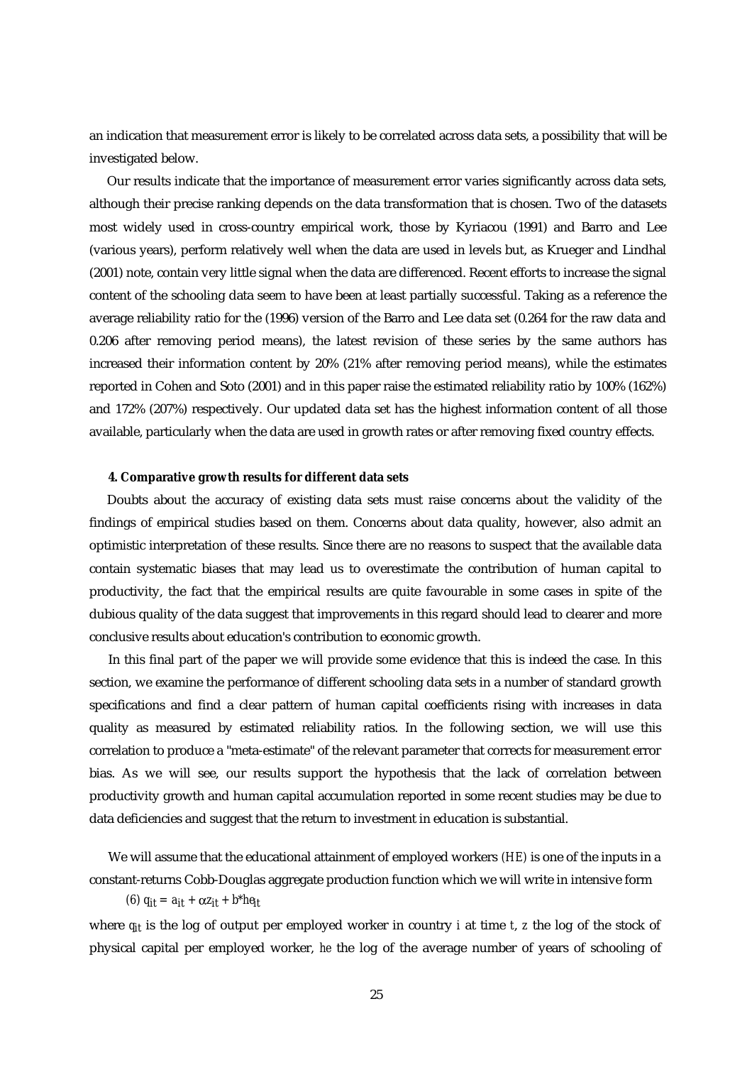an indication that measurement error is likely to be correlated across data sets, a possibility that will be investigated below.

Our results indicate that the importance of measurement error varies significantly across data sets, although their precise ranking depends on the data transformation that is chosen. Two of the datasets most widely used in cross-country empirical work, those by Kyriacou (1991) and Barro and Lee (various years), perform relatively well when the data are used in levels but, as Krueger and Lindhal (2001) note, contain very little signal when the data are differenced. Recent efforts to increase the signal content of the schooling data seem to have been at least partially successful. Taking as a reference the average reliability ratio for the (1996) version of the Barro and Lee data set (0.264 for the raw data and 0.206 after removing period means), the latest revision of these series by the same authors has increased their information content by 20% (21% after removing period means), while the estimates reported in Cohen and Soto (2001) and in this paper raise the estimated reliability ratio by 100% (162%) and 172% (207%) respectively. Our updated data set has the highest information content of all those available, particularly when the data are used in growth rates or after removing fixed country effects.

### 4. Comparative growth results for different data sets

Doubts about the accuracy of existing data sets must raise concerns about the validity of the findings of empirical studies based on them. Concerns about data quality, however, also admit an optimistic interpretation of these results. Since there are no reasons to suspect that the available data contain systematic biases that may lead us to overestimate the contribution of human capital to productivity, the fact that the empirical results are quite favourable in some cases in spite of the dubious quality of the data suggest that improvements in this regard should lead to clearer and more conclusive results about education's contribution to economic growth.

In this final part of the paper we will provide some evidence that this is indeed the case. In this section, we examine the performance of different schooling data sets in a number of standard growth specifications and find a clear pattern of human capital coefficients rising with increases in data quality as measured by estimated reliability ratios. In the following section, we will use this correlation to produce a "meta-estimate" of the relevant parameter that corrects for measurement error bias. As we will see, our results support the hypothesis that the lack of correlation between productivity growth and human capital accumulation reported in some recent studies may be due to data deficiencies and suggest that the return to investment in education is substantial.

We will assume that the educational attainment of employed workers (*HE*) is one of the inputs in a constant-returns Cobb-Douglas aggregate production function which we will write in intensive form

$$(6)\quad q_{it} = a_{it} + \alpha z_{it} + b^{*}he_{it}$$

where $q_{it}$ is the log of output per employed worker in country *i* at time *t*, *z* the log of the stock of physical capital per employed worker, *he* the log of the average number of years of schooling of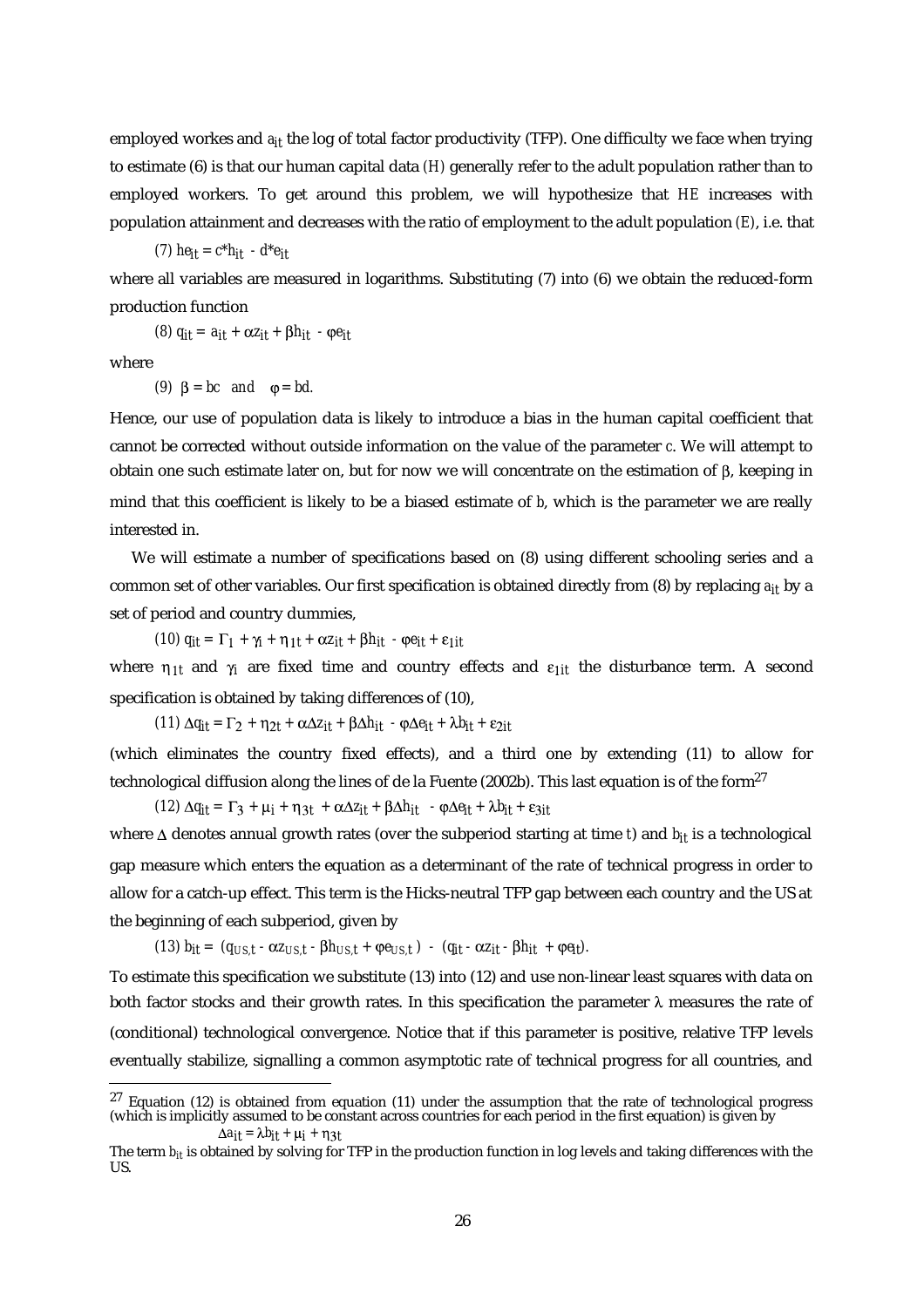employed workes and $a_{it}$ the log of total factor productivity (TFP). One difficulty we face when trying to estimate (6) is that our human capital data $(H)$ generally refer to the adult population rather than to employed workers. To get around this problem, we will hypothesize that $HE$ increases with population attainment and decreases with the ratio of employment to the adult population $(E)$, i.e. that

$$(7)\ he_{it} = c^* h_{it} - d^* e_{it}$$

where all variables are measured in logarithms. Substituting (7) into (6) we obtain the reduced-form production function

$$(8)\ q_{it} = a_{it} + \alpha z_{it} + \beta h_{it} - \varphi e_{it}$$

where

$$(9)\ \beta = bc \quad and \quad \varphi = bd.$$

Hence, our use of population data is likely to introduce a bias in the human capital coefficient that cannot be corrected without outside information on the value of the parameter $c$. We will attempt to obtain one such estimate later on, but for now we will concentrate on the estimation of $\beta$, keeping in mind that this coefficient is likely to be a biased estimate of $b$, which is the parameter we are really interested in.

We will estimate a number of specifications based on (8) using different schooling series and a common set of other variables. Our first specification is obtained directly from (8) by replacing $a_{it}$ by a set of period and country dummies,

$$(10)\ q_{it} = \Gamma_1 + \gamma_i + \eta_{1t} + \alpha z_{it} + \beta h_{it} - \varphi e_{it} + \varepsilon_{1it}$$

where $\eta_{1t}$ and $\gamma_i$ are fixed time and country effects and $\varepsilon_{1it}$ the disturbance term. A second specification is obtained by taking differences of (10),

$$(11)\ \Delta q_{it} = \Gamma_2 + \eta_{2t} + \alpha \Delta z_{it} + \beta \Delta h_{it} - \varphi \Delta e_{it} + \lambda b_{it} + \varepsilon_{2it}$$

(which eliminates the country fixed effects), and a third one by extending (11) to allow for technological diffusion along the lines of de la Fuente (2002b). This last equation is of the form[27]

$$(12)\ \Delta q_{it} = \Gamma_3 + \mu_i + \eta_{3t} + \alpha \Delta z_{it} + \beta \Delta h_{it} - \varphi \Delta e_{it} + \lambda b_{it} + \varepsilon_{3it}$$

where $\Delta$ denotes annual growth rates (over the subperiod starting at time $t$) and $b_{it}$ is a technological gap measure which enters the equation as a determinant of the rate of technical progress in order to allow for a catch-up effect. This term is the Hicks-neutral TFP gap between each country and the US at the beginning of each subperiod, given by

$$(13)\ b_{it} = (q_{US,t} - \alpha z_{US,t} - \beta h_{US,t} + \varphi e_{US,t}) - (q_{it} - \alpha z_{it} - \beta h_{it} + \varphi e_{it}).$$

To estimate this specification we substitute (13) into (12) and use non-linear least squares with data on both factor stocks and their growth rates. In this specification the parameter $\lambda$ measures the rate of (conditional) technological convergence. Notice that if this parameter is positive, relative TFP levels eventually stabilize, signalling a common asymptotic rate of technical progress for all countries, and

---

[27] Equation (12) is obtained from equation (11) under the assumption that the rate of technological progress (which is implicitly assumed to be constant across countries for each period in the first equation) is given by

$$\Delta a_{it} = \lambda b_{it} + \mu_i + \eta_{3t}$$

The term $b_{it}$ is obtained by solving for TFP in the production function in log levels and taking differences with the US.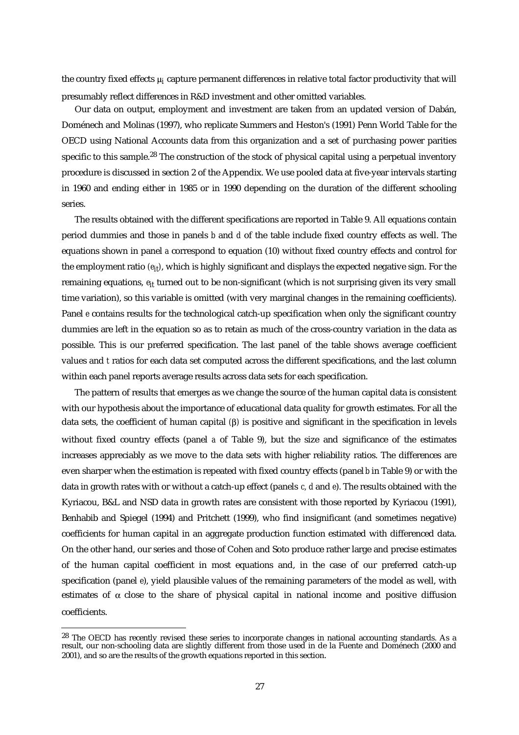the country fixed effects $\mu_i$ capture permanent differences in relative total factor productivity that will presumably reflect differences in R&D investment and other omitted variables.

Our data on output, employment and investment are taken from an updated version of Dabán, Doménech and Molinas (1997), who replicate Summers and Heston's (1991) Penn World Table for the OECD using National Accounts data from this organization and a set of purchasing power parities specific to this sample.[28] The construction of the stock of physical capital using a perpetual inventory procedure is discussed in section 2 of the Appendix. We use pooled data at five-year intervals starting in 1960 and ending either in 1985 or in 1990 depending on the duration of the different schooling series.

The results obtained with the different specifications are reported in Table 9. All equations contain period dummies and those in panels *b* and *d* of the table include fixed country effects as well. The equations shown in panel *a* correspond to equation (10) without fixed country effects and control for the employment ratio ($e_{it}$), which is highly significant and displays the expected negative sign. For the remaining equations, $e_{it}$ turned out to be non-significant (which is not surprising given its very small time variation), so this variable is omitted (with very marginal changes in the remaining coefficients). Panel *e* contains results for the technological catch-up specification when only the significant country dummies are left in the equation so as to retain as much of the cross-country variation in the data as possible. This is our preferred specification. The last panel of the table shows average coefficient values and *t* ratios for each data set computed across the different specifications, and the last column within each panel reports average results across data sets for each specification.

The pattern of results that emerges as we change the source of the human capital data is consistent with our hypothesis about the importance of educational data quality for growth estimates. For all the data sets, the coefficient of human capital ($\beta$) is positive and significant in the specification in levels without fixed country effects (panel *a* of Table 9), but the size and significance of the estimates increases appreciably as we move to the data sets with higher reliability ratios. The differences are even sharper when the estimation is repeated with fixed country effects (panel *b* in Table 9) or with the data in growth rates with or without a catch-up effect (panels *c, d* and *e*). The results obtained with the Kyriacou, B&L and NSD data in growth rates are consistent with those reported by Kyriacou (1991), Benhabib and Spiegel (1994) and Pritchett (1999), who find insignificant (and sometimes negative) coefficients for human capital in an aggregate production function estimated with differenced data. On the other hand, our series and those of Cohen and Soto produce rather large and precise estimates of the human capital coefficient in most equations and, in the case of our preferred catch-up specification (panel *e*), yield plausible values of the remaining parameters of the model as well, with estimates of $\alpha$ close to the share of physical capital in national income and positive diffusion coefficients.

[28] The OECD has recently revised these series to incorporate changes in national accounting standards. As a result, our non-schooling data are slightly different from those used in de la Fuente and Doménech (2000 and 2001), and so are the results of the growth equations reported in this section.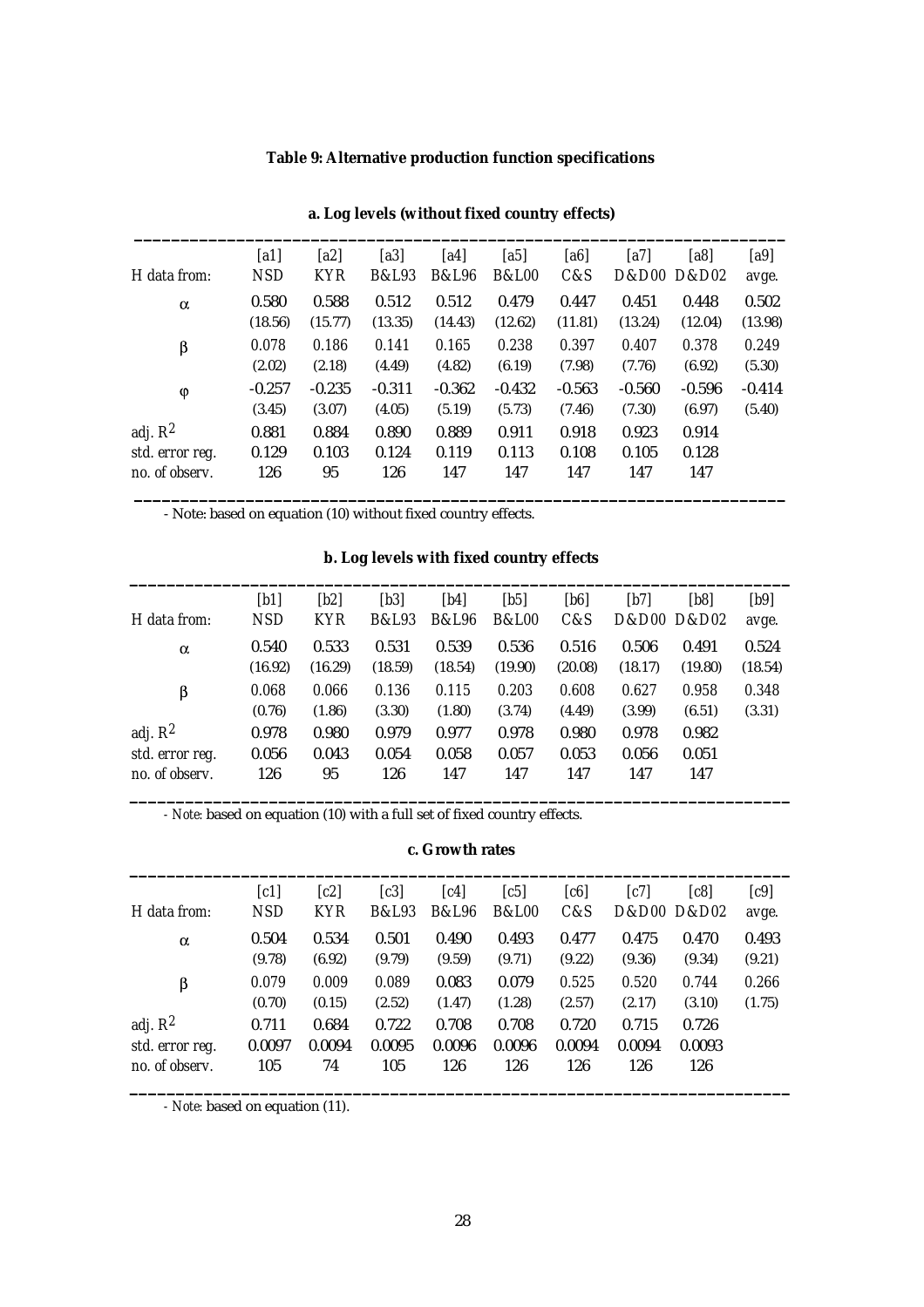**Table 9: Alternative production function specifications**

**a. Log levels (without fixed country effects)**

| H data from: | [a1] NSD | [a2] KYR | [a3] B&L93 | [a4] B&L96 | [a5] B&L00 | [a6] C&S | [a7] D&D00 | [a8] D&D02 | [a9] avge. |
|---|---|---|---|---|---|---|---|---|---|
| $\alpha$ | 0.580 | 0.588 | 0.512 | 0.512 | 0.479 | 0.447 | 0.451 | 0.448 | 0.502 |
| | (18.56) | (15.77) | (13.35) | (14.43) | (12.62) | (11.81) | (13.24) | (12.04) | (13.98) |
| $\beta$ | 0.078 | 0.186 | 0.141 | 0.165 | 0.238 | 0.397 | 0.407 | 0.378 | 0.249 |
| | (2.02) | (2.18) | (4.49) | (4.82) | (6.19) | (7.98) | (7.76) | (6.92) | (5.30) |
| $\varphi$ | -0.257 | -0.235 | -0.311 | -0.362 | -0.432 | -0.563 | -0.560 | -0.596 | -0.414 |
| | (3.45) | (3.07) | (4.05) | (5.19) | (5.73) | (7.46) | (7.30) | (6.97) | (5.40) |
| adj. $R^2$ | 0.881 | 0.884 | 0.890 | 0.889 | 0.911 | 0.918 | 0.923 | 0.914 | |
| std. error reg. | 0.129 | 0.103 | 0.124 | 0.119 | 0.113 | 0.108 | 0.105 | 0.128 | |
| no. of observ. | 126 | 95 | 126 | 147 | 147 | 147 | 147 | 147 | |

- Note: based on equation (10) without fixed country effects.

**b. Log levels with fixed country effects**

| H data from: | [b1] NSD | [b2] KYR | [b3] B&L93 | [b4] B&L96 | [b5] B&L00 | [b6] C&S | [b7] D&D00 | [b8] D&D02 | [b9] avge. |
|---|---|---|---|---|---|---|---|---|---|
| $\alpha$ | 0.540 | 0.533 | 0.531 | 0.539 | 0.536 | 0.516 | 0.506 | 0.491 | 0.524 |
| | (16.92) | (16.29) | (18.59) | (18.54) | (19.90) | (20.08) | (18.17) | (19.80) | (18.54) |
| $\beta$ | 0.068 | 0.066 | 0.136 | 0.115 | 0.203 | 0.608 | 0.627 | 0.958 | 0.348 |
| | (0.76) | (1.86) | (3.30) | (1.80) | (3.74) | (4.49) | (3.99) | (6.51) | (3.31) |
| adj. $R^2$ | 0.978 | 0.980 | 0.979 | 0.977 | 0.978 | 0.980 | 0.978 | 0.982 | |
| std. error reg. | 0.056 | 0.043 | 0.054 | 0.058 | 0.057 | 0.053 | 0.056 | 0.051 | |
| no. of observ. | 126 | 95 | 126 | 147 | 147 | 147 | 147 | 147 | |

- *Note:* based on equation (10) with a full set of fixed country effects.

**c. Growth rates**

| H data from: | [c1] NSD | [c2] KYR | [c3] B&L93 | [c4] B&L96 | [c5] B&L00 | [c6] C&S | [c7] D&D00 | [c8] D&D02 | [c9] avge. |
|---|---|---|---|---|---|---|---|---|---|
| $\alpha$ | 0.504 | 0.534 | 0.501 | 0.490 | 0.493 | 0.477 | 0.475 | 0.470 | 0.493 |
| | (9.78) | (6.92) | (9.79) | (9.59) | (9.71) | (9.22) | (9.36) | (9.34) | (9.21) |
| $\beta$ | 0.079 | 0.009 | 0.089 | 0.083 | 0.079 | 0.525 | 0.520 | 0.744 | 0.266 |
| | (0.70) | (0.15) | (2.52) | (1.47) | (1.28) | (2.57) | (2.17) | (3.10) | (1.75) |
| adj. $R^2$ | 0.711 | 0.684 | 0.722 | 0.708 | 0.708 | 0.720 | 0.715 | 0.726 | |
| std. error reg. | 0.0097 | 0.0094 | 0.0095 | 0.0096 | 0.0096 | 0.0094 | 0.0094 | 0.0093 | |
| no. of observ. | 105 | 74 | 105 | 126 | 126 | 126 | 126 | 126 | |

- *Note:* based on equation (11).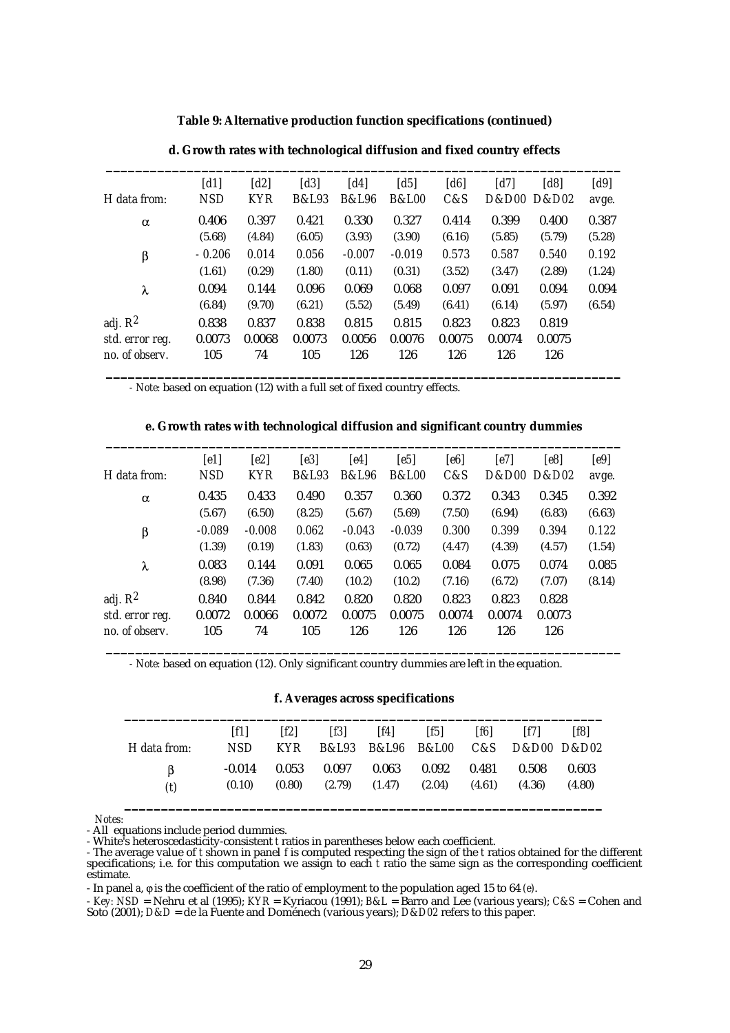**Table 9: Alternative production function specifications (continued)**

**d. Growth rates with technological diffusion and fixed country effects**

| | [d1] | [d2] | [d3] | [d4] | [d5] | [d6] | [d7] | [d8] | [d9] |
|---|---|---|---|---|---|---|---|---|---|
| H data from: | NSD | KYR | B&L93 | B&L96 | B&L00 | C&S | D&D00 | D&D02 | avge. |
| $\alpha$ | 0.406 | 0.397 | 0.421 | 0.330 | 0.327 | 0.414 | 0.399 | 0.400 | 0.387 |
| | (5.68) | (4.84) | (6.05) | (3.93) | (3.90) | (6.16) | (5.85) | (5.79) | (5.28) |
| $\beta$ | - 0.206 | 0.014 | 0.056 | -0.007 | -0.019 | 0.573 | 0.587 | 0.540 | 0.192 |
| | (1.61) | (0.29) | (1.80) | (0.11) | (0.31) | (3.52) | (3.47) | (2.89) | (1.24) |
| $\lambda$ | 0.094 | 0.144 | 0.096 | 0.069 | 0.068 | 0.097 | 0.091 | 0.094 | 0.094 |
| | (6.84) | (9.70) | (6.21) | (5.52) | (5.49) | (6.41) | (6.14) | (5.97) | (6.54) |
| adj. $R^2$ | 0.838 | 0.837 | 0.838 | 0.815 | 0.815 | 0.823 | 0.823 | 0.819 | |
| std. error reg. | 0.0073 | 0.0068 | 0.0073 | 0.0056 | 0.0076 | 0.0075 | 0.0074 | 0.0075 | |
| no. of observ. | 105 | 74 | 105 | 126 | 126 | 126 | 126 | 126 | |

- *Note:* based on equation (12) with a full set of fixed country effects.

**e. Growth rates with technological diffusion and significant country dummies**

| | [e1] | [e2] | [e3] | [e4] | [e5] | [e6] | [e7] | [e8] | [e9] |
|---|---|---|---|---|---|---|---|---|---|
| H data from: | NSD | KYR | B&L93 | B&L96 | B&L00 | C&S | D&D00 | D&D02 | avge. |
| $\alpha$ | 0.435 | 0.433 | 0.490 | 0.357 | 0.360 | 0.372 | 0.343 | 0.345 | 0.392 |
| | (5.67) | (6.50) | (8.25) | (5.67) | (5.69) | (7.50) | (6.94) | (6.83) | (6.63) |
| $\beta$ | -0.089 | -0.008 | 0.062 | -0.043 | -0.039 | 0.300 | 0.399 | 0.394 | 0.122 |
| | (1.39) | (0.19) | (1.83) | (0.63) | (0.72) | (4.47) | (4.39) | (4.57) | (1.54) |
| $\lambda$ | 0.083 | 0.144 | 0.091 | 0.065 | 0.065 | 0.084 | 0.075 | 0.074 | 0.085 |
| | (8.98) | (7.36) | (7.40) | (10.2) | (10.2) | (7.16) | (6.72) | (7.07) | (8.14) |
| adj. $R^2$ | 0.840 | 0.844 | 0.842 | 0.820 | 0.820 | 0.823 | 0.823 | 0.828 | |
| std. error reg. | 0.0072 | 0.0066 | 0.0072 | 0.0075 | 0.0075 | 0.0074 | 0.0074 | 0.0073 | |
| no. of observ. | 105 | 74 | 105 | 126 | 126 | 126 | 126 | 126 | |

- *Note:* based on equation (12). Only significant country dummies are left in the equation.

**f. Averages across specifications**

| | [f1] | [f2] | [f3] | [f4] | [f5] | [f6] | [f7] | [f8] |
|---|---|---|---|---|---|---|---|---|
| H data from: | NSD | KYR | B&L93 | B&L96 | B&L00 | C&S | D&D00 | D&D02 |
| $\beta$ | -0.014 | 0.053 | 0.097 | 0.063 | 0.092 | 0.481 | 0.508 | 0.603 |
| (*t*) | (0.10) | (0.80) | (2.79) | (1.47) | (2.04) | (4.61) | (4.36) | (4.80) |

*Notes:*
- All equations include period dummies.
- White's heteroscedasticity-consistent *t* ratios in parentheses below each coefficient.
- The average value of *t* shown in panel *f* is computed respecting the sign of the *t* ratios obtained for the different specifications; i.e. for this computation we assign to each *t* ratio the same sign as the corresponding coefficient estimate.
- In panel *a*, $\varphi$ is the coefficient of the ratio of employment to the population aged 15 to 64 *(e)*.
- *Key: NSD* = Nehru et al (1995); *KYR* = Kyriacou (1991); *B&L* = Barro and Lee (various years); *C&S* = Cohen and Soto (2001); *D&D* = de la Fuente and Doménech (various years); *D&D02* refers to this paper.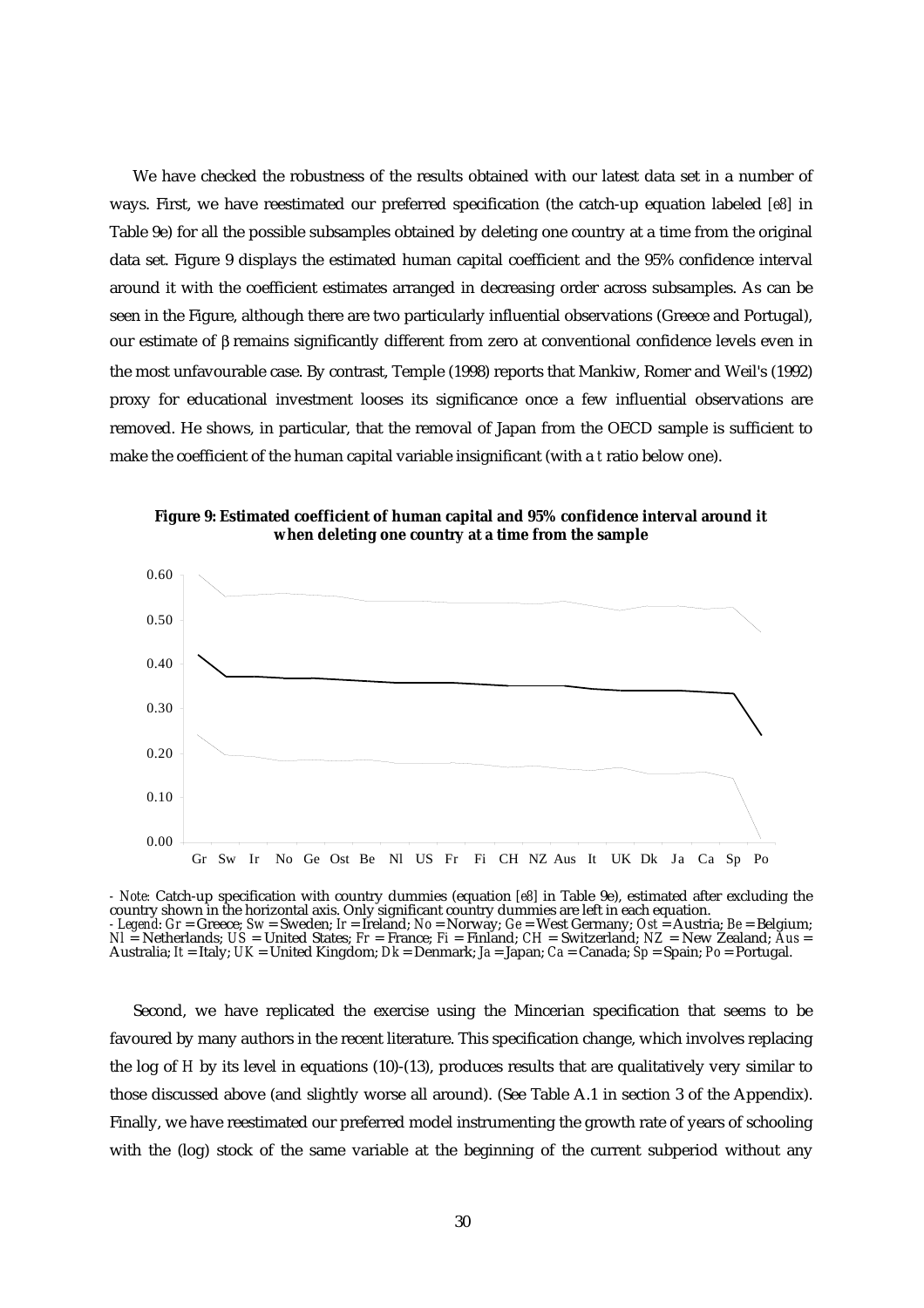We have checked the robustness of the results obtained with our latest data set in a number of ways. First, we have reestimated our preferred specification (the catch-up equation labeled *[e8]* in Table 9e) for all the possible subsamples obtained by deleting one country at a time from the original data set. Figure 9 displays the estimated human capital coefficient and the 95% confidence interval around it with the coefficient estimates arranged in decreasing order across subsamples. As can be seen in the Figure, although there are two particularly influential observations (Greece and Portugal), our estimate of $\beta$ remains significantly different from zero at conventional confidence levels even in the most unfavourable case. By contrast, Temple (1998) reports that Mankiw, Romer and Weil's (1992) proxy for educational investment looses its significance once a few influential observations are removed. He shows, in particular, that the removal of Japan from the OECD sample is sufficient to make the coefficient of the human capital variable insignificant (with a *t* ratio below one).

**Figure 9: Estimated coefficient of human capital and 95% confidence interval around it when deleting one country at a time from the sample**

- *Note*: Catch-up specification with country dummies (equation *[e8]* in Table 9e), estimated after excluding the country shown in the horizontal axis. Only significant country dummies are left in each equation.
- *Legend*: *Gr* = Greece; *Sw* = Sweden; *Ir* = Ireland; *No* = Norway; *Ge* = West Germany; *Ost* = Austria; *Be* = Belgium; *Nl* = Netherlands; *US* = United States; *Fr* = France; *Fi* = Finland; *CH* = Switzerland; *NZ* = New Zealand; *Aus* = Australia; *It* = Italy; *UK* = United Kingdom; *Dk* = Denmark; *Ja* = Japan; *Ca* = Canada; *Sp* = Spain; *Po* = Portugal.

Second, we have replicated the exercise using the Mincerian specification that seems to be favoured by many authors in the recent literature. This specification change, which involves replacing the log of *H* by its level in equations (10)-(13), produces results that are qualitatively very similar to those discussed above (and slightly worse all around). (See Table A.1 in section 3 of the Appendix). Finally, we have reestimated our preferred model instrumenting the growth rate of years of schooling with the (log) stock of the same variable at the beginning of the current subperiod without any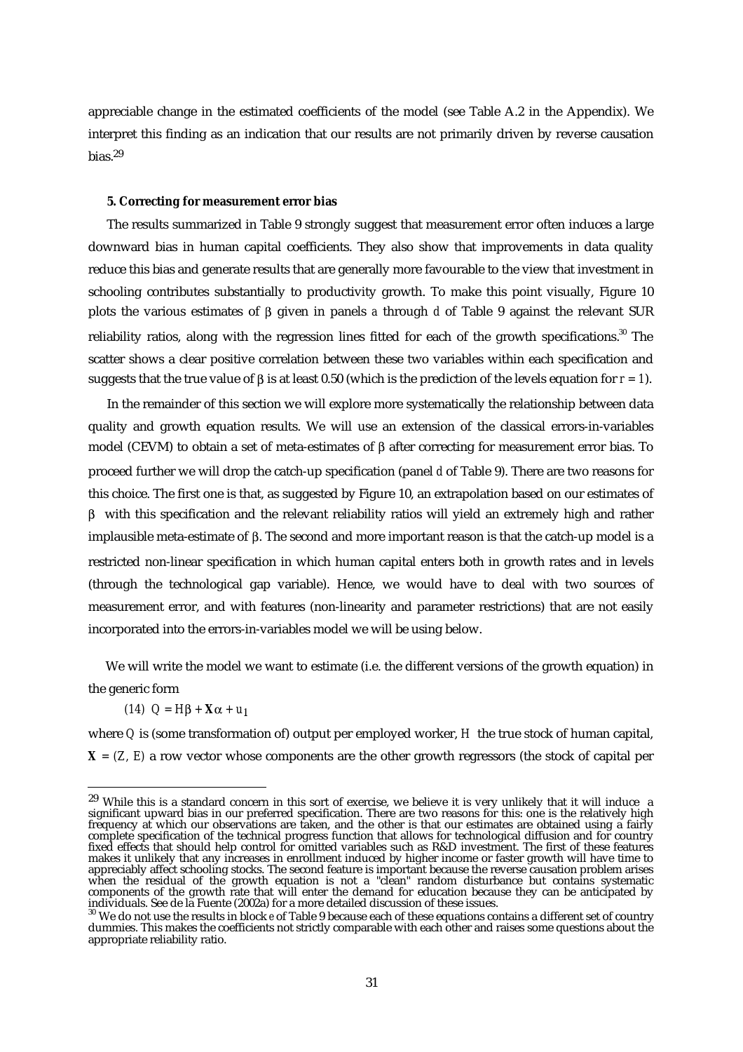appreciable change in the estimated coefficients of the model (see Table A.2 in the Appendix). We interpret this finding as an indication that our results are not primarily driven by reverse causation bias.[29]

### 5. Correcting for measurement error bias

The results summarized in Table 9 strongly suggest that measurement error often induces a large downward bias in human capital coefficients. They also show that improvements in data quality reduce this bias and generate results that are generally more favourable to the view that investment in schooling contributes substantially to productivity growth. To make this point visually, Figure 10 plots the various estimates of $\beta$ given in panels *a* through *d* of Table 9 against the relevant SUR reliability ratios, along with the regression lines fitted for each of the growth specifications.[30] The scatter shows a clear positive correlation between these two variables within each specification and suggests that the true value of $\beta$ is at least 0.50 (which is the prediction of the levels equation for $r = 1$).

In the remainder of this section we will explore more systematically the relationship between data quality and growth equation results. We will use an extension of the classical errors-in-variables model (CEVM) to obtain a set of meta-estimates of $\beta$ after correcting for measurement error bias. To proceed further we will drop the catch-up specification (panel *d* of Table 9). There are two reasons for this choice. The first one is that, as suggested by Figure 10, an extrapolation based on our estimates of $\beta$ with this specification and the relevant reliability ratios will yield an extremely high and rather implausible meta-estimate of $\beta$. The second and more important reason is that the catch-up model is a restricted non-linear specification in which human capital enters both in growth rates and in levels (through the technological gap variable). Hence, we would have to deal with two sources of measurement error, and with features (non-linearity and parameter restrictions) that are not easily incorporated into the errors-in-variables model we will be using below.

We will write the model we want to estimate (i.e. the different versions of the growth equation) in the generic form

$$(14)\quad Q = H\beta + \mathbf{X}\alpha + u_1$$

where $Q$ is (some transformation of) output per employed worker, $H$ the true stock of human capital, $\mathbf{X} = (Z, E)$ a row vector whose components are the other growth regressors (the stock of capital per

---

[29] While this is a standard concern in this sort of exercise, we believe it is very unlikely that it will induce a significant upward bias in our preferred specification. There are two reasons for this: one is the relatively high frequency at which our observations are taken, and the other is that our estimates are obtained using a fairly complete specification of the technical progress function that allows for technological diffusion and for country fixed effects that should help control for omitted variables such as R&D investment. The first of these features makes it unlikely that any increases in enrollment induced by higher income or faster growth will have time to appreciably affect schooling stocks. The second feature is important because the reverse causation problem arises when the residual of the growth equation is not a "clean" random disturbance but contains systematic components of the growth rate that will enter the demand for education because they can be anticipated by individuals. See de la Fuente (2002a) for a more detailed discussion of these issues.

[30] We do not use the results in block *e* of Table 9 because each of these equations contains a different set of country dummies. This makes the coefficients not strictly comparable with each other and raises some questions about the appropriate reliability ratio.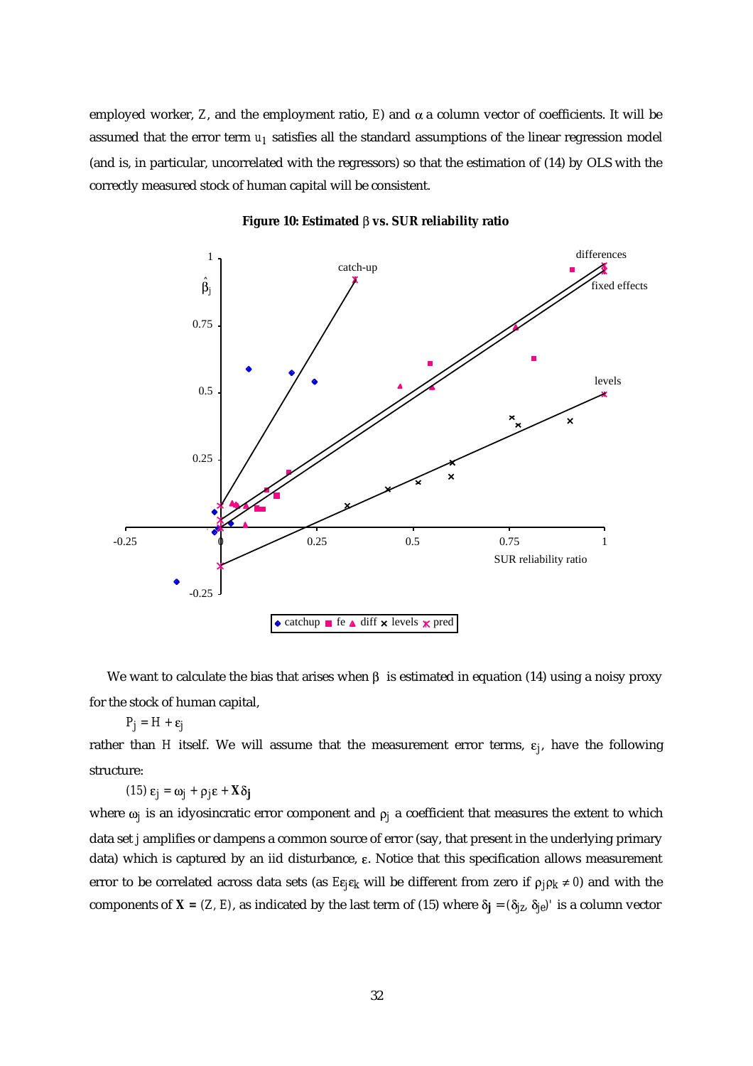employed worker, $Z$, and the employment ratio, $E$) and $\alpha$ a column vector of coefficients. It will be assumed that the error term $u_1$ satisfies all the standard assumptions of the linear regression model (and is, in particular, uncorrelated with the regressors) so that the estimation of (14) by OLS with the correctly measured stock of human capital will be consistent.

**Figure 10: Estimated $\beta$ vs. SUR reliability ratio**

We want to calculate the bias that arises when $\beta$ is estimated in equation (14) using a noisy proxy for the stock of human capital,

$$P_j = H + \varepsilon_j$$

rather than $H$ itself. We will assume that the measurement error terms, $\varepsilon_j$, have the following structure:

$$(15)\ \varepsilon_j = \omega_j + \rho_j \varepsilon + \mathbf{X}\boldsymbol{\delta}_j$$

where $\omega_j$ is an idyosincratic error component and $\rho_j$ a coefficient that measures the extent to which data set $j$ amplifies or dampens a common source of error (say, that present in the underlying primary data) which is captured by an iid disturbance, $\varepsilon$. Notice that this specification allows measurement error to be correlated across data sets (as $E\varepsilon_j\varepsilon_k$ will be different from zero if $\rho_j\rho_k \neq 0$) and with the components of $\mathbf{X} = (Z, E)$, as indicated by the last term of (15) where $\boldsymbol{\delta}_j = (\delta_{jz}, \delta_{je})'$ is a column vector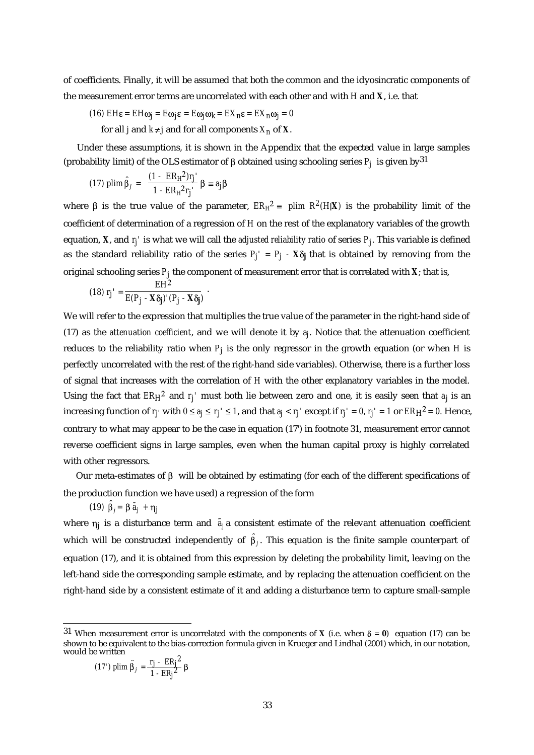of coefficients. Finally, it will be assumed that both the common and the idyosincratic components of the measurement error terms are uncorrelated with each other and with $H$ and $\mathbf{X}$, i.e. that

$$(16)\ EH\varepsilon = EH\omega_j = E\omega_j\varepsilon = E\omega_j\omega_k = EX_n\varepsilon = EX_n\omega_j = 0$$

for all $j$ and $k \neq j$ and for all components $X_n$ of $\mathbf{X}$.

Under these assumptions, it is shown in the Appendix that the expected value in large samples (probability limit) of the OLS estimator of $\beta$ obtained using schooling series $P_j$ is given by[31]

$$(17)\ \text{plim}\,\hat{\beta}_j = \frac{(1 - ER_H^2)r_j'}{1 - ER_H^2 r_j'}\,\beta \equiv a_j\beta$$

where $\beta$ is the true value of the parameter, $ER_H^2 \equiv \text{plim}\ R^2(H|\mathbf{X})$ is the probability limit of the coefficient of determination of a regression of $H$ on the rest of the explanatory variables of the growth equation, $\mathbf{X}$, and $r_j'$ is what we will call the *adjusted reliability ratio* of series $P_j$. This variable is defined as the standard reliability ratio of the series $P_j' = P_j - \mathbf{X}\boldsymbol{\delta}_j$ that is obtained by removing from the original schooling series $P_j$ the component of measurement error that is correlated with $\mathbf{X}$; that is,

$$(18)\ r_j' = \frac{EH^2}{E(P_j - \mathbf{X}\boldsymbol{\delta}_j)'(P_j - \mathbf{X}\boldsymbol{\delta}_j)}\ .$$

We will refer to the expression that multiplies the true value of the parameter in the right-hand side of (17) as the *attenuation coefficient*, and we will denote it by $a_j$. Notice that the attenuation coefficient reduces to the reliability ratio when $P_j$ is the only regressor in the growth equation (or when $H$ is perfectly uncorrelated with the rest of the right-hand side variables). Otherwise, there is a further loss of signal that increases with the correlation of $H$ with the other explanatory variables in the model. Using the fact that $ER_H^2$ and $r_j'$ must both lie between zero and one, it is easily seen that $a_j$ is an increasing function of $r_j'$ with $0 \leq a_j \leq r_j' \leq 1$, and that $a_j < r_j'$ except if $r_j' = 0$, $r_j' = 1$ or $ER_H^2 = 0$. Hence, contrary to what may appear to be the case in equation (17') in footnote 31, measurement error cannot reverse coefficient signs in large samples, even when the human capital proxy is highly correlated with other regressors.

Our meta-estimates of $\beta$ will be obtained by estimating (for each of the different specifications of the production function we have used) a regression of the form

$$(19)\ \hat{\beta}_j = \beta\,\tilde{a}_j + \eta_j$$

where $\eta_j$ is a disturbance term and $\tilde{a}_j$ a consistent estimate of the relevant attenuation coefficient which will be constructed independently of $\hat{\beta}_j$. This equation is the finite sample counterpart of equation (17), and it is obtained from this expression by deleting the probability limit, leaving on the left-hand side the corresponding sample estimate, and by replacing the attenuation coefficient on the right-hand side by a consistent estimate of it and adding a disturbance term to capture small-sample

---

[31] When measurement error is uncorrelated with the components of $\mathbf{X}$ (i.e. when $\delta = \mathbf{0}$) equation (17) can be shown to be equivalent to the bias-correction formula given in Krueger and Lindhal (2001) which, in our notation, would be written

$$(17')\ \text{plim}\,\hat{\beta}_j = \frac{r_j - ER_j^2}{1 - ER_j^2}\,\beta$$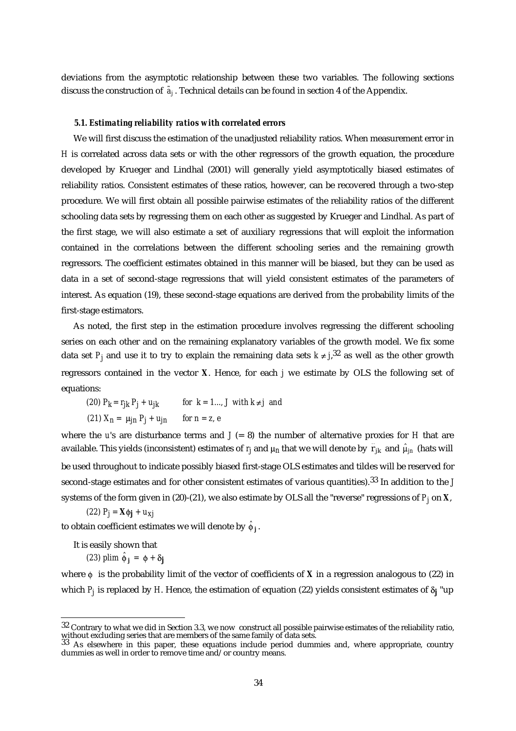deviations from the asymptotic relationship between these two variables. The following sections discuss the construction of $\tilde{a}_j$. Technical details can be found in section 4 of the Appendix.

### *5.1. Estimating reliability ratios with correlated errors*

We will first discuss the estimation of the unadjusted reliability ratios. When measurement error in $H$ is correlated across data sets or with the other regressors of the growth equation, the procedure developed by Krueger and Lindhal (2001) will generally yield asymptotically biased estimates of reliability ratios. Consistent estimates of these ratios, however, can be recovered through a two-step procedure. We will first obtain all possible pairwise estimates of the reliability ratios of the different schooling data sets by regressing them on each other as suggested by Krueger and Lindhal. As part of the first stage, we will also estimate a set of auxiliary regressions that will exploit the information contained in the correlations between the different schooling series and the remaining growth regressors. The coefficient estimates obtained in this manner will be biased, but they can be used as data in a set of second-stage regressions that will yield consistent estimates of the parameters of interest. As equation (19), these second-stage equations are derived from the probability limits of the first-stage estimators.

As noted, the first step in the estimation procedure involves regressing the different schooling series on each other and on the remaining explanatory variables of the growth model. We fix some data set $P_j$ and use it to try to explain the remaining data sets $k \neq j$,[32] as well as the other growth regressors contained in the vector $\mathbf{X}$. Hence, for each $j$ we estimate by OLS the following set of equations:

$$(20)\ P_k = r_{jk} P_j + u_{jk} \qquad \text{for } k = 1\ldots, J \text{ with } k \neq j \text{ and}$$

$$(21)\ X_n = \mu_{jn} P_j + u_{jn} \qquad \text{for } n = z, e$$

where the $u$'s are disturbance terms and $J$ (= 8) the number of alternative proxies for $H$ that are available. This yields (inconsistent) estimates of $r_j$ and $\mu_n$ that we will denote by $\hat{r}_{jk}$ and $\hat{\mu}_{jn}$ (hats will be used throughout to indicate possibly biased first-stage OLS estimates and tildes will be reserved for second-stage estimates and for other consistent estimates of various quantities).[33] In addition to the $J$ systems of the form given in (20)-(21), we also estimate by OLS all the "reverse" regressions of $P_j$ on $\mathbf{X}$,

$$(22)\ P_j = \mathbf{X}\phi_\mathbf{j} + u_{xj}$$

to obtain coefficient estimates we will denote by $\hat{\phi}_\mathbf{j}$.

It is easily shown that

$$(23)\ \text{plim } \hat{\phi}_\mathbf{j} = \phi + \delta_\mathbf{j}$$

where $\phi$ is the probability limit of the vector of coefficients of $\mathbf{X}$ in a regression analogous to (22) in which $P_j$ is replaced by $H$. Hence, the estimation of equation (22) yields consistent estimates of $\delta_\mathbf{j}$ "up

---

[32] Contrary to what we did in Section 3.3, we now construct all possible pairwise estimates of the reliability ratio, without excluding series that are members of the same family of data sets.

[33] As elsewhere in this paper, these equations include period dummies and, where appropriate, country dummies as well in order to remove time and/or country means.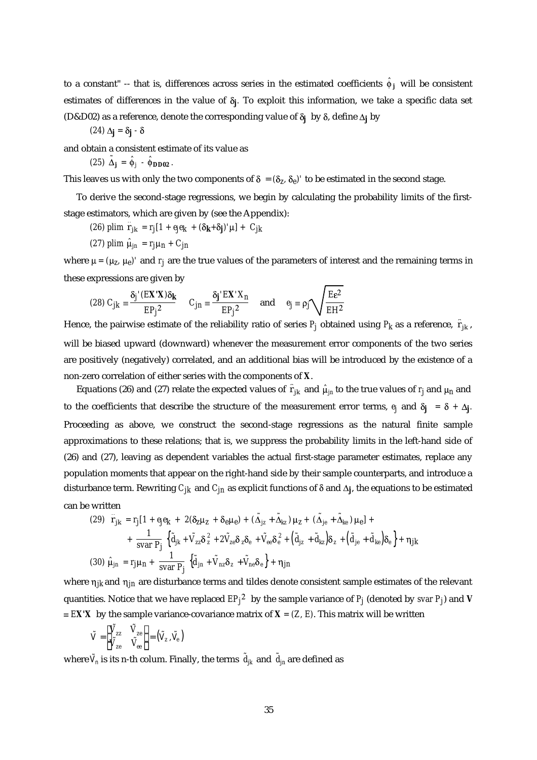to a constant" -- that is, differences across series in the estimated coefficients $\hat{\phi}_j$ will be consistent estimates of differences in the value of $\delta_j$. To exploit this information, we take a specific data set (D&D02) as a reference, denote the corresponding value of $\delta_j$ by $\delta$, define $\Delta_j$ by

$$(24)\ \Delta_j = \delta_j - \delta$$

and obtain a consistent estimate of its value as

$$(25)\ \tilde{\Delta}_j = \hat{\phi}_j - \hat{\phi}_{DD02}.$$

This leaves us with only the two components of $\delta = (\delta_Z, \delta_e)'$ to be estimated in the second stage.

To derive the second-stage regressions, we begin by calculating the probability limits of the first-stage estimators, which are given by (see the Appendix):

$$(26)\ \text{plim } \ddot{r}_{jk} = r_j[1 + e_j e_k + (\delta_k + \delta_j)'\mu] + C_{jk}$$

$$(27)\ \text{plim } \hat{\mu}_{jn} = r_j \mu_n + C_{jn}$$

where $\mu = (\mu_Z, \mu_e)'$ and $r_j$ are the true values of the parameters of interest and the remaining terms in these expressions are given by

$$(28)\ C_{jk} \equiv \frac{\delta_j'(E\mathbf{X}'\mathbf{X})\delta_k}{EP_j^2} \quad C_{jn} \equiv \frac{\delta_j' E\mathbf{X}' X_n}{EP_j^2} \quad \text{and} \quad e_j \equiv \rho_j \sqrt{\frac{E\varepsilon^2}{EH^2}}$$

Hence, the pairwise estimate of the reliability ratio of series $P_j$ obtained using $P_k$ as a reference, $\ddot{r}_{jk}$, will be biased upward (downward) whenever the measurement error components of the two series are positively (negatively) correlated, and an additional bias will be introduced by the existence of a non-zero correlation of either series with the components of $\mathbf{X}$.

Equations (26) and (27) relate the expected values of $\ddot{r}_{jk}$ and $\hat{\mu}_{jn}$ to the true values of $r_j$ and $\mu_n$ and to the coefficients that describe the structure of the measurement error terms, $e_j$ and $\delta_j = \delta + \Delta_j$. Proceeding as above, we construct the second-stage regressions as the natural finite sample approximations to these relations; that is, we suppress the probability limits in the left-hand side of (26) and (27), leaving as dependent variables the actual first-stage parameter estimates, replace any population moments that appear on the right-hand side by their sample counterparts, and introduce a disturbance term. Rewriting $C_{jk}$ and $C_{jn}$ as explicit functions of $\delta$ and $\Delta_j$, the equations to be estimated can be written

$$(29)\ \ddot{r}_{jk} = r_j[1 + e_j e_k + 2(\delta_Z\mu_Z + \delta_e\mu_e) + (\tilde{\Delta}_{jz} + \tilde{\Delta}_{kz})\mu_Z + (\tilde{\Delta}_{je} + \tilde{\Delta}_{ke})\mu_e] + \\ + \frac{1}{\text{svar } P_j}\left\{\tilde{d}_{jk} + \tilde{V}_{zz}\delta_z^2 + 2\tilde{V}_{ze}\delta_z\delta_e + \tilde{V}_{ee}\delta_e^2 + \left(\tilde{d}_{jz} + \tilde{d}_{kz}\right)\delta_z + \left(\tilde{d}_{je} + \tilde{d}_{ke}\right)\delta_e\right\} + \eta_{jk}$$

$$(30)\ \hat{\mu}_{jn} = r_j\mu_n + \frac{1}{\text{svar } P_j}\left\{\tilde{d}_{jn} + \tilde{V}_{nz}\delta_z + \tilde{V}_{ne}\delta_e\right\} + \eta_{jn}$$

where $\eta_{jk}$ and $\eta_{jn}$ are disturbance terms and tildes denote consistent sample estimates of the relevant quantities. Notice that we have replaced $EP_j^2$ by the sample variance of $P_j$ (denoted by $\text{svar } P_j$) and $\mathbf{V} \equiv E\mathbf{X}'\mathbf{X}$ by the sample variance-covariance matrix of $\mathbf{X} = (Z, E)$. This matrix will be written

$$\tilde{V} = \begin{bmatrix} \tilde{V}_{zz} & \tilde{V}_{ze} \\ \tilde{V}_{ze} & \tilde{V}_{ee} \end{bmatrix} = \left(\tilde{V}_z, \tilde{V}_e\right)$$

where $\tilde{V}_n$ is its n-th colum. Finally, the terms $\tilde{d}_{jk}$ and $\tilde{d}_{jn}$ are defined as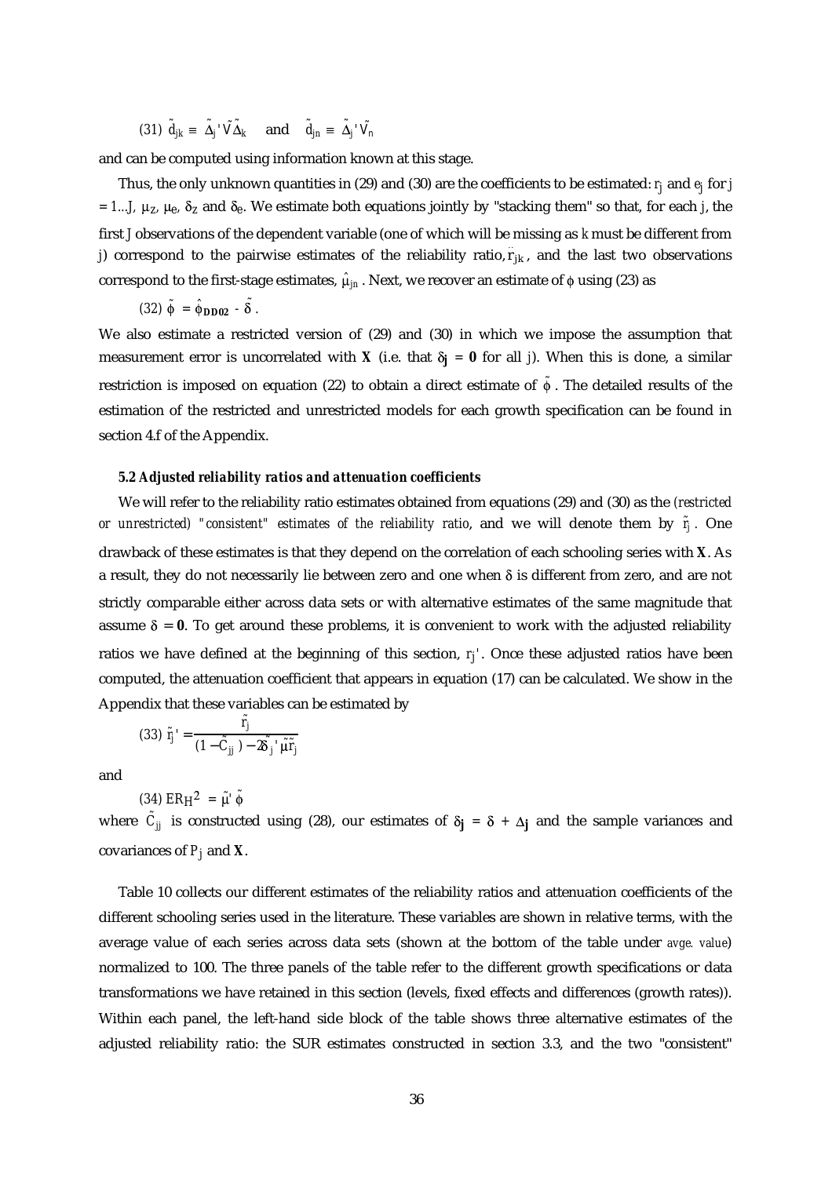(31) $\tilde{d}_{jk} \equiv \tilde{\Delta}_j{}'\tilde{V}\tilde{\Delta}_k$ and $\tilde{d}_{jn} \equiv \tilde{\Delta}_j{}'\tilde{V}_n$

and can be computed using information known at this stage.

Thus, the only unknown quantities in (29) and (30) are the coefficients to be estimated: $r_j$ and $e_j$ for $j = 1...J$, $\mu_Z$, $\mu_e$, $\delta_Z$ and $\delta_e$. We estimate both equations jointly by "stacking them" so that, for each $j$, the first J observations of the dependent variable (one of which will be missing as $k$ must be different from j) correspond to the pairwise estimates of the reliability ratio, $\ddot{r}_{jk}$, and the last two observations correspond to the first-stage estimates, $\hat{\mu}_{jn}$. Next, we recover an estimate of $\phi$ using (23) as

(32) $\tilde{\phi} = \hat{\phi}_{\mathbf{DD02}} - \tilde{\delta}$.

We also estimate a restricted version of (29) and (30) in which we impose the assumption that measurement error is uncorrelated with $\mathbf{X}$ (i.e. that $\boldsymbol{\delta}_{\mathbf{j}} = \mathbf{0}$ for all j). When this is done, a similar restriction is imposed on equation (22) to obtain a direct estimate of $\tilde{\phi}$. The detailed results of the estimation of the restricted and unrestricted models for each growth specification can be found in section 4.f of the Appendix.

### *5.2 Adjusted reliability ratios and attenuation coefficients*

We will refer to the reliability ratio estimates obtained from equations (29) and (30) as the *(restricted or unrestricted) "consistent" estimates of the reliability ratio*, and we will denote them by $\tilde{r}_j$. One drawback of these estimates is that they depend on the correlation of each schooling series with $\mathbf{X}$. As a result, they do not necessarily lie between zero and one when $\delta$ is different from zero, and are not strictly comparable either across data sets or with alternative estimates of the same magnitude that assume $\delta = \mathbf{0}$. To get around these problems, it is convenient to work with the adjusted reliability ratios we have defined at the beginning of this section, $r_j{}'$. Once these adjusted ratios have been computed, the attenuation coefficient that appears in equation (17) can be calculated. We show in the Appendix that these variables can be estimated by

$$(33)\ \tilde{r}_j{}' = \frac{\tilde{r}_j}{(1 - \tilde{C}_{jj}) - 2\tilde{\delta}_j{}'\tilde{\mu}\tilde{r}_j}$$

and

$$(34)\ ER_H{}^2 = \tilde{\mu}'\tilde{\phi}$$

where $\tilde{C}_{jj}$ is constructed using (28), our estimates of $\boldsymbol{\delta}_{\mathbf{j}} = \delta + \boldsymbol{\Delta}_{\mathbf{j}}$ and the sample variances and covariances of $P_j$ and $\mathbf{X}$.

Table 10 collects our different estimates of the reliability ratios and attenuation coefficients of the different schooling series used in the literature. These variables are shown in relative terms, with the average value of each series across data sets (shown at the bottom of the table under *avge. value*) normalized to 100. The three panels of the table refer to the different growth specifications or data transformations we have retained in this section (levels, fixed effects and differences (growth rates)). Within each panel, the left-hand side block of the table shows three alternative estimates of the adjusted reliability ratio: the SUR estimates constructed in section 3.3, and the two "consistent"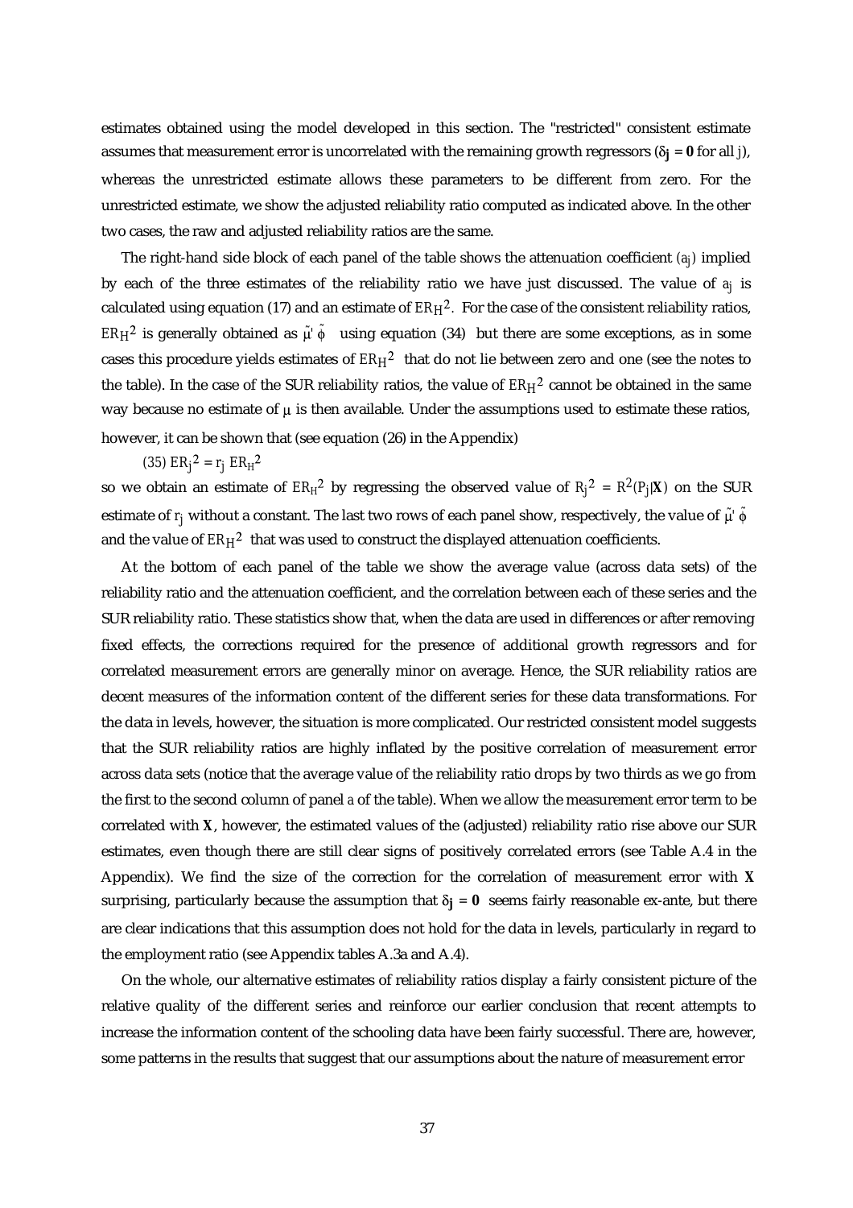estimates obtained using the model developed in this section. The "restricted" consistent estimate assumes that measurement error is uncorrelated with the remaining growth regressors ($\delta_{\mathbf{j}} = \mathbf{0}$ for all $j$), whereas the unrestricted estimate allows these parameters to be different from zero. For the unrestricted estimate, we show the adjusted reliability ratio computed as indicated above. In the other two cases, the raw and adjusted reliability ratios are the same.

The right-hand side block of each panel of the table shows the attenuation coefficient ($a_j$) implied by each of the three estimates of the reliability ratio we have just discussed. The value of $a_j$ is calculated using equation (17) and an estimate of $ER_H{}^2$. For the case of the consistent reliability ratios, $ER_H{}^2$ is generally obtained as $\tilde{\mu}'\tilde{\phi}$ using equation (34) but there are some exceptions, as in some cases this procedure yields estimates of $ER_H{}^2$ that do not lie between zero and one (see the notes to the table). In the case of the SUR reliability ratios, the value of $ER_H{}^2$ cannot be obtained in the same way because no estimate of $\mu$ is then available. Under the assumptions used to estimate these ratios, however, it can be shown that (see equation (26) in the Appendix)

$$(35)\ ER_j{}^2 = r_j\ ER_H{}^2$$

so we obtain an estimate of $ER_H{}^2$ by regressing the observed value of $R_j{}^2 = R^2(P_j|\mathbf{X})$ on the SUR estimate of $r_j$ without a constant. The last two rows of each panel show, respectively, the value of $\tilde{\mu}'\tilde{\phi}$ and the value of $ER_H{}^2$ that was used to construct the displayed attenuation coefficients.

At the bottom of each panel of the table we show the average value (across data sets) of the reliability ratio and the attenuation coefficient, and the correlation between each of these series and the SUR reliability ratio. These statistics show that, when the data are used in differences or after removing fixed effects, the corrections required for the presence of additional growth regressors and for correlated measurement errors are generally minor on average. Hence, the SUR reliability ratios are decent measures of the information content of the different series for these data transformations. For the data in levels, however, the situation is more complicated. Our restricted consistent model suggests that the SUR reliability ratios are highly inflated by the positive correlation of measurement error across data sets (notice that the average value of the reliability ratio drops by two thirds as we go from the first to the second column of panel *a* of the table). When we allow the measurement error term to be correlated with $\mathbf{X}$, however, the estimated values of the (adjusted) reliability ratio rise above our SUR estimates, even though there are still clear signs of positively correlated errors (see Table A.4 in the Appendix). We find the size of the correction for the correlation of measurement error with $\mathbf{X}$ surprising, particularly because the assumption that $\delta_{\mathbf{j}} = \mathbf{0}$ seems fairly reasonable ex-ante, but there are clear indications that this assumption does not hold for the data in levels, particularly in regard to the employment ratio (see Appendix tables A.3a and A.4).

On the whole, our alternative estimates of reliability ratios display a fairly consistent picture of the relative quality of the different series and reinforce our earlier conclusion that recent attempts to increase the information content of the schooling data have been fairly successful. There are, however, some patterns in the results that suggest that our assumptions about the nature of measurement error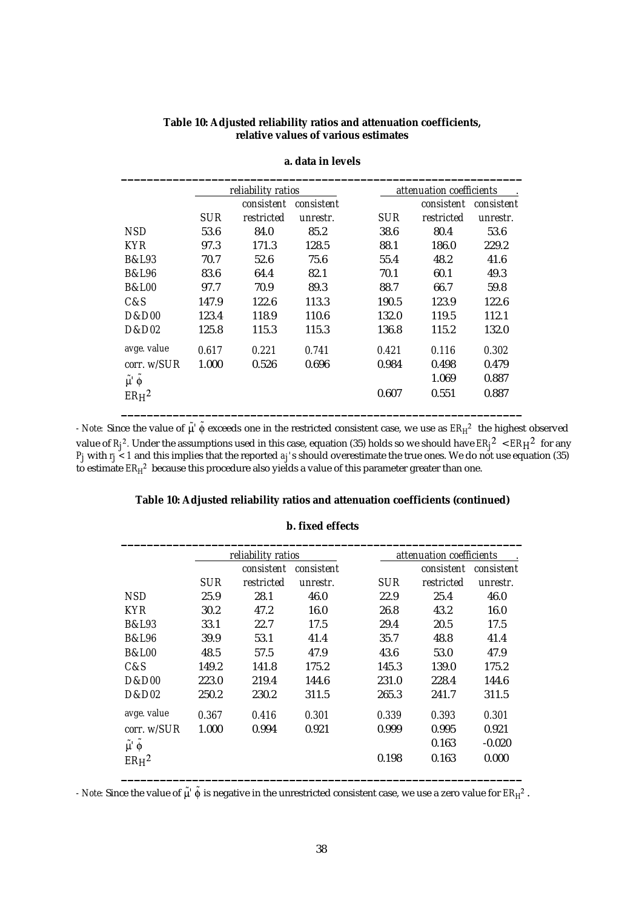**Table 10: Adjusted reliability ratios and attenuation coefficients, relative values of various estimates**

**a. data in levels**

| | *reliability ratios* | | | *attenuation coefficients* | | |
|---|---|---|---|---|---|---|
| | SUR | *consistent restricted* | *consistent unrestr.* | SUR | *consistent restricted* | *consistent unrestr.* |
| NSD | 53.6 | 84.0 | 85.2 | 38.6 | 80.4 | 53.6 |
| KYR | 97.3 | 171.3 | 128.5 | 88.1 | 186.0 | 229.2 |
| B&L93 | 70.7 | 52.6 | 75.6 | 55.4 | 48.2 | 41.6 |
| B&L96 | 83.6 | 64.4 | 82.1 | 70.1 | 60.1 | 49.3 |
| B&L00 | 97.7 | 70.9 | 89.3 | 88.7 | 66.7 | 59.8 |
| C&S | 147.9 | 122.6 | 113.3 | 190.5 | 123.9 | 122.6 |
| D&D00 | 123.4 | 118.9 | 110.6 | 132.0 | 119.5 | 112.1 |
| D&D02 | 125.8 | 115.3 | 115.3 | 136.8 | 115.2 | 132.0 |
| *avge. value* | 0.617 | 0.221 | 0.741 | 0.421 | 0.116 | 0.302 |
| corr. w/SUR | 1.000 | 0.526 | 0.696 | 0.984 | 0.498 | 0.479 |
| $\tilde{\mu}'\tilde{\phi}$ | | | | | 1.069 | 0.887 |
| $ER_H^2$ | | | | 0.607 | 0.551 | 0.887 |

- *Note:* Since the value of $\tilde{\mu}'\tilde{\phi}$ exceeds one in the restricted consistent case, we use as $ER_H^2$ the highest observed value of $R_j^2$. Under the assumptions used in this case, equation (35) holds so we should have $ER_j^2 < ER_H^2$ for any $P_j$ with $r_j < 1$ and this implies that the reported $a_j$'s should overestimate the true ones. We do not use equation (35) to estimate $ER_H^2$ because this procedure also yields a value of this parameter greater than one.

**Table 10: Adjusted reliability ratios and attenuation coefficients (continued)**

**b. fixed effects**

| | *reliability ratios* | | | *attenuation coefficients* | | |
|---|---|---|---|---|---|---|
| | SUR | *consistent restricted* | *consistent unrestr.* | SUR | *consistent restricted* | *consistent unrestr.* |
| NSD | 25.9 | 28.1 | 46.0 | 22.9 | 25.4 | 46.0 |
| KYR | 30.2 | 47.2 | 16.0 | 26.8 | 43.2 | 16.0 |
| B&L93 | 33.1 | 22.7 | 17.5 | 29.4 | 20.5 | 17.5 |
| B&L96 | 39.9 | 53.1 | 41.4 | 35.7 | 48.8 | 41.4 |
| B&L00 | 48.5 | 57.5 | 47.9 | 43.6 | 53.0 | 47.9 |
| C&S | 149.2 | 141.8 | 175.2 | 145.3 | 139.0 | 175.2 |
| D&D00 | 223.0 | 219.4 | 144.6 | 231.0 | 228.4 | 144.6 |
| D&D02 | 250.2 | 230.2 | 311.5 | 265.3 | 241.7 | 311.5 |
| *avge. value* | 0.367 | 0.416 | 0.301 | 0.339 | 0.393 | 0.301 |
| corr. w/SUR | 1.000 | 0.994 | 0.921 | 0.999 | 0.995 | 0.921 |
| $\tilde{\mu}'\tilde{\phi}$ | | | | | 0.163 | -0.020 |
| $ER_H^2$ | | | | 0.198 | 0.163 | 0.000 |

- *Note:* Since the value of $\tilde{\mu}'\tilde{\phi}$ is negative in the unrestricted consistent case, we use a zero value for $ER_H^2$.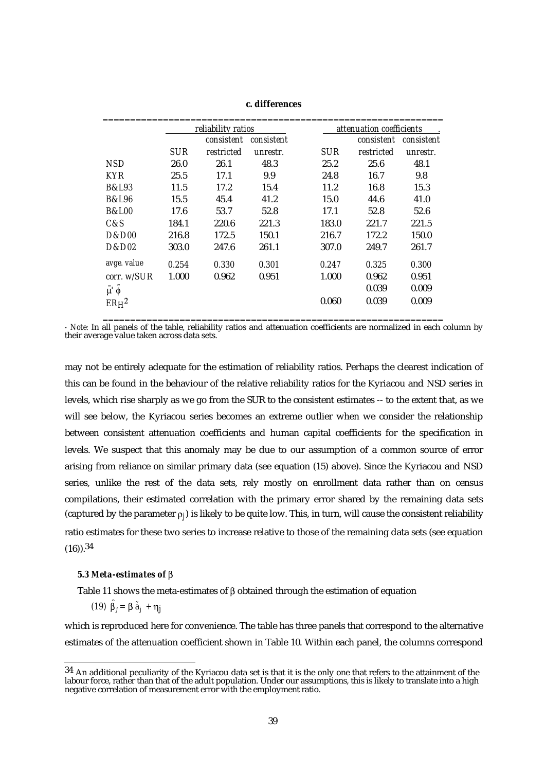**c. differences**

| | reliability ratios | | | attenuation coefficients | | |
|---|---|---|---|---|---|---|
| | SUR | consistent restricted | consistent unrestr. | SUR | consistent restricted | consistent unrestr. |
| NSD | 26.0 | 26.1 | 48.3 | 25.2 | 25.6 | 48.1 |
| KYR | 25.5 | 17.1 | 9.9 | 24.8 | 16.7 | 9.8 |
| B&L93 | 11.5 | 17.2 | 15.4 | 11.2 | 16.8 | 15.3 |
| B&L96 | 15.5 | 45.4 | 41.2 | 15.0 | 44.6 | 41.0 |
| B&L00 | 17.6 | 53.7 | 52.8 | 17.1 | 52.8 | 52.6 |
| C&S | 184.1 | 220.6 | 221.3 | 183.0 | 221.7 | 221.5 |
| D&D00 | 216.8 | 172.5 | 150.1 | 216.7 | 172.2 | 150.0 |
| D&D02 | 303.0 | 247.6 | 261.1 | 307.0 | 249.7 | 261.7 |
| avge. value | 0.254 | 0.330 | 0.301 | 0.247 | 0.325 | 0.300 |
| corr. w/SUR | 1.000 | 0.962 | 0.951 | 1.000 | 0.962 | 0.951 |
| $\tilde{\mu}'\tilde{\phi}$ | | | | | 0.039 | 0.009 |
| $ER_H^2$ | | | | 0.060 | 0.039 | 0.009 |

- *Note:* In all panels of the table, reliability ratios and attenuation coefficients are normalized in each column by their average value taken across data sets.

may not be entirely adequate for the estimation of reliability ratios. Perhaps the clearest indication of this can be found in the behaviour of the relative reliability ratios for the Kyriacou and NSD series in levels, which rise sharply as we go from the SUR to the consistent estimates -- to the extent that, as we will see below, the Kyriacou series becomes an extreme outlier when we consider the relationship between consistent attenuation coefficients and human capital coefficients for the specification in levels. We suspect that this anomaly may be due to our assumption of a common source of error arising from reliance on similar primary data (see equation (15) above). Since the Kyriacou and NSD series, unlike the rest of the data sets, rely mostly on enrollment data rather than on census compilations, their estimated correlation with the primary error shared by the remaining data sets (captured by the parameter $\rho_j$) is likely to be quite low. This, in turn, will cause the consistent reliability ratio estimates for these two series to increase relative to those of the remaining data sets (see equation (16)).[34]

### 5.3 Meta-estimates of $\beta$

Table 11 shows the meta-estimates of $\beta$ obtained through the estimation of equation

$$(19)\quad \hat{\beta}_j = \beta\,\tilde{a}_j + \eta_j$$

which is reproduced here for convenience. The table has three panels that correspond to the alternative estimates of the attenuation coefficient shown in Table 10. Within each panel, the columns correspond

[34] An additional peculiarity of the Kyriacou data set is that it is the only one that refers to the attainment of the labour force, rather than that of the adult population. Under our assumptions, this is likely to translate into a high negative correlation of measurement error with the employment ratio.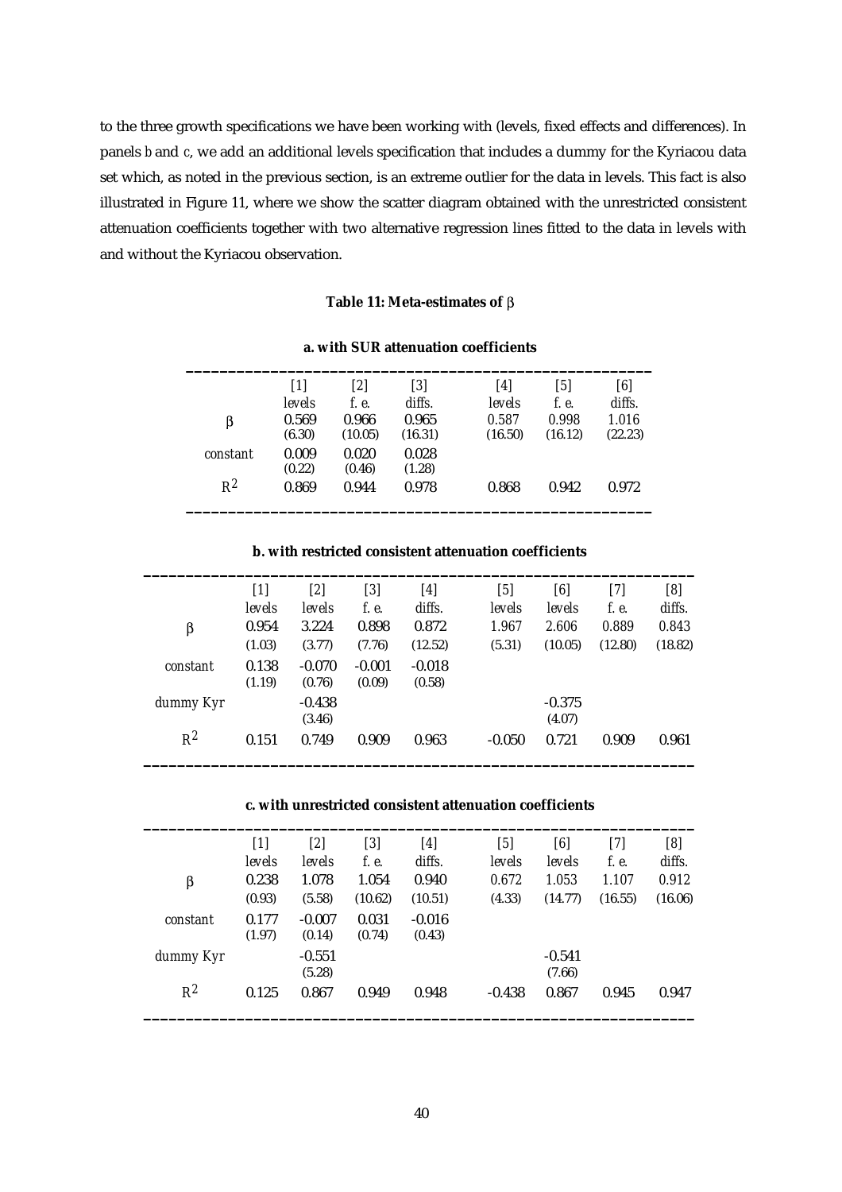to the three growth specifications we have been working with (levels, fixed effects and differences). In panels *b* and *c*, we add an additional levels specification that includes a dummy for the Kyriacou data set which, as noted in the previous section, is an extreme outlier for the data in levels. This fact is also illustrated in Figure 11, where we show the scatter diagram obtained with the unrestricted consistent attenuation coefficients together with two alternative regression lines fitted to the data in levels with and without the Kyriacou observation.

**Table 11: Meta-estimates of β**

**a. with SUR attenuation coefficients**

| | [1] levels | [2] f. e. | [3] diffs. | [4] levels | [5] f. e. | [6] diffs. |
|---|---|---|---|---|---|---|
| β | 0.569 (6.30) | 0.966 (10.05) | 0.965 (16.31) | 0.587 (16.50) | 0.998 (16.12) | 1.016 (22.23) |
| constant | 0.009 (0.22) | 0.020 (0.46) | 0.028 (1.28) | | | |
| $R^2$ | 0.869 | 0.944 | 0.978 | 0.868 | 0.942 | 0.972 |

**b. with restricted consistent attenuation coefficients**

| | [1] levels | [2] levels | [3] f. e. | [4] diffs. | [5] levels | [6] levels | [7] f. e. | [8] diffs. |
|---|---|---|---|---|---|---|---|---|
| β | 0.954 (1.03) | 3.224 (3.77) | 0.898 (7.76) | 0.872 (12.52) | 1.967 (5.31) | 2.606 (10.05) | 0.889 (12.80) | 0.843 (18.82) |
| constant | 0.138 (1.19) | -0.070 (0.76) | -0.001 (0.09) | -0.018 (0.58) | | | | |
| dummy Kyr | | -0.438 (3.46) | | | | -0.375 (4.07) | | |
| $R^2$ | 0.151 | 0.749 | 0.909 | 0.963 | -0.050 | 0.721 | 0.909 | 0.961 |

**c. with unrestricted consistent attenuation coefficients**

| | [1] levels | [2] levels | [3] f. e. | [4] diffs. | [5] levels | [6] levels | [7] f. e. | [8] diffs. |
|---|---|---|---|---|---|---|---|---|
| β | 0.238 (0.93) | 1.078 (5.58) | 1.054 (10.62) | 0.940 (10.51) | 0.672 (4.33) | 1.053 (14.77) | 1.107 (16.55) | 0.912 (16.06) |
| constant | 0.177 (1.97) | -0.007 (0.14) | 0.031 (0.74) | -0.016 (0.43) | | | | |
| dummy Kyr | | -0.551 (5.28) | | | | -0.541 (7.66) | | |
| $R^2$ | 0.125 | 0.867 | 0.949 | 0.948 | -0.438 | 0.867 | 0.945 | 0.947 |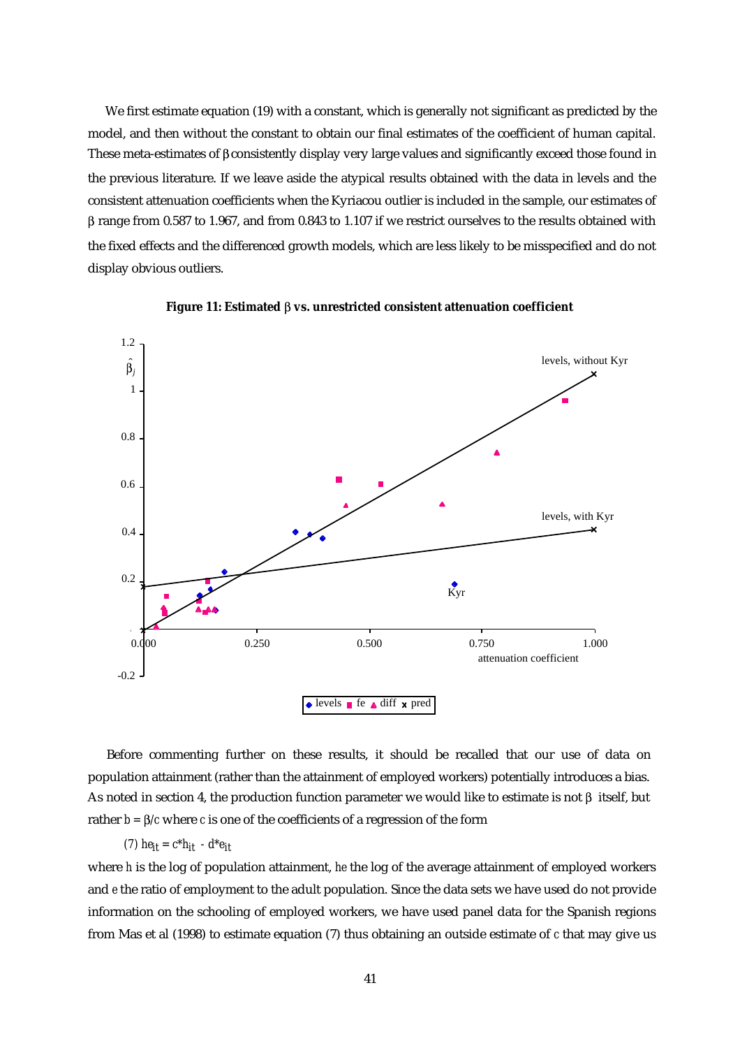We first estimate equation (19) with a constant, which is generally not significant as predicted by the model, and then without the constant to obtain our final estimates of the coefficient of human capital. These meta-estimates of β consistently display very large values and significantly exceed those found in the previous literature. If we leave aside the atypical results obtained with the data in levels and the consistent attenuation coefficients when the Kyriacou outlier is included in the sample, our estimates of β range from 0.587 to 1.967, and from 0.843 to 1.107 if we restrict ourselves to the results obtained with the fixed effects and the differenced growth models, which are less likely to be misspecified and do not display obvious outliers.

**Figure 11: Estimated β vs. unrestricted consistent attenuation coefficient**

Before commenting further on these results, it should be recalled that our use of data on population attainment (rather than the attainment of employed workers) potentially introduces a bias. As noted in section 4, the production function parameter we would like to estimate is not β itself, but rather $b = \beta/c$ where $c$ is one of the coefficients of a regression of the form

(7) $he_{it} = c^*h_{it} - d^*e_{it}$

where $h$ is the log of population attainment, $he$ the log of the average attainment of employed workers and $e$ the ratio of employment to the adult population. Since the data sets we have used do not provide information on the schooling of employed workers, we have used panel data for the Spanish regions from Mas et al (1998) to estimate equation (7) thus obtaining an outside estimate of $c$ that may give us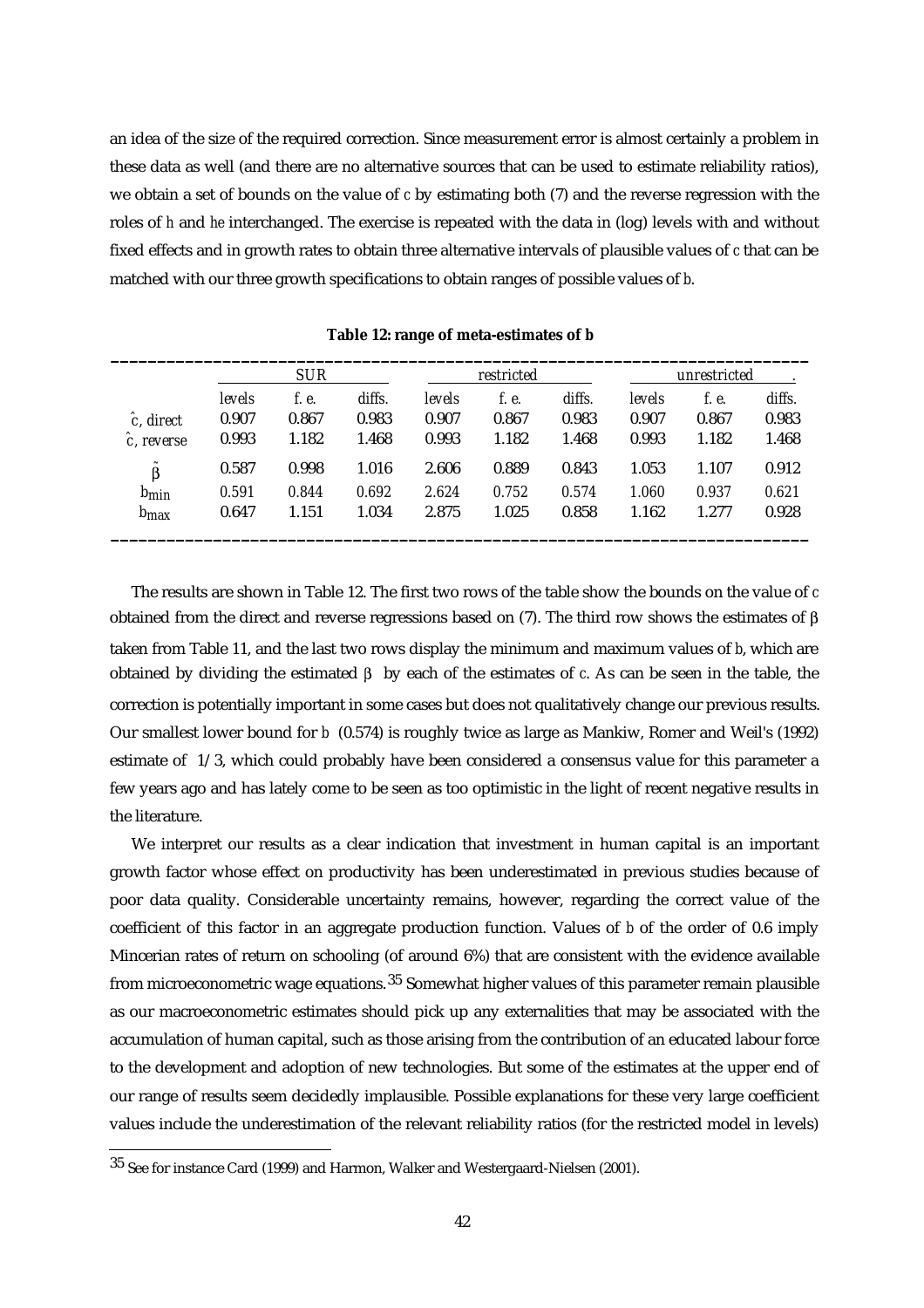an idea of the size of the required correction. Since measurement error is almost certainly a problem in these data as well (and there are no alternative sources that can be used to estimate reliability ratios), we obtain a set of bounds on the value of *c* by estimating both (7) and the reverse regression with the roles of *h* and *he* interchanged. The exercise is repeated with the data in (log) levels with and without fixed effects and in growth rates to obtain three alternative intervals of plausible values of *c* that can be matched with our three growth specifications to obtain ranges of possible values of *b*.

**Table 12: range of meta-estimates of b**

| | *SUR* | | | *restricted* | | | *unrestricted* | | |
|---|---|---|---|---|---|---|---|---|---|
| | *levels* | *f. e.* | *diffs.* | *levels* | *f. e.* | *diffs.* | *levels* | *f. e.* | *diffs.* |
| $\hat{c}$, *direct* | 0.907 | 0.867 | 0.983 | 0.907 | 0.867 | 0.983 | 0.907 | 0.867 | 0.983 |
| $\hat{c}$, *reverse* | 0.993 | 1.182 | 1.468 | 0.993 | 1.182 | 1.468 | 0.993 | 1.182 | 1.468 |
| $\tilde{\beta}$ | 0.587 | 0.998 | 1.016 | 2.606 | 0.889 | 0.843 | 1.053 | 1.107 | 0.912 |
| $b_{min}$ | 0.591 | 0.844 | 0.692 | 2.624 | 0.752 | 0.574 | 1.060 | 0.937 | 0.621 |
| $b_{max}$ | 0.647 | 1.151 | 1.034 | 2.875 | 1.025 | 0.858 | 1.162 | 1.277 | 0.928 |

The results are shown in Table 12. The first two rows of the table show the bounds on the value of *c* obtained from the direct and reverse regressions based on (7). The third row shows the estimates of $\beta$ taken from Table 11, and the last two rows display the minimum and maximum values of *b*, which are obtained by dividing the estimated $\beta$ by each of the estimates of *c*. As can be seen in the table, the correction is potentially important in some cases but does not qualitatively change our previous results. Our smallest lower bound for *b* (0.574) is roughly twice as large as Mankiw, Romer and Weil's (1992) estimate of 1/3, which could probably have been considered a consensus value for this parameter a few years ago and has lately come to be seen as too optimistic in the light of recent negative results in the literature.

We interpret our results as a clear indication that investment in human capital is an important growth factor whose effect on productivity has been underestimated in previous studies because of poor data quality. Considerable uncertainty remains, however, regarding the correct value of the coefficient of this factor in an aggregate production function. Values of *b* of the order of 0.6 imply Mincerian rates of return on schooling (of around 6%) that are consistent with the evidence available from microeconometric wage equations.[35] Somewhat higher values of this parameter remain plausible as our macroeconometric estimates should pick up any externalities that may be associated with the accumulation of human capital, such as those arising from the contribution of an educated labour force to the development and adoption of new technologies. But some of the estimates at the upper end of our range of results seem decidedly implausible. Possible explanations for these very large coefficient values include the underestimation of the relevant reliability ratios (for the restricted model in levels)

[35] See for instance Card (1999) and Harmon, Walker and Westergaard-Nielsen (2001).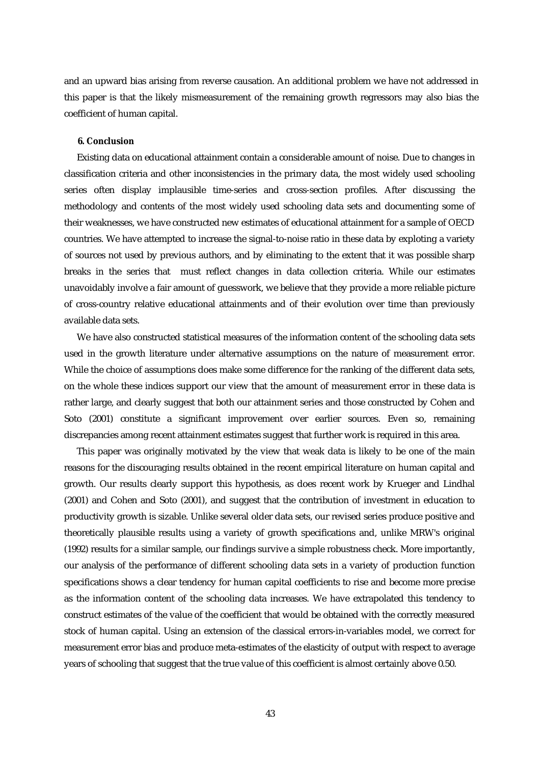and an upward bias arising from reverse causation. An additional problem we have not addressed in this paper is that the likely mismeasurement of the remaining growth regressors may also bias the coefficient of human capital.

## 6. Conclusion

Existing data on educational attainment contain a considerable amount of noise. Due to changes in classification criteria and other inconsistencies in the primary data, the most widely used schooling series often display implausible time-series and cross-section profiles. After discussing the methodology and contents of the most widely used schooling data sets and documenting some of their weaknesses, we have constructed new estimates of educational attainment for a sample of OECD countries. We have attempted to increase the signal-to-noise ratio in these data by exploting a variety of sources not used by previous authors, and by eliminating to the extent that it was possible sharp breaks in the series that must reflect changes in data collection criteria. While our estimates unavoidably involve a fair amount of guesswork, we believe that they provide a more reliable picture of cross-country relative educational attainments and of their evolution over time than previously available data sets.

We have also constructed statistical measures of the information content of the schooling data sets used in the growth literature under alternative assumptions on the nature of measurement error. While the choice of assumptions does make some difference for the ranking of the different data sets, on the whole these indices support our view that the amount of measurement error in these data is rather large, and clearly suggest that both our attainment series and those constructed by Cohen and Soto (2001) constitute a significant improvement over earlier sources. Even so, remaining discrepancies among recent attainment estimates suggest that further work is required in this area.

This paper was originally motivated by the view that weak data is likely to be one of the main reasons for the discouraging results obtained in the recent empirical literature on human capital and growth. Our results clearly support this hypothesis, as does recent work by Krueger and Lindhal (2001) and Cohen and Soto (2001), and suggest that the contribution of investment in education to productivity growth is sizable. Unlike several older data sets, our revised series produce positive and theoretically plausible results using a variety of growth specifications and, unlike MRW's original (1992) results for a similar sample, our findings survive a simple robustness check. More importantly, our analysis of the performance of different schooling data sets in a variety of production function specifications shows a clear tendency for human capital coefficients to rise and become more precise as the information content of the schooling data increases. We have extrapolated this tendency to construct estimates of the value of the coefficient that would be obtained with the correctly measured stock of human capital. Using an extension of the classical errors-in-variables model, we correct for measurement error bias and produce meta-estimates of the elasticity of output with respect to average years of schooling that suggest that the true value of this coefficient is almost certainly above 0.50.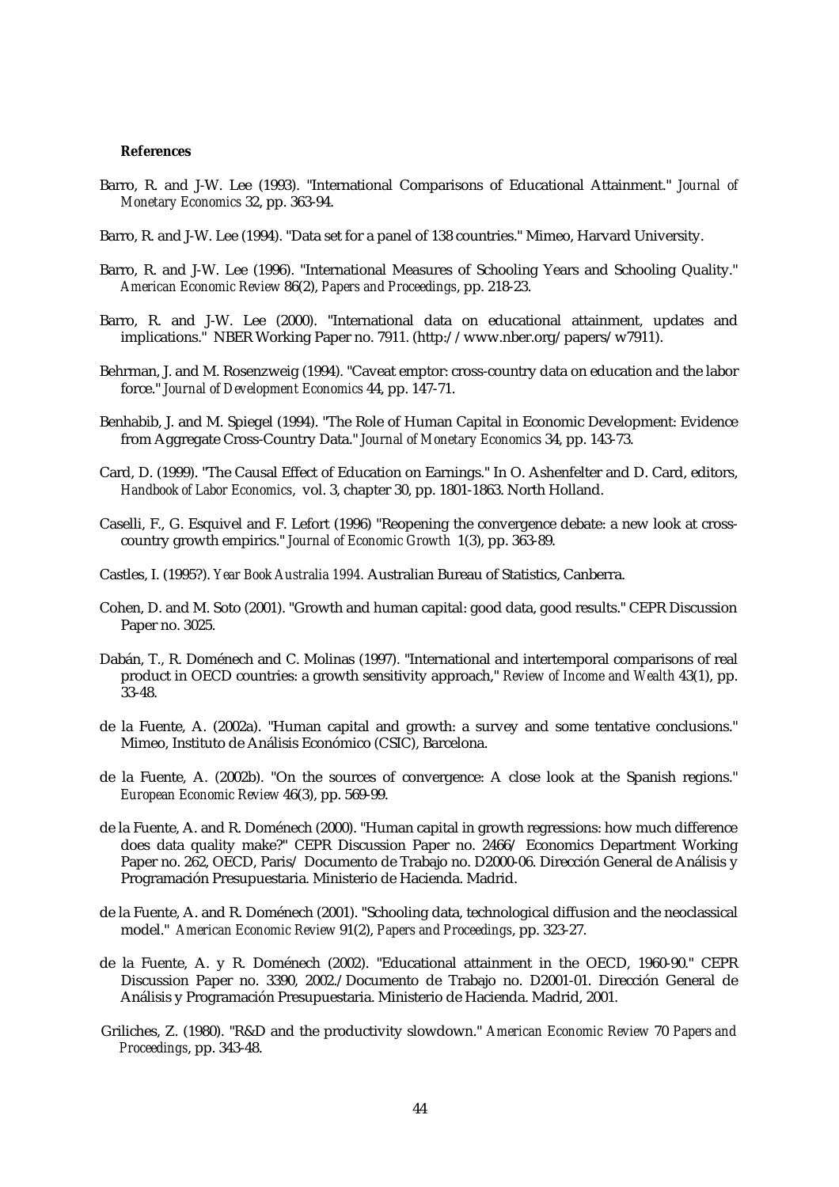**References**

Barro, R. and J-W. Lee (1993). "International Comparisons of Educational Attainment." *Journal of Monetary Economics* 32, pp. 363-94.

Barro, R. and J-W. Lee (1994). "Data set for a panel of 138 countries." Mimeo, Harvard University.

Barro, R. and J-W. Lee (1996). "International Measures of Schooling Years and Schooling Quality." *American Economic Review* 86(2), *Papers and Proceedings*, pp. 218-23.

Barro, R. and J-W. Lee (2000). "International data on educational attainment, updates and implications." NBER Working Paper no. 7911. (http://www.nber.org/papers/w7911).

Behrman, J. and M. Rosenzweig (1994). "Caveat emptor: cross-country data on education and the labor force." *Journal of Development Economics* 44, pp. 147-71.

Benhabib, J. and M. Spiegel (1994). "The Role of Human Capital in Economic Development: Evidence from Aggregate Cross-Country Data." *Journal of Monetary Economics* 34, pp. 143-73.

Card, D. (1999). "The Causal Effect of Education on Earnings." In O. Ashenfelter and D. Card, editors, *Handbook of Labor Economics*, vol. 3, chapter 30, pp. 1801-1863. North Holland.

Caselli, F., G. Esquivel and F. Lefort (1996) "Reopening the convergence debate: a new look at cross-country growth empirics." *Journal of Economic Growth* 1(3), pp. 363-89.

Castles, I. (1995?). *Year Book Australia 1994.* Australian Bureau of Statistics, Canberra.

Cohen, D. and M. Soto (2001). "Growth and human capital: good data, good results." CEPR Discussion Paper no. 3025.

Dabán, T., R. Doménech and C. Molinas (1997). "International and intertemporal comparisons of real product in OECD countries: a growth sensitivity approach," *Review of Income and Wealth* 43(1), pp. 33-48.

de la Fuente, A. (2002a). "Human capital and growth: a survey and some tentative conclusions." Mimeo, Instituto de Análisis Económico (CSIC), Barcelona.

de la Fuente, A. (2002b). "On the sources of convergence: A close look at the Spanish regions." *European Economic Review* 46(3), pp. 569-99.

de la Fuente, A. and R. Doménech (2000). "Human capital in growth regressions: how much difference does data quality make?" CEPR Discussion Paper no. 2466/ Economics Department Working Paper no. 262, OECD, Paris/ Documento de Trabajo no. D2000-06. Dirección General de Análisis y Programación Presupuestaria. Ministerio de Hacienda. Madrid.

de la Fuente, A. and R. Doménech (2001). "Schooling data, technological diffusion and the neoclassical model." *American Economic Review* 91(2), *Papers and Proceedings*, pp. 323-27.

de la Fuente, A. y R. Doménech (2002). "Educational attainment in the OECD, 1960-90." CEPR Discussion Paper no. 3390, 2002./Documento de Trabajo no. D2001-01. Dirección General de Análisis y Programación Presupuestaria. Ministerio de Hacienda. Madrid, 2001.

Griliches, Z. (1980). "R&D and the productivity slowdown." *American Economic Review* 70 *Papers and Proceedings*, pp. 343-48.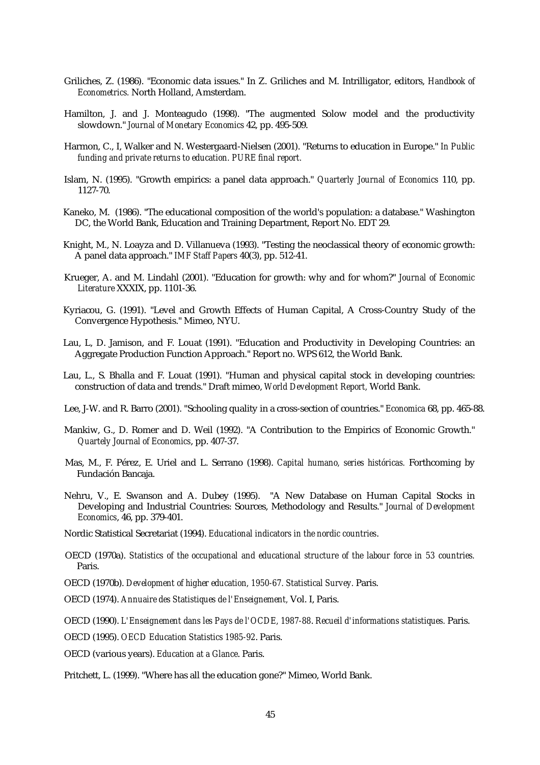Griliches, Z. (1986). "Economic data issues." In Z. Griliches and M. Intrilligator, editors, *Handbook of Econometrics.* North Holland, Amsterdam.

Hamilton, J. and J. Monteagudo (1998). "The augmented Solow model and the productivity slowdown." *Journal of Monetary Economics* 42, pp. 495-509.

Harmon, C., I, Walker and N. Westergaard-Nielsen (2001). "Returns to education in Europe." *In Public funding and private returns to education. PURE final report.*

Islam, N. (1995). "Growth empirics: a panel data approach." *Quarterly Journal of Economics* 110, pp. 1127-70.

Kaneko, M. (1986). "The educational composition of the world's population: a database." Washington DC, the World Bank, Education and Training Department, Report No. EDT 29.

Knight, M., N. Loayza and D. Villanueva (1993). "Testing the neoclassical theory of economic growth: A panel data approach." *IMF Staff Papers* 40(3), pp. 512-41.

Krueger, A. and M. Lindahl (2001). "Education for growth: why and for whom?" *Journal of Economic Literature* XXXIX, pp. 1101-36.

Kyriacou, G. (1991). "Level and Growth Effects of Human Capital, A Cross-Country Study of the Convergence Hypothesis." Mimeo, NYU.

Lau, L, D. Jamison, and F. Louat (1991). "Education and Productivity in Developing Countries: an Aggregate Production Function Approach." Report no. WPS 612, the World Bank.

Lau, L., S. Bhalla and F. Louat (1991). "Human and physical capital stock in developing countries: construction of data and trends." Draft mimeo, *World Development Report,* World Bank.

Lee, J-W. and R. Barro (2001). "Schooling quality in a cross-section of countries." *Economica* 68, pp. 465-88.

Mankiw, G., D. Romer and D. Weil (1992). "A Contribution to the Empirics of Economic Growth." *Quartely Journal of Economics*, pp. 407-37.

Mas, M., F. Pérez, E. Uriel and L. Serrano (1998). *Capital humano, series históricas.* Forthcoming by Fundación Bancaja.

Nehru, V., E. Swanson and A. Dubey (1995). "A New Database on Human Capital Stocks in Developing and Industrial Countries: Sources, Methodology and Results." *Journal of Development Economics*, 46, pp. 379-401.

Nordic Statistical Secretariat (1994). *Educational indicators in the nordic countries*.

OECD (1970a). *Statistics of the occupational and educational structure of the labour force in 53 countries.* Paris.

OECD (1970b). *Development of higher education, 1950-67. Statistical Survey.* Paris.

OECD (1974). *Annuaire des Statistiques de l'Enseignement,* Vol. I, Paris.

OECD (1990). *L'Enseignement dans les Pays de l'OCDE, 1987-88. Recueil d'informations statistiques.* Paris.

OECD (1995). *OECD Education Statistics 1985-92*. Paris.

OECD (various years). *Education at a Glance*. Paris.

Pritchett, L. (1999). "Where has all the education gone?" Mimeo, World Bank.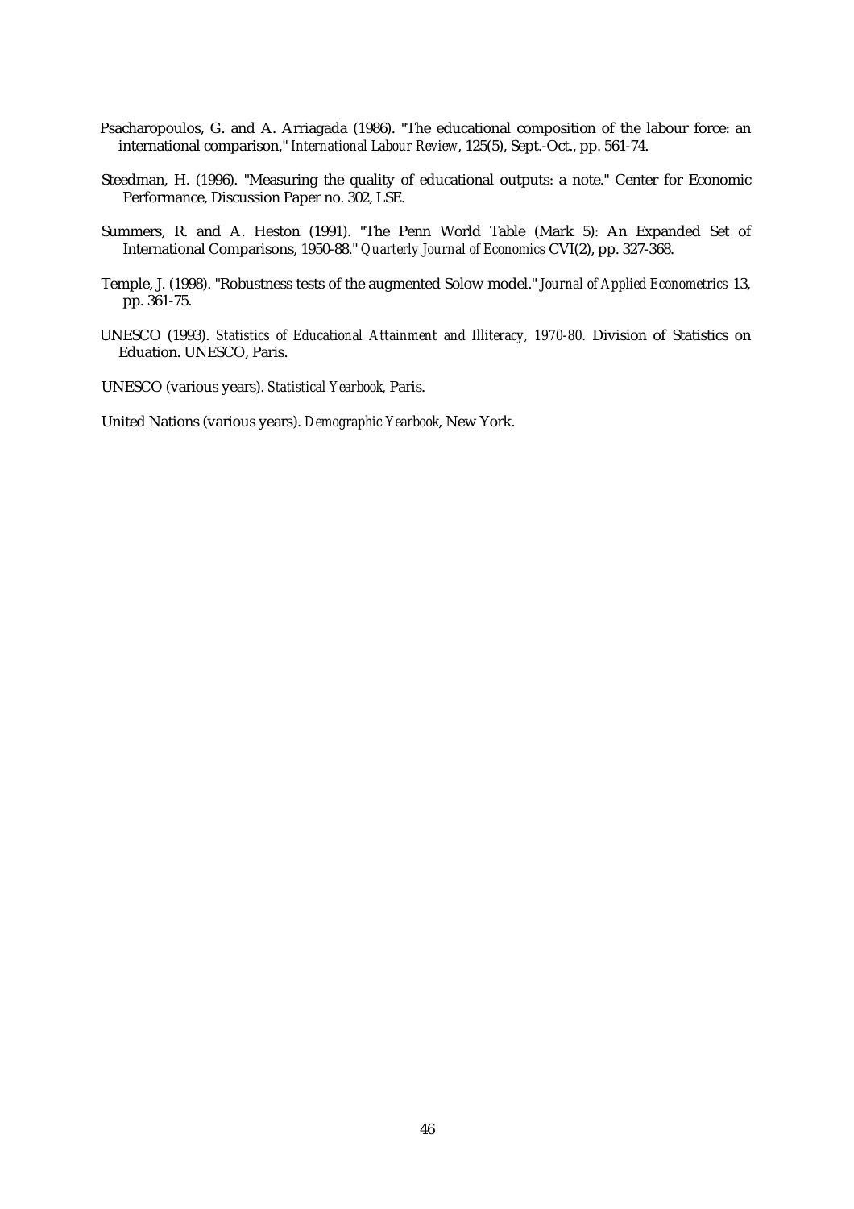Psacharopoulos, G. and A. Arriagada (1986). "The educational composition of the labour force: an international comparison," *International Labour Review*, 125(5), Sept.-Oct., pp. 561-74.

Steedman, H. (1996). "Measuring the quality of educational outputs: a note." Center for Economic Performance, Discussion Paper no. 302, LSE.

Summers, R. and A. Heston (1991). "The Penn World Table (Mark 5): An Expanded Set of International Comparisons, 1950-88." *Quarterly Journal of Economics* CVI(2), pp. 327-368.

Temple, J. (1998). "Robustness tests of the augmented Solow model." *Journal of Applied Econometrics* 13, pp. 361-75.

UNESCO (1993). *Statistics of Educational Attainment and Illiteracy, 1970-80.* Division of Statistics on Eduation. UNESCO, Paris.

UNESCO (various years). *Statistical Yearbook*, Paris.

United Nations (various years). *Demographic Yearbook*, New York.